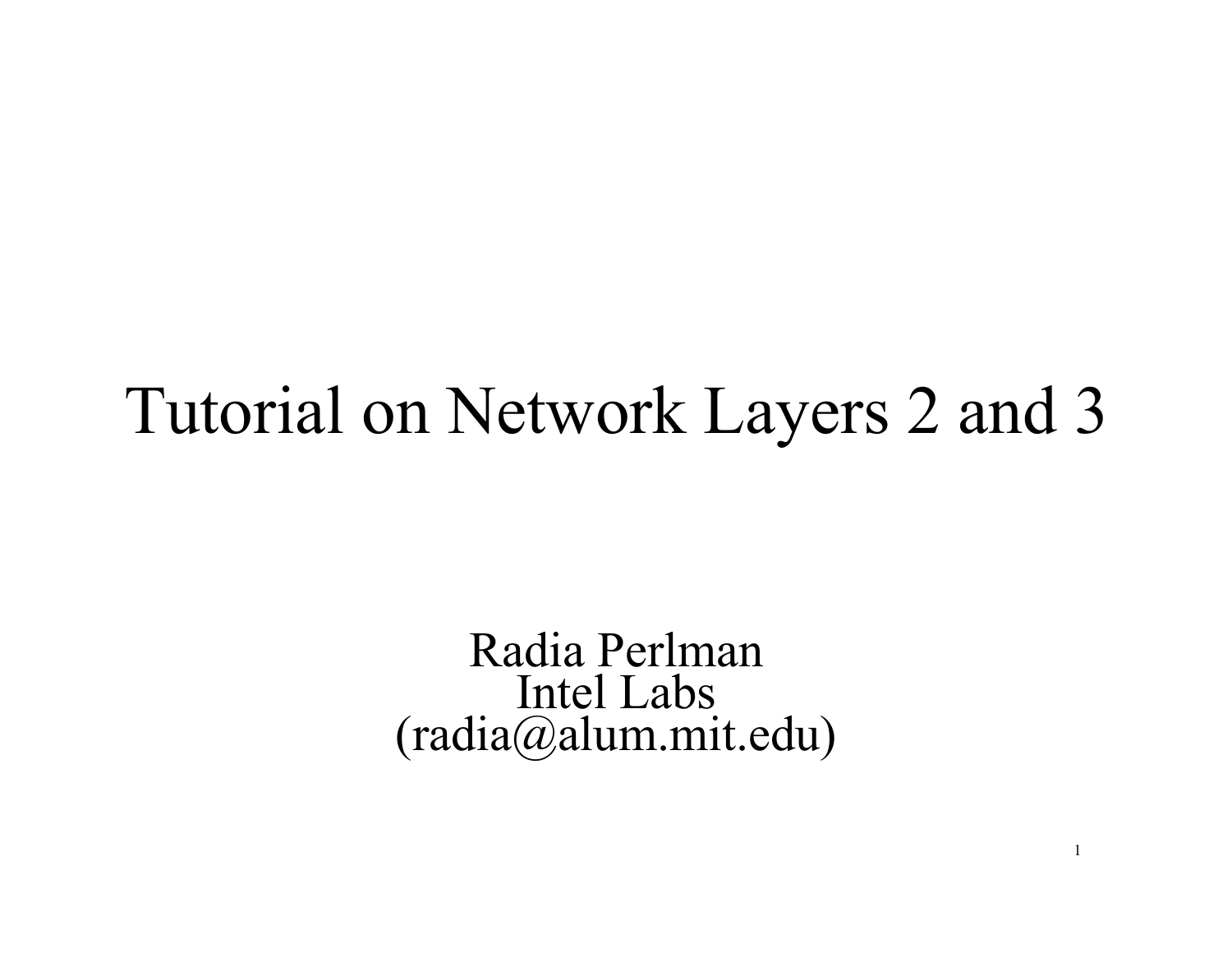# Tutorial on Network Layers 2 and 3

Radia Perlman
Intel Labs
(radia@alum.mit.edu)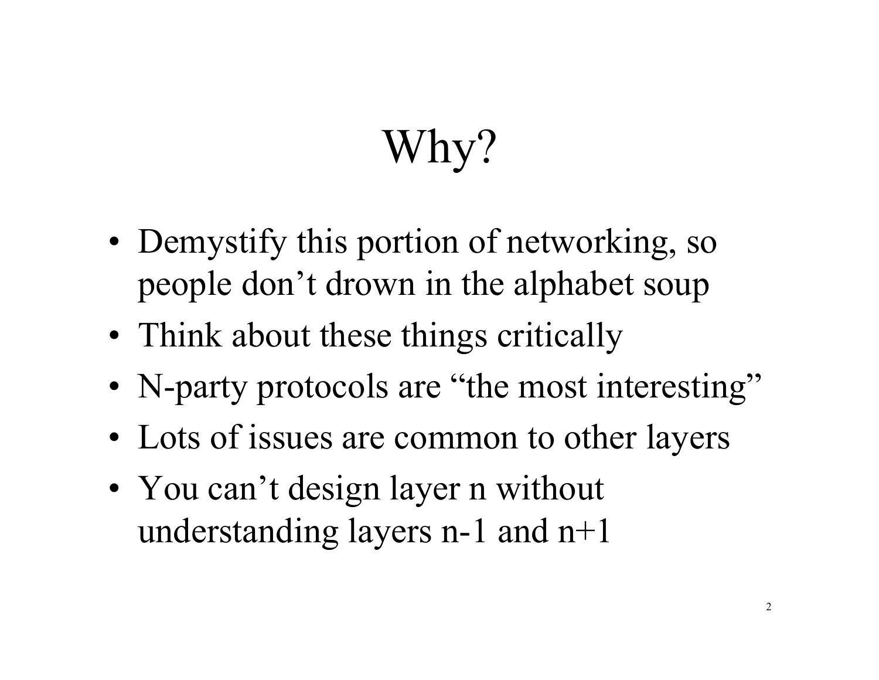# Why?

- Demystify this portion of networking, so people don't drown in the alphabet soup
- Think about these things critically
- N-party protocols are "the most interesting"
- Lots of issues are common to other layers
- You can't design layer n without understanding layers n-1 and n+1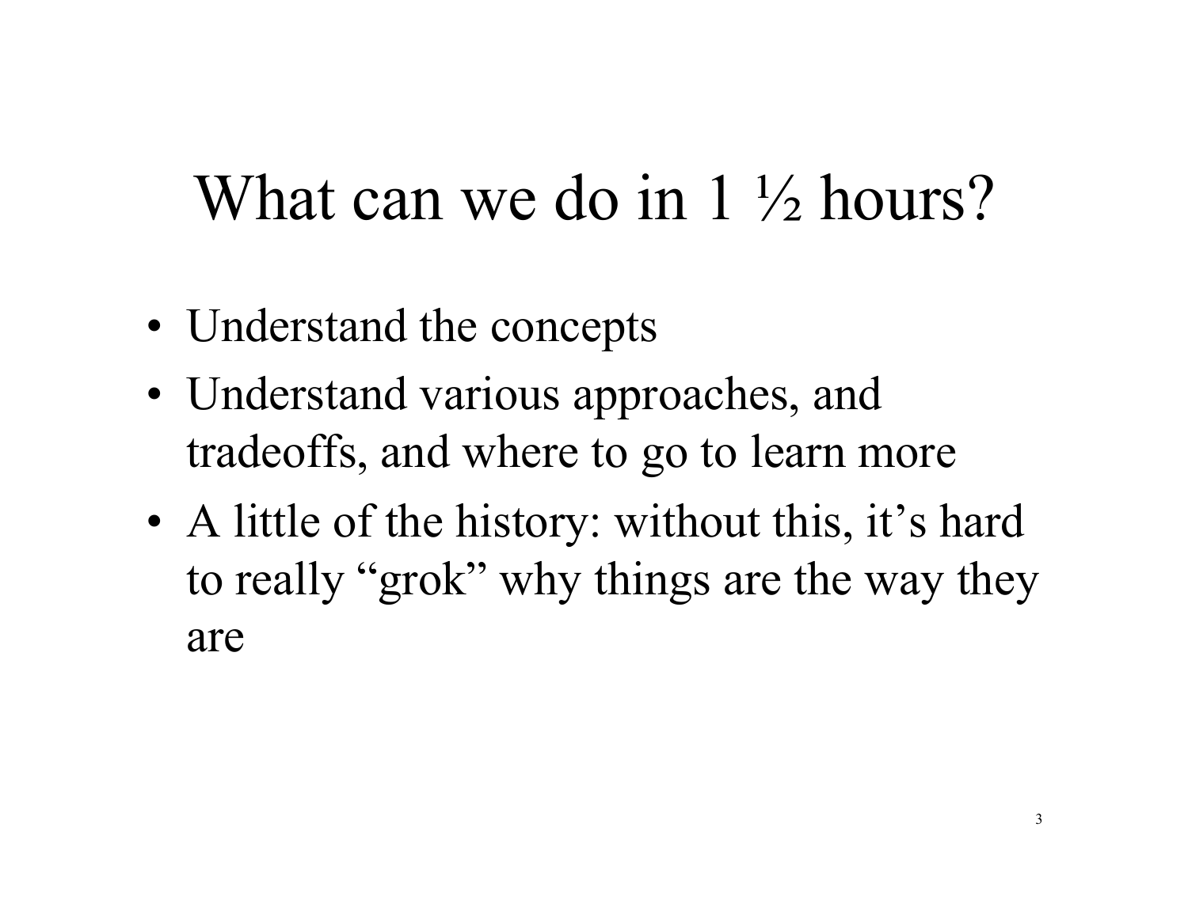# What can we do in 1 ½ hours?

- Understand the concepts
- Understand various approaches, and tradeoffs, and where to go to learn more
- A little of the history: without this, it's hard to really "grok" why things are the way they are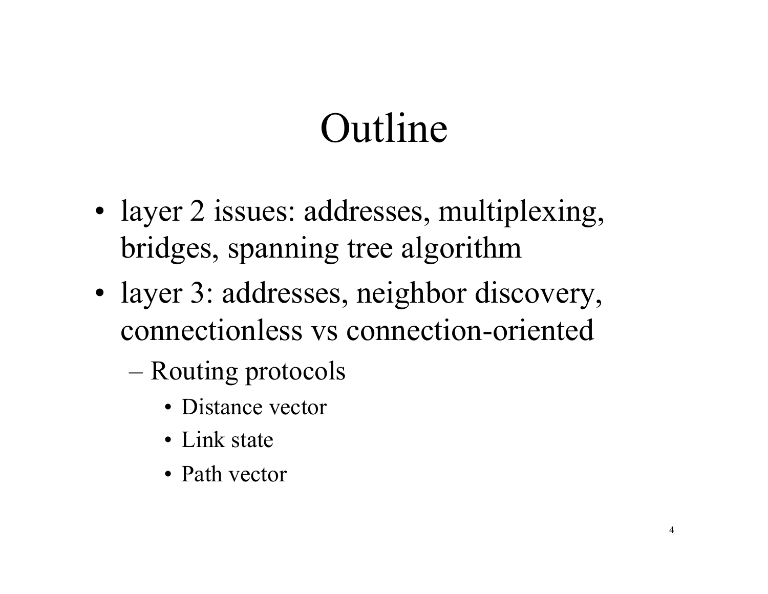# Outline

- layer 2 issues: addresses, multiplexing, bridges, spanning tree algorithm
- layer 3: addresses, neighbor discovery, connectionless vs connection-oriented
  - Routing protocols
    - Distance vector
    - Link state
    - Path vector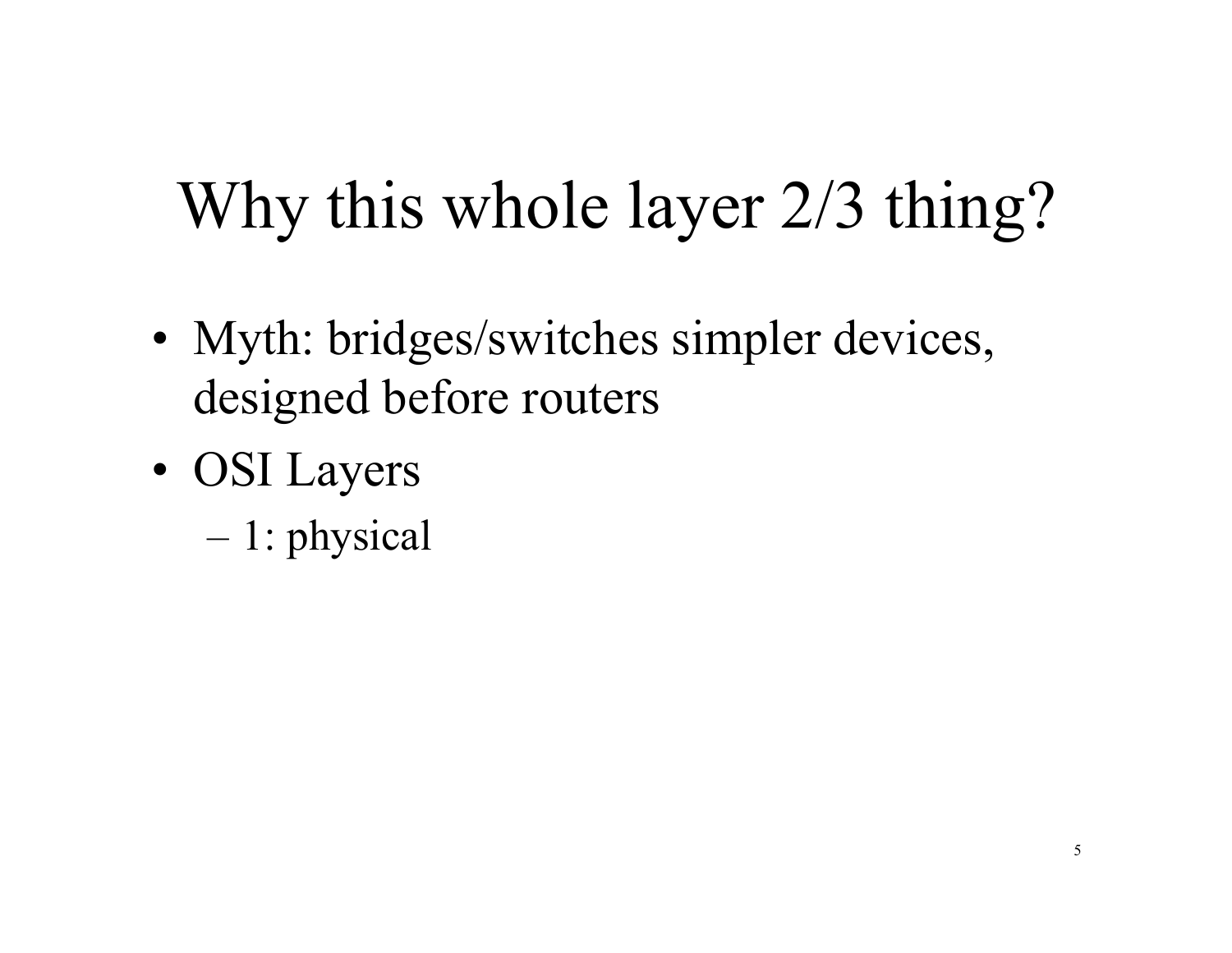# Why this whole layer 2/3 thing?

- Myth: bridges/switches simpler devices, designed before routers
- OSI Layers
  - 1: physical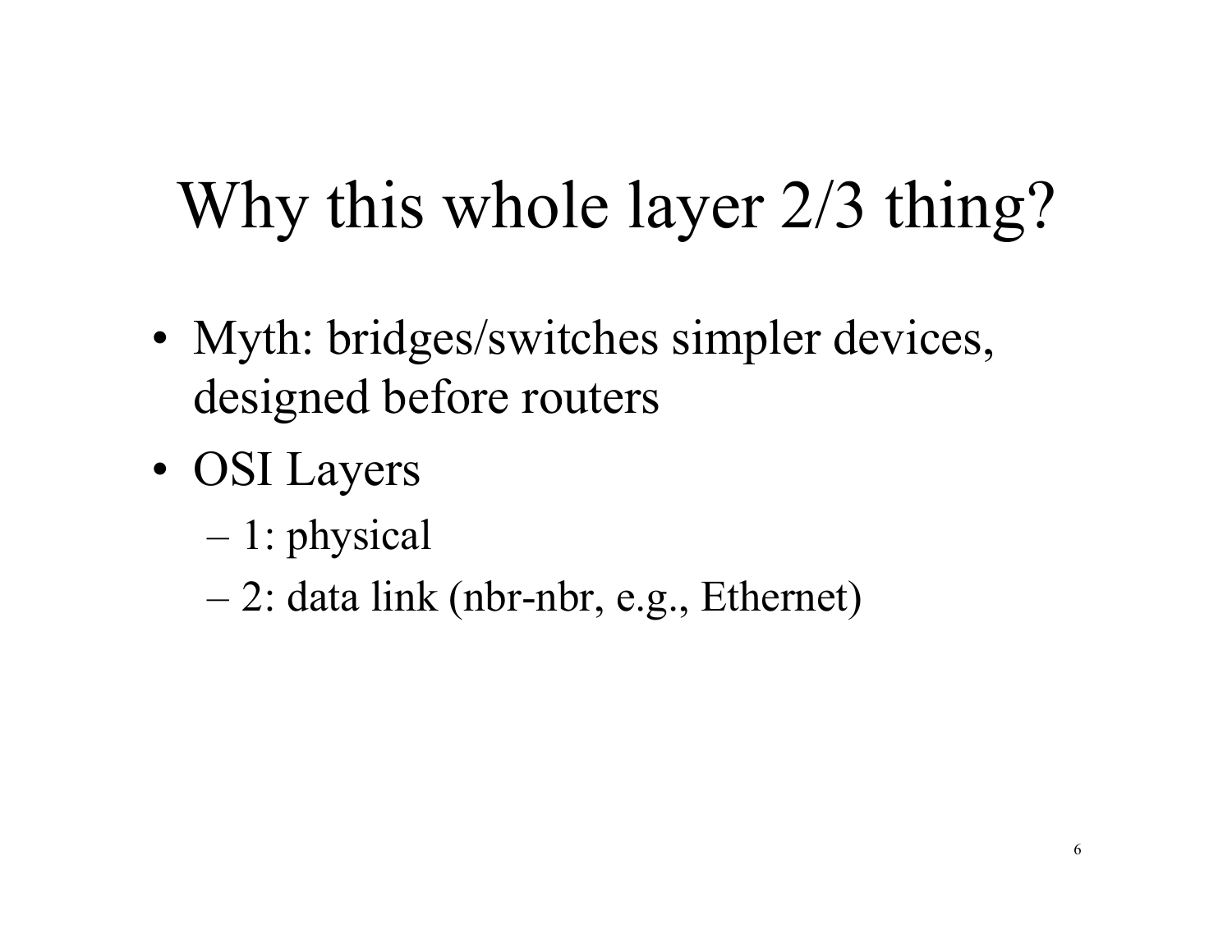# Why this whole layer 2/3 thing?

- Myth: bridges/switches simpler devices, designed before routers
- OSI Layers
  - 1: physical
  - 2: data link (nbr-nbr, e.g., Ethernet)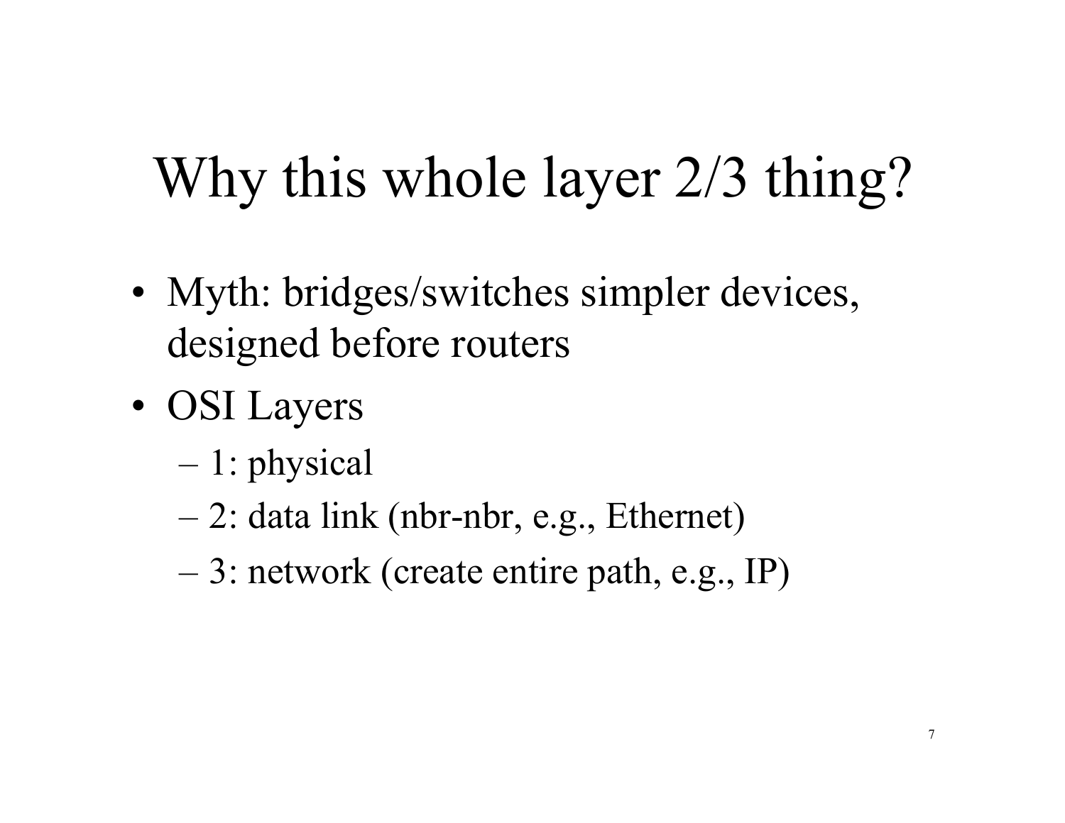# Why this whole layer 2/3 thing?

- Myth: bridges/switches simpler devices, designed before routers
- OSI Layers
  - 1: physical
  - 2: data link (nbr-nbr, e.g., Ethernet)
  - 3: network (create entire path, e.g., IP)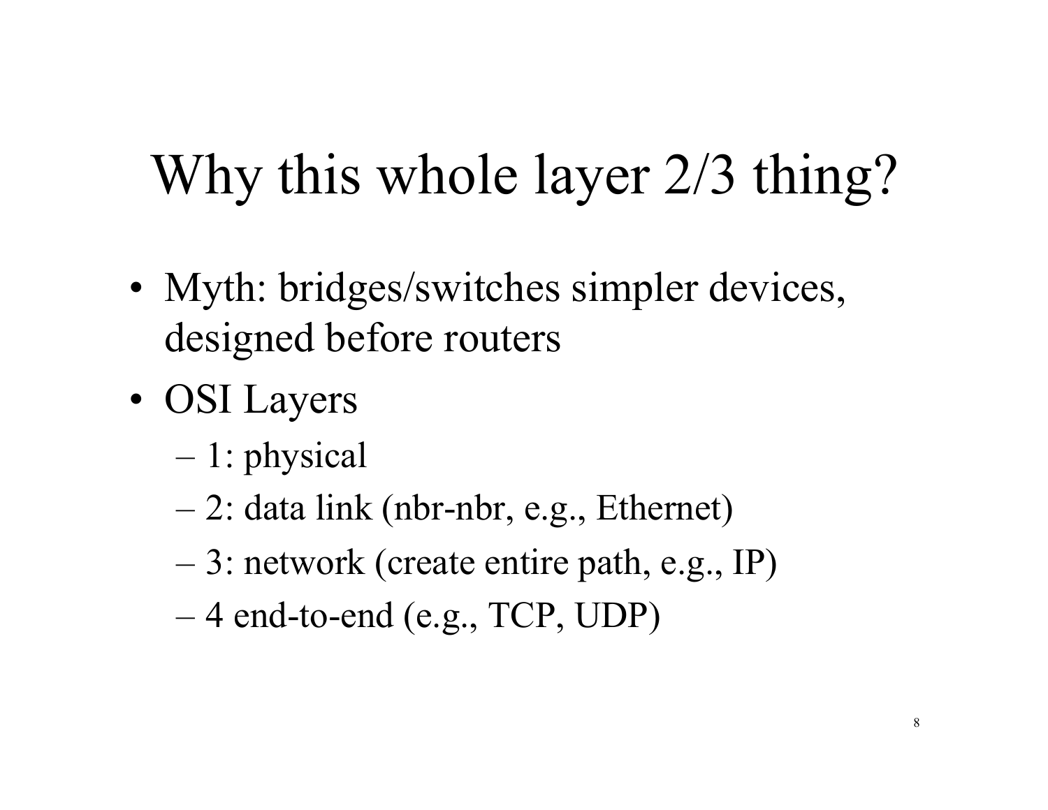# Why this whole layer 2/3 thing?

- Myth: bridges/switches simpler devices, designed before routers
- OSI Layers
  - 1: physical
  - 2: data link (nbr-nbr, e.g., Ethernet)
  - 3: network (create entire path, e.g., IP)
  - 4 end-to-end (e.g., TCP, UDP)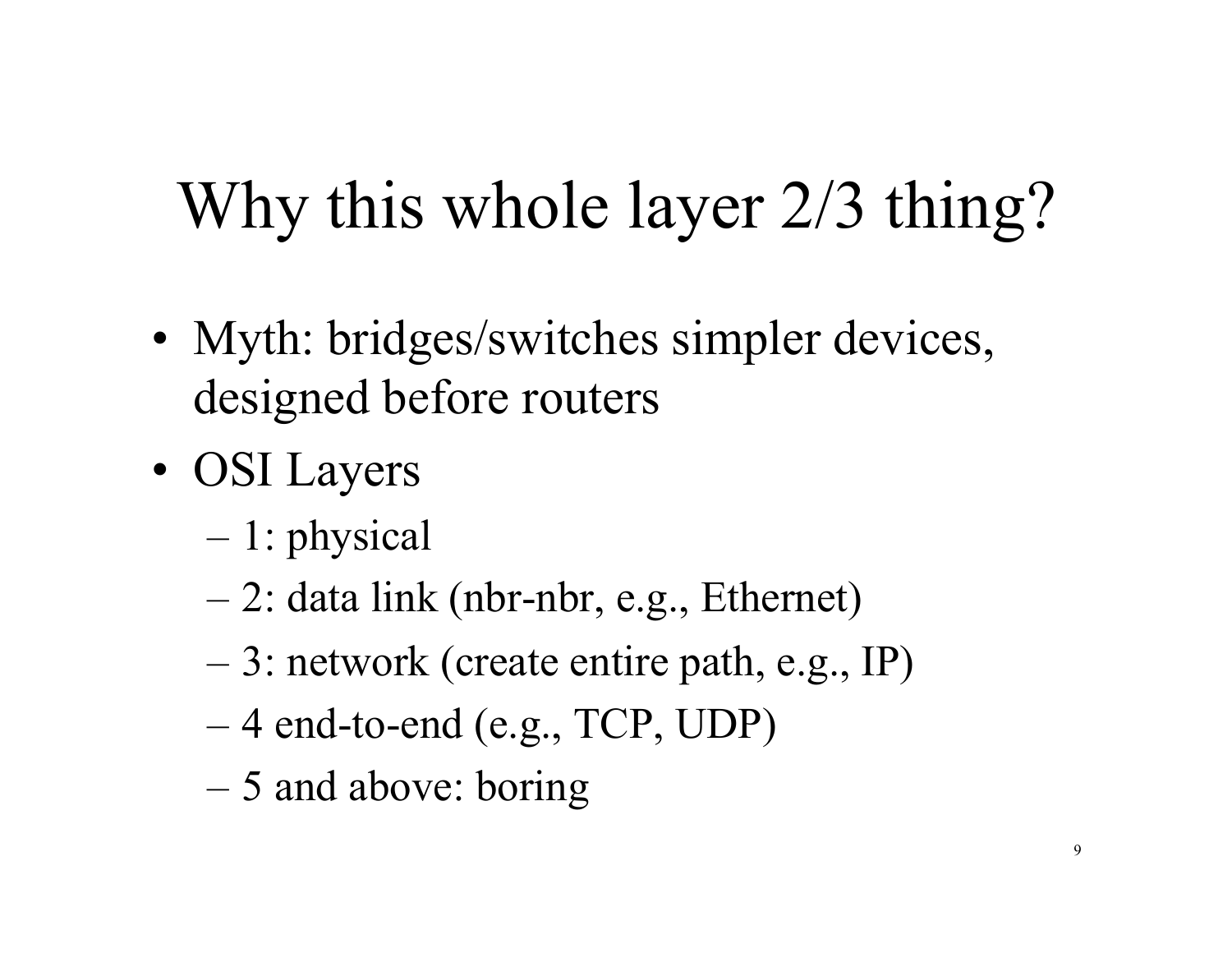# Why this whole layer 2/3 thing?

- Myth: bridges/switches simpler devices, designed before routers
- OSI Layers
  - 1: physical
  - 2: data link (nbr-nbr, e.g., Ethernet)
  - 3: network (create entire path, e.g., IP)
  - 4 end-to-end (e.g., TCP, UDP)
  - 5 and above: boring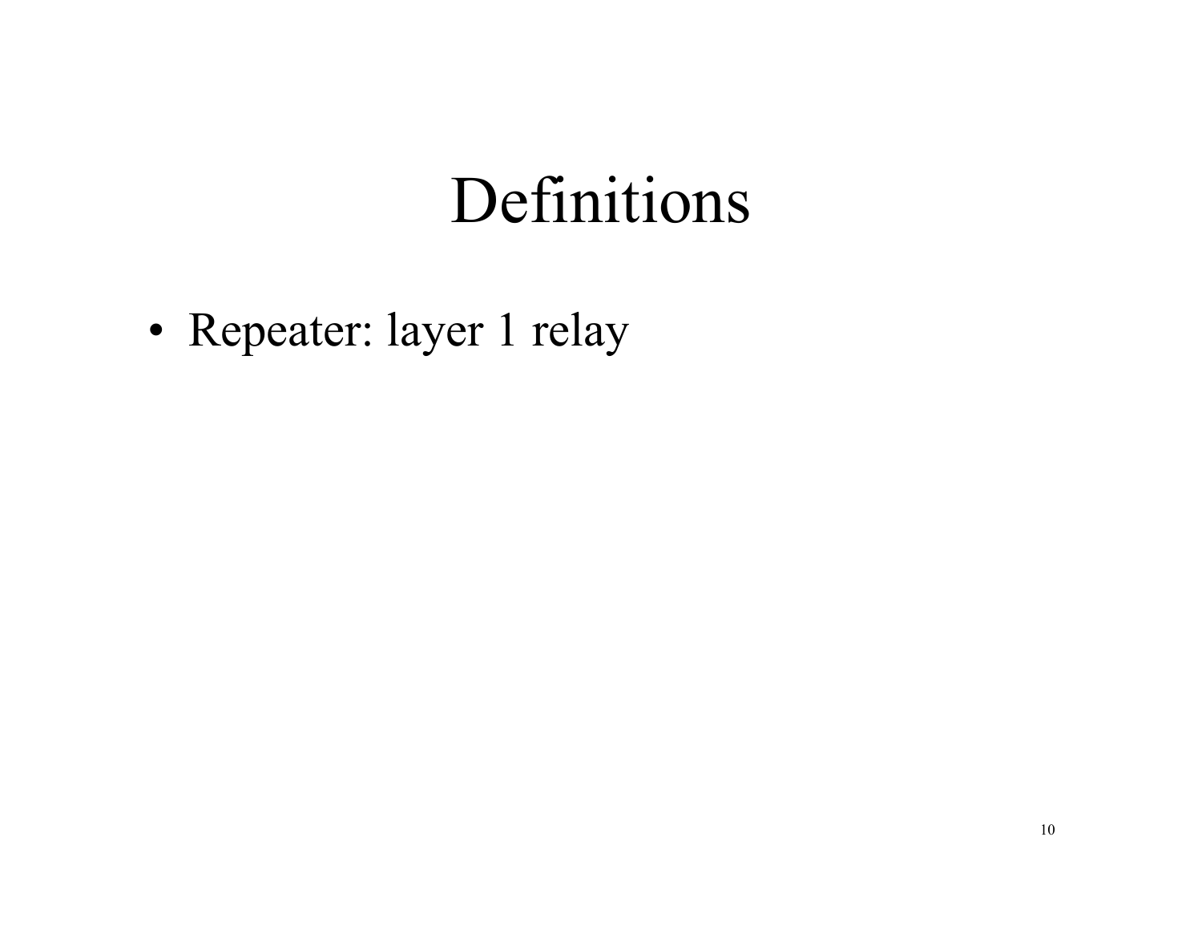# Definitions

- Repeater: layer 1 relay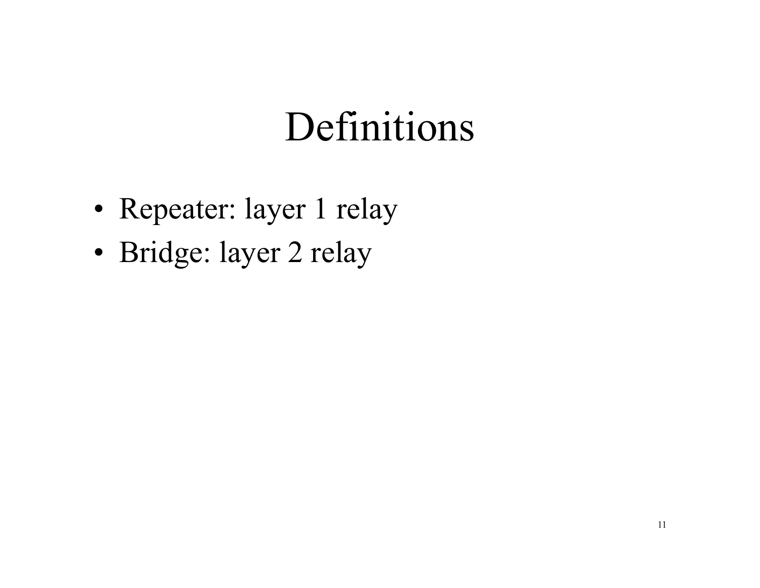# Definitions

- Repeater: layer 1 relay
- Bridge: layer 2 relay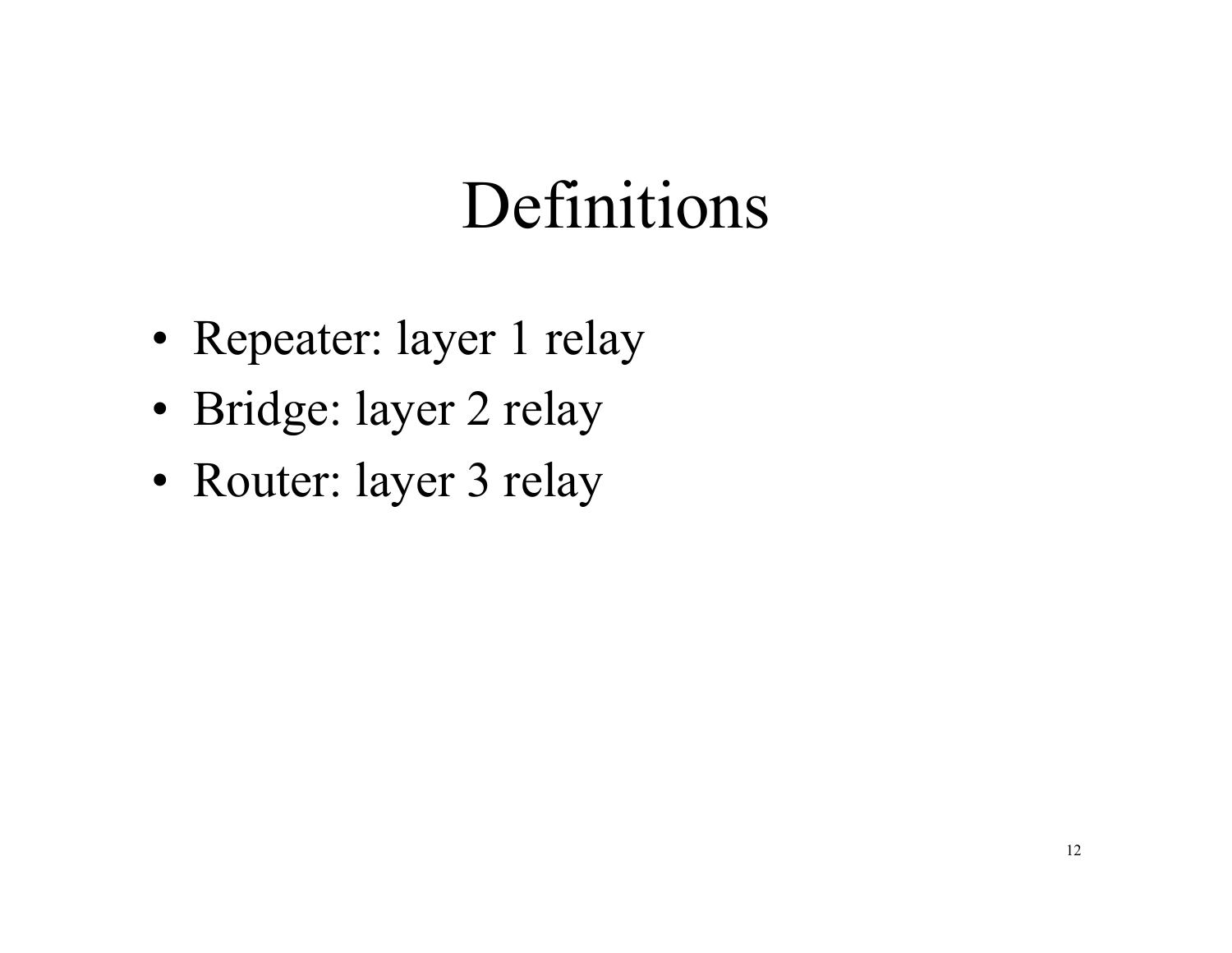# Definitions

- Repeater: layer 1 relay
- Bridge: layer 2 relay
- Router: layer 3 relay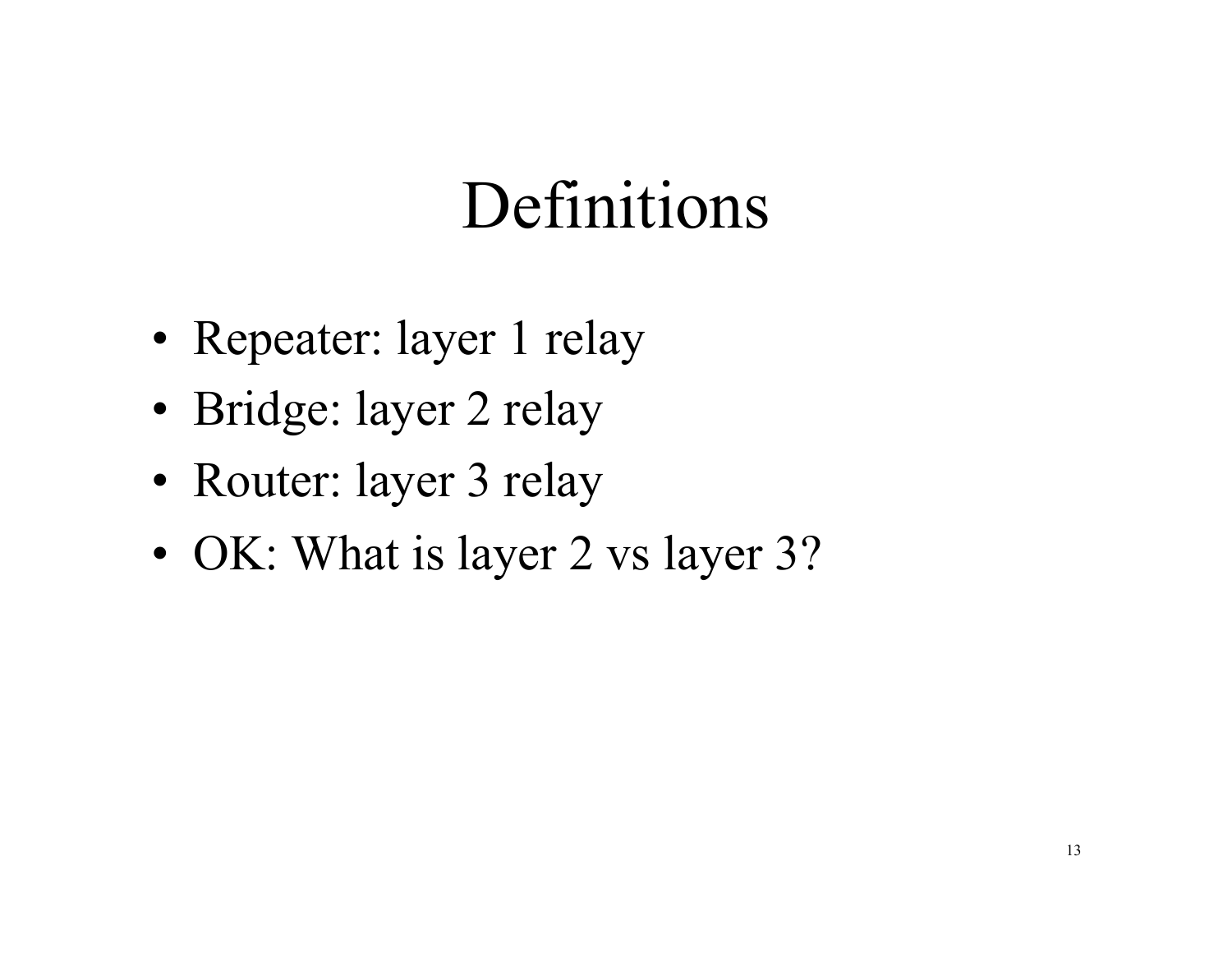# Definitions

- Repeater: layer 1 relay
- Bridge: layer 2 relay
- Router: layer 3 relay
- OK: What is layer 2 vs layer 3?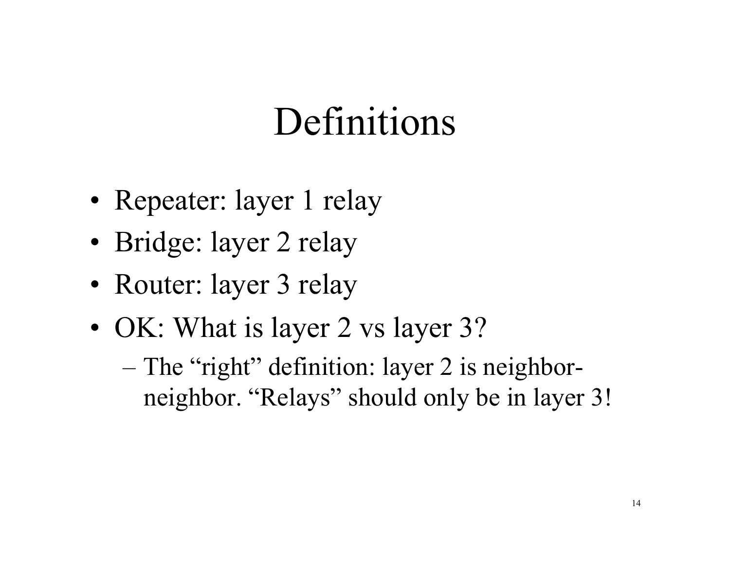# Definitions

- Repeater: layer 1 relay
- Bridge: layer 2 relay
- Router: layer 3 relay
- OK: What is layer 2 vs layer 3?
  - The "right" definition: layer 2 is neighbor-neighbor. "Relays" should only be in layer 3!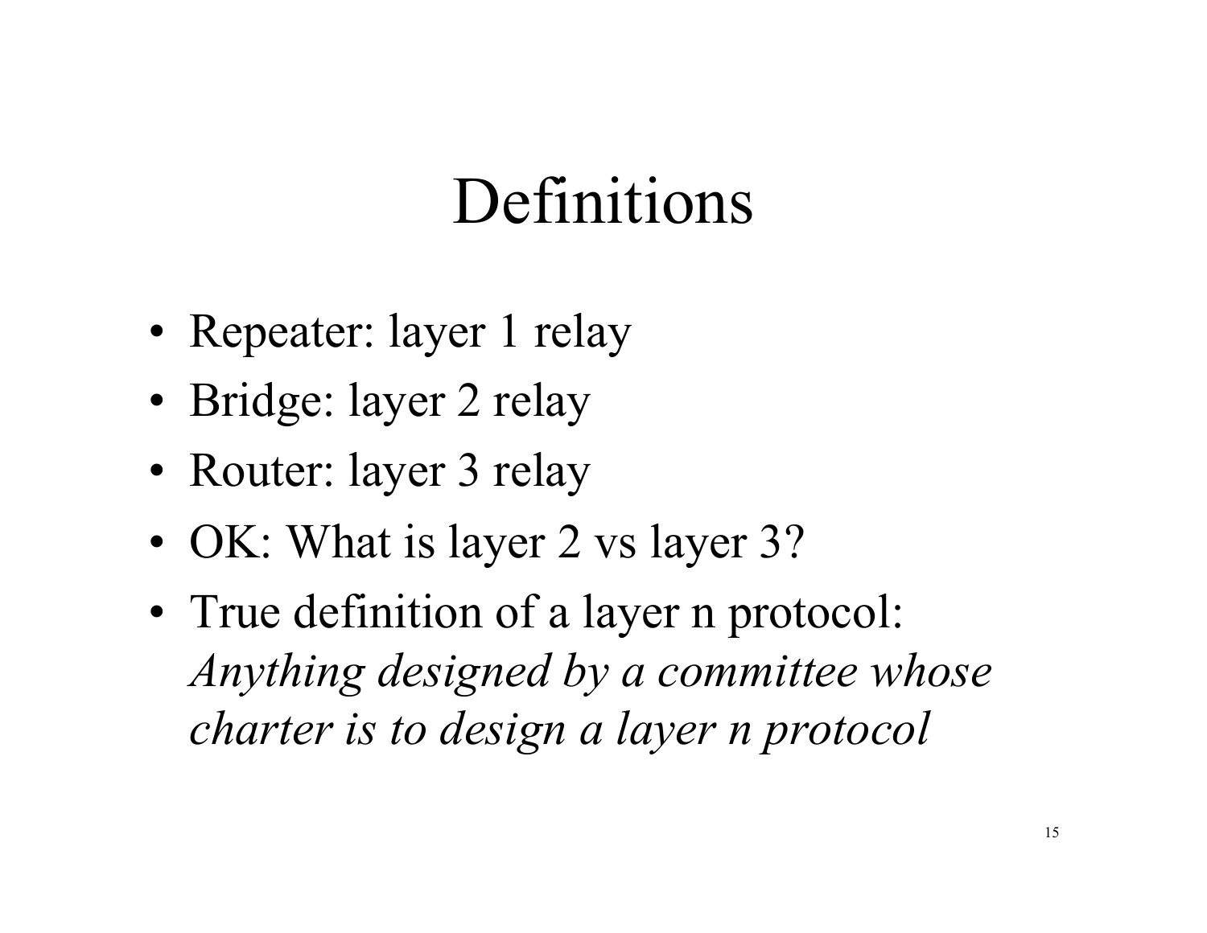# Definitions

- Repeater: layer 1 relay
- Bridge: layer 2 relay
- Router: layer 3 relay
- OK: What is layer 2 vs layer 3?
- True definition of a layer n protocol: *Anything designed by a committee whose charter is to design a layer n protocol*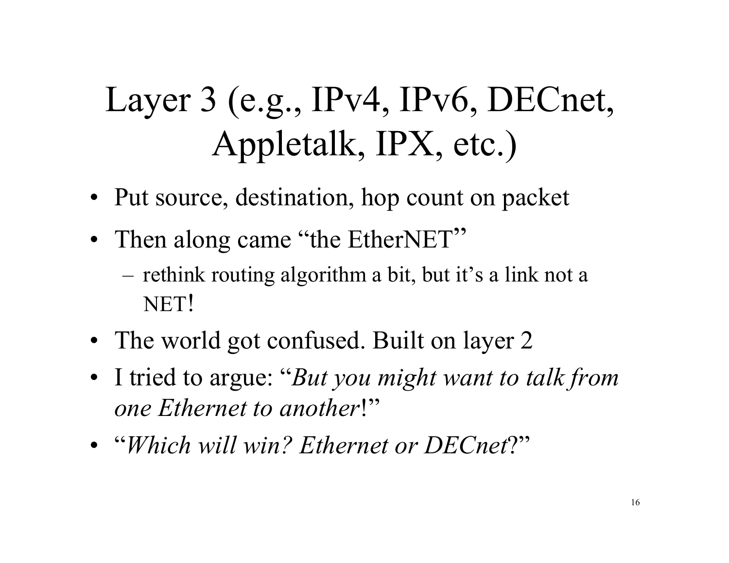# Layer 3 (e.g., IPv4, IPv6, DECnet, Appletalk, IPX, etc.)

- Put source, destination, hop count on packet
- Then along came "the EtherNET"
  - rethink routing algorithm a bit, but it's a link not a NET!
- The world got confused. Built on layer 2
- I tried to argue: "*But you might want to talk from one Ethernet to another*!"
- "*Which will win? Ethernet or DECnet*?"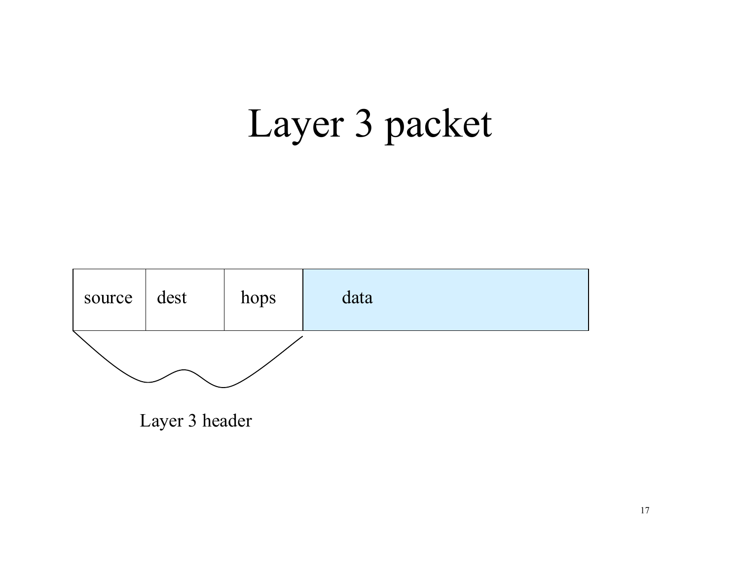# Layer 3 packet

| source | dest | hops | data |
|---|---|---|---|

Layer 3 header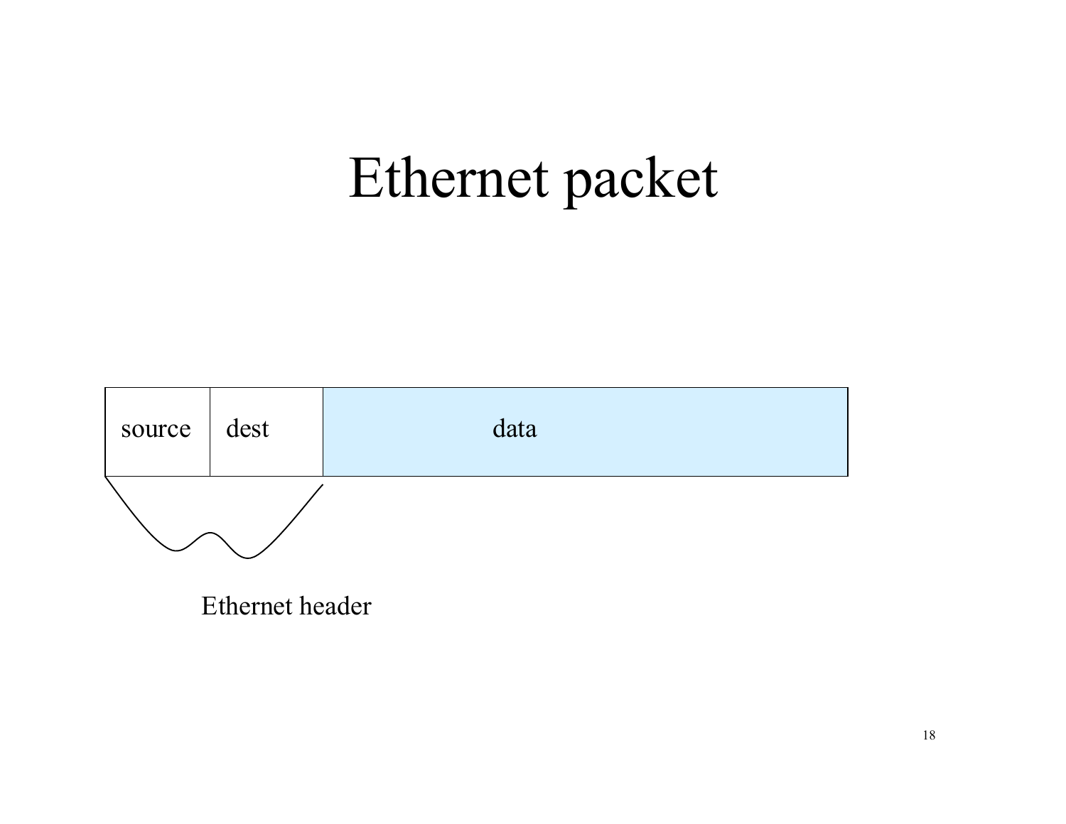# Ethernet packet

| source | dest | data |
|---|---|---|

Ethernet header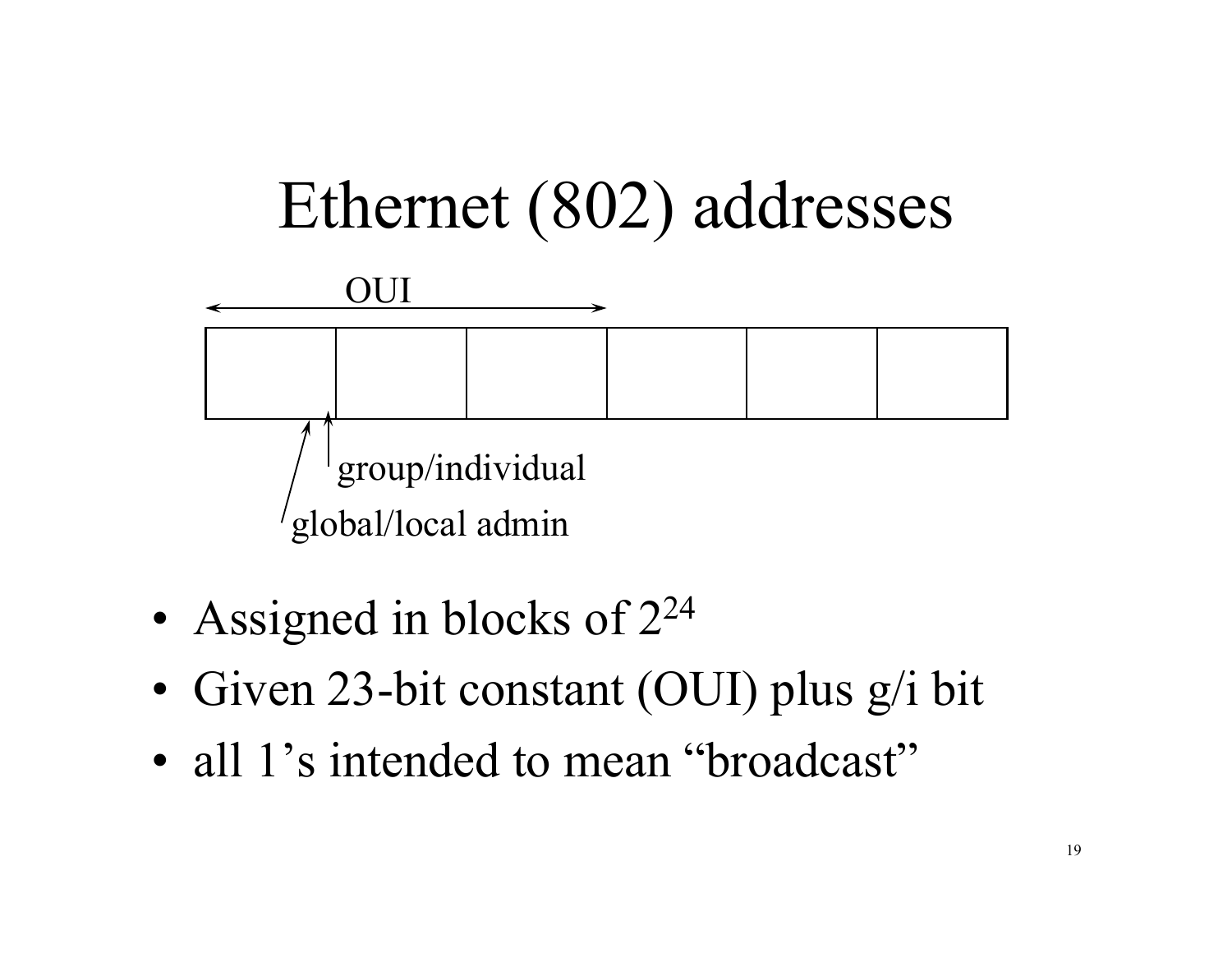# Ethernet (802) addresses

OUI

group/individual

global/local admin

- Assigned in blocks of $2^{24}$
- Given 23-bit constant (OUI) plus g/i bit
- all 1's intended to mean "broadcast"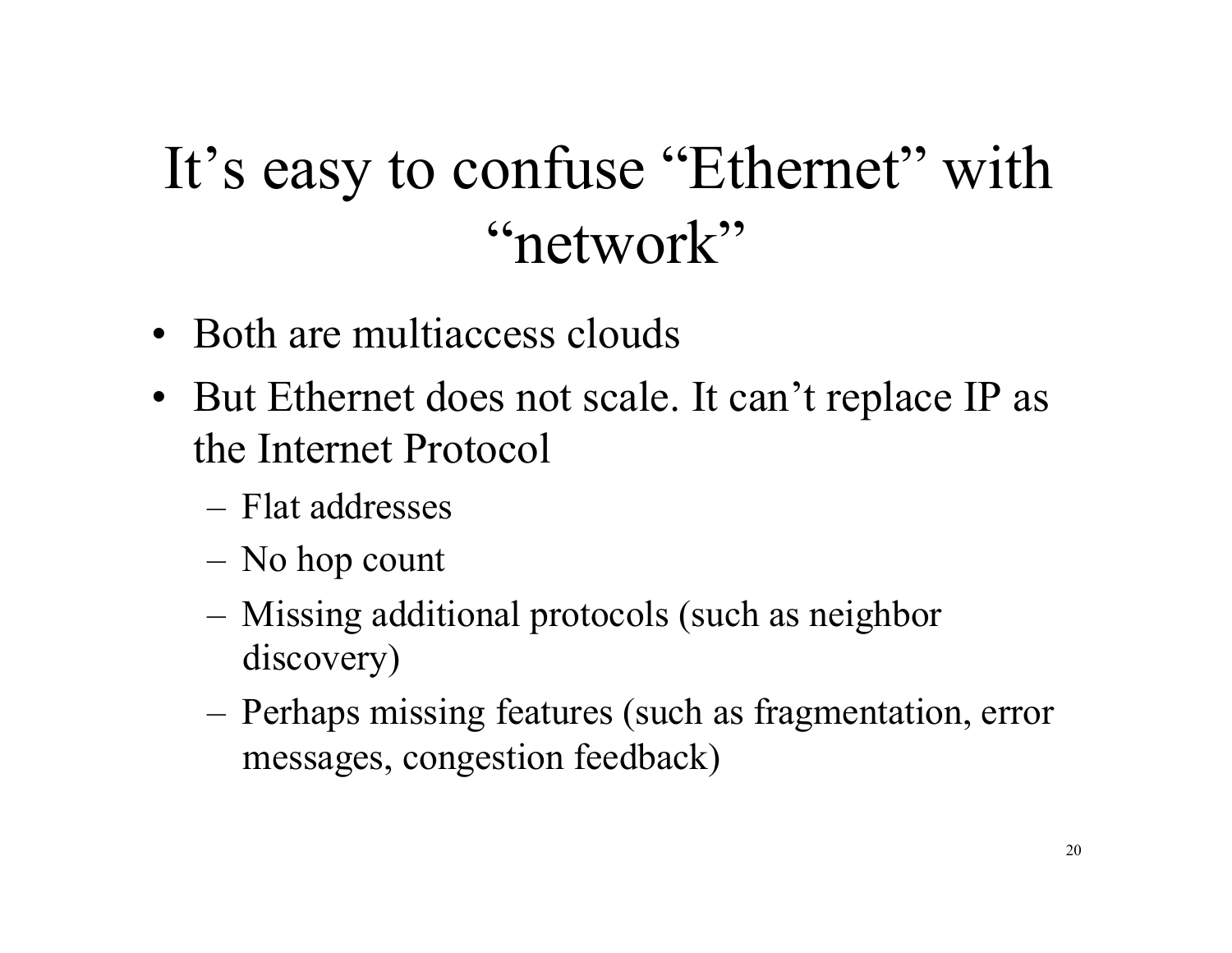# It’s easy to confuse “Ethernet” with “network”

- Both are multiaccess clouds
- But Ethernet does not scale. It can’t replace IP as the Internet Protocol
  - Flat addresses
  - No hop count
  - Missing additional protocols (such as neighbor discovery)
  - Perhaps missing features (such as fragmentation, error messages, congestion feedback)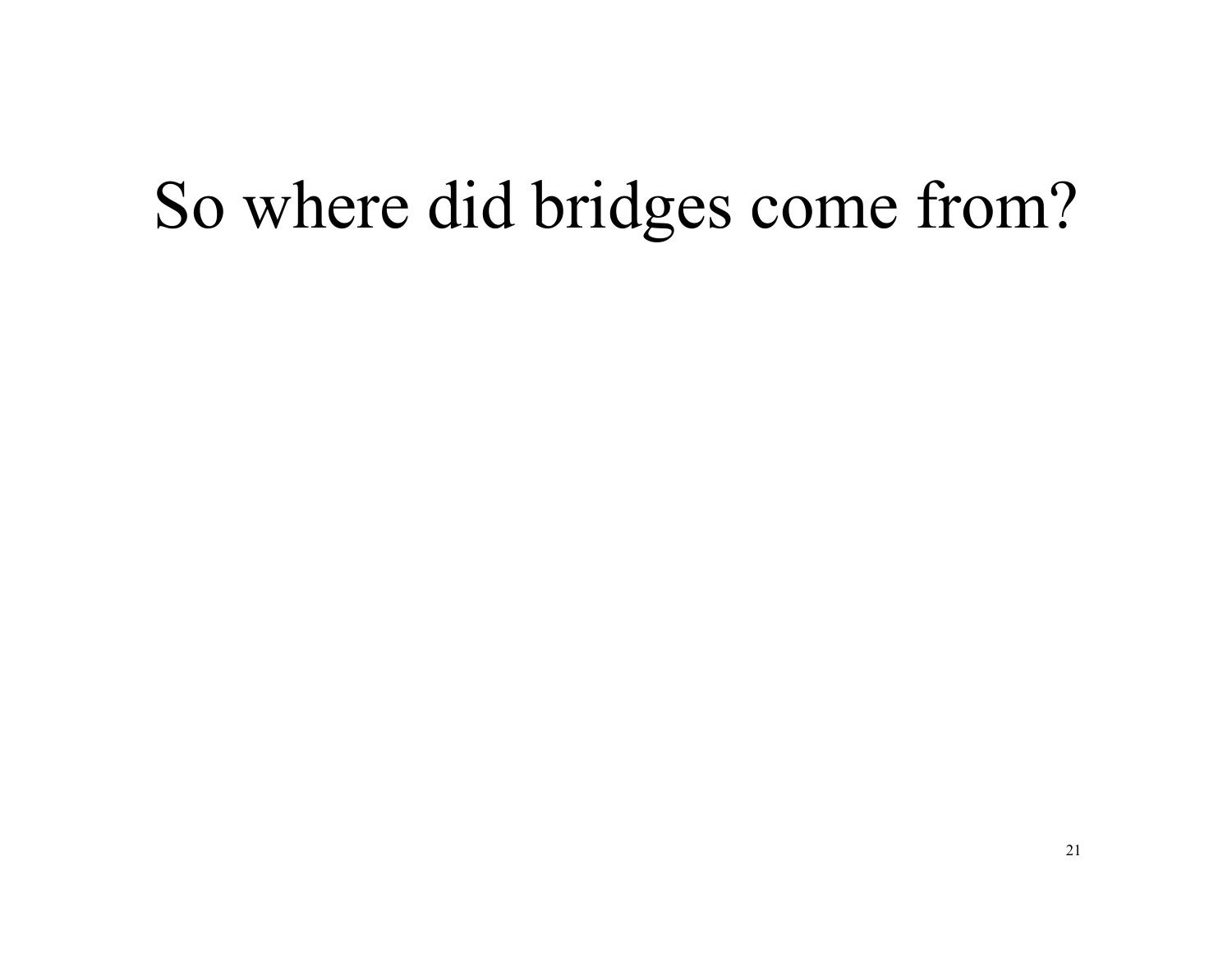# So where did bridges come from?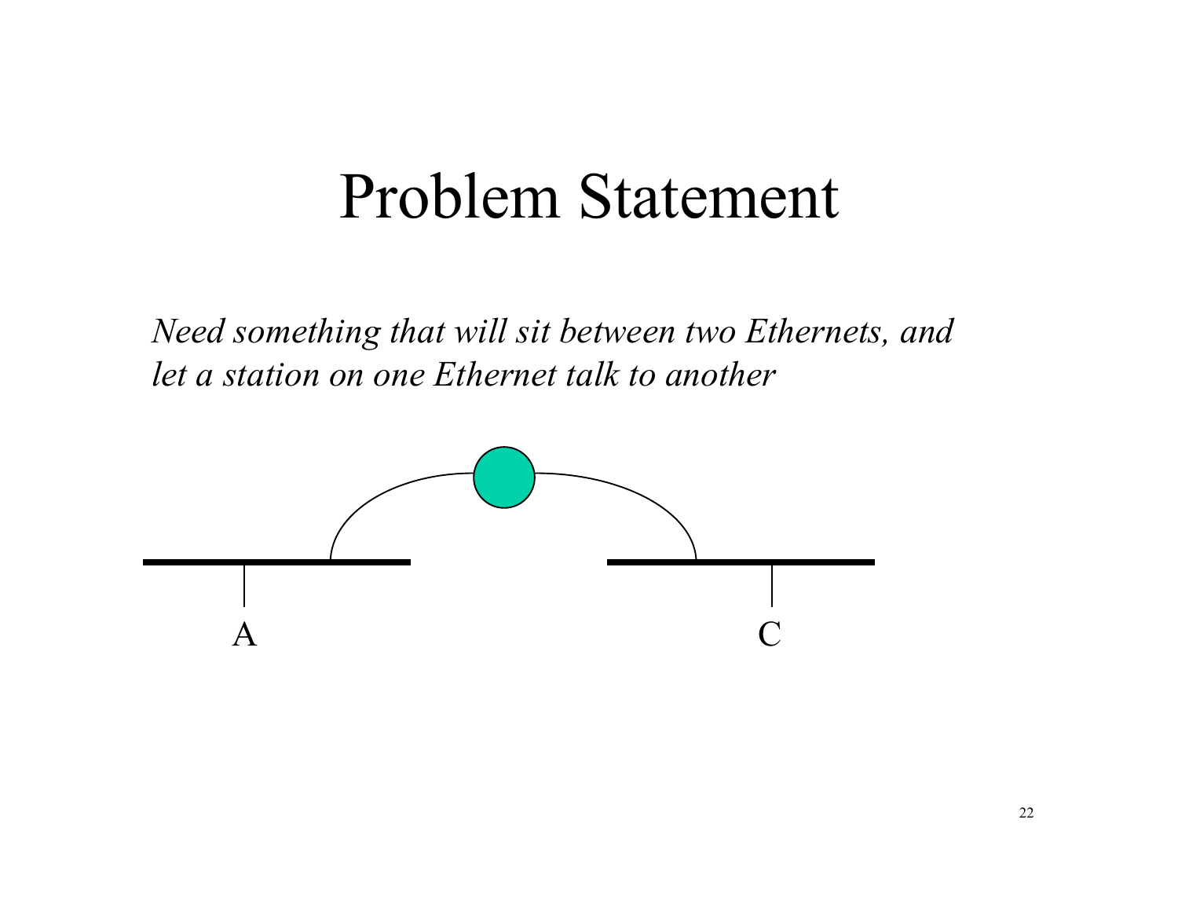# Problem Statement

*Need something that will sit between two Ethernets, and let a station on one Ethernet talk to another*

A

C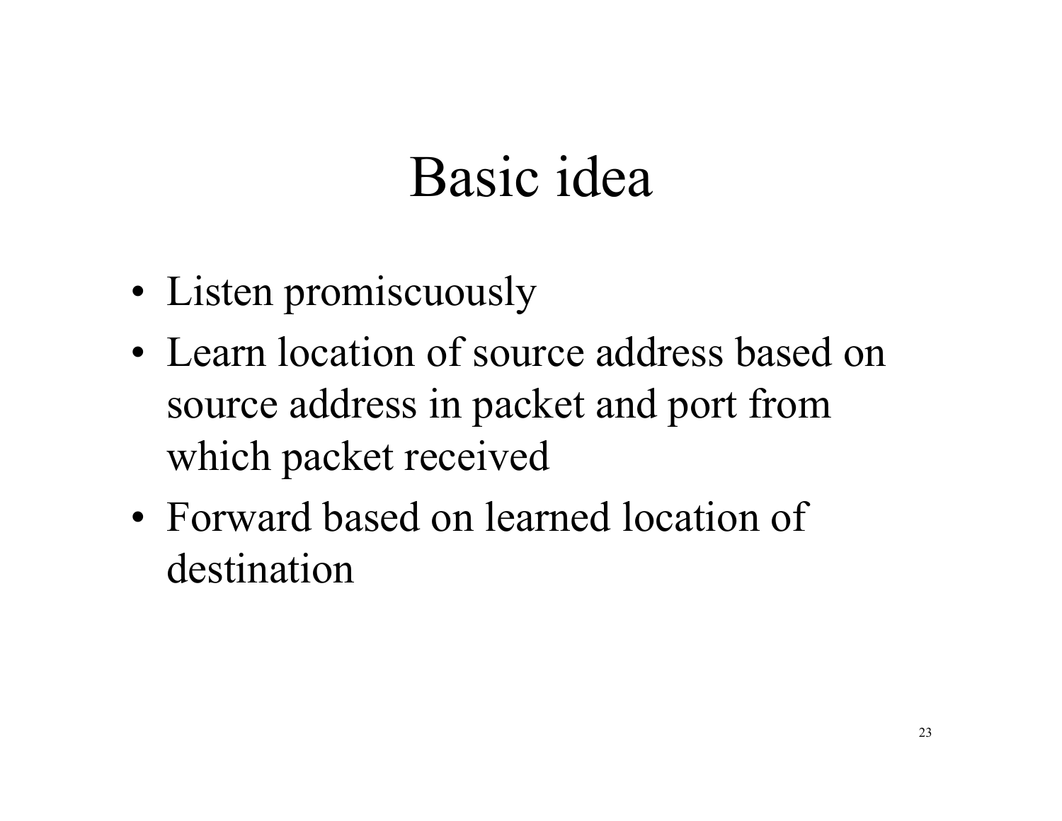# Basic idea

- Listen promiscuously
- Learn location of source address based on source address in packet and port from which packet received
- Forward based on learned location of destination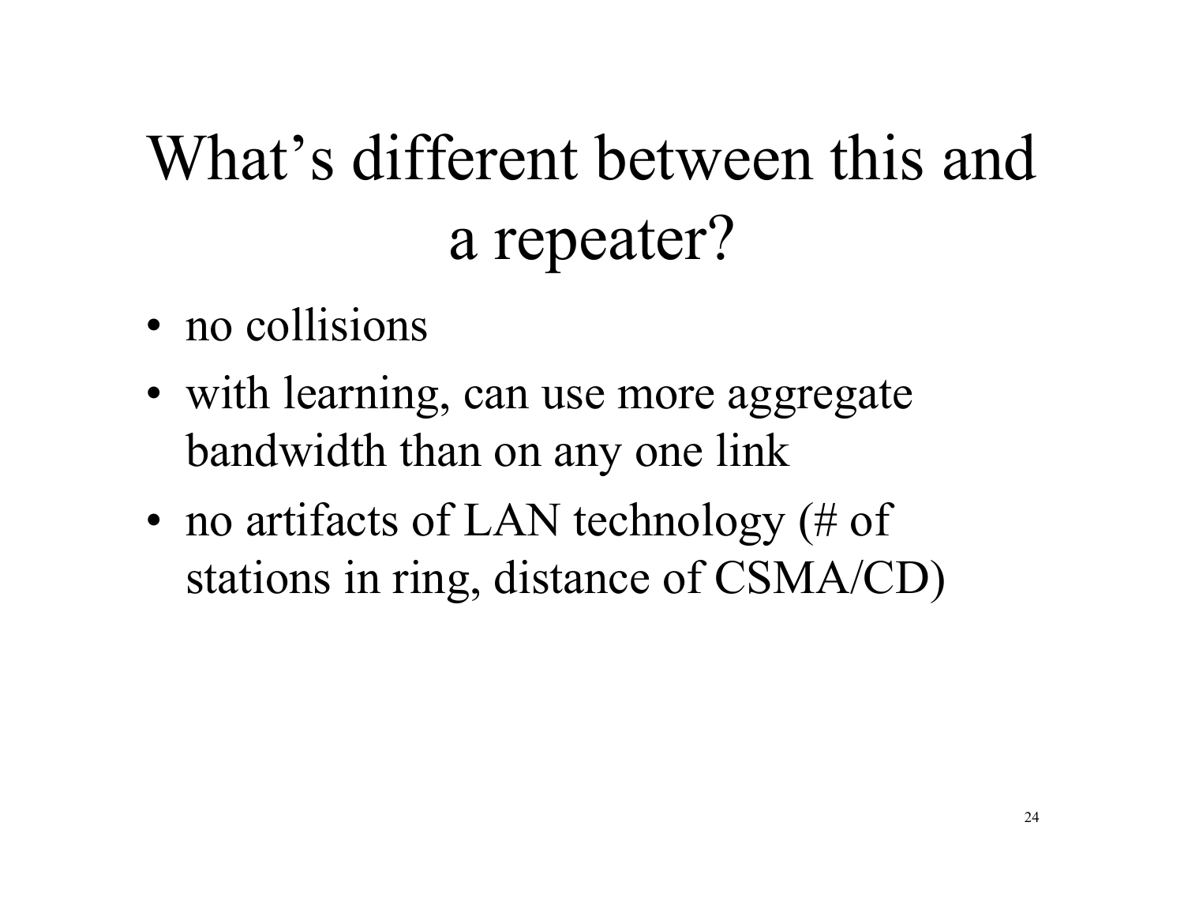# What's different between this and a repeater?

- no collisions
- with learning, can use more aggregate bandwidth than on any one link
- no artifacts of LAN technology (# of stations in ring, distance of CSMA/CD)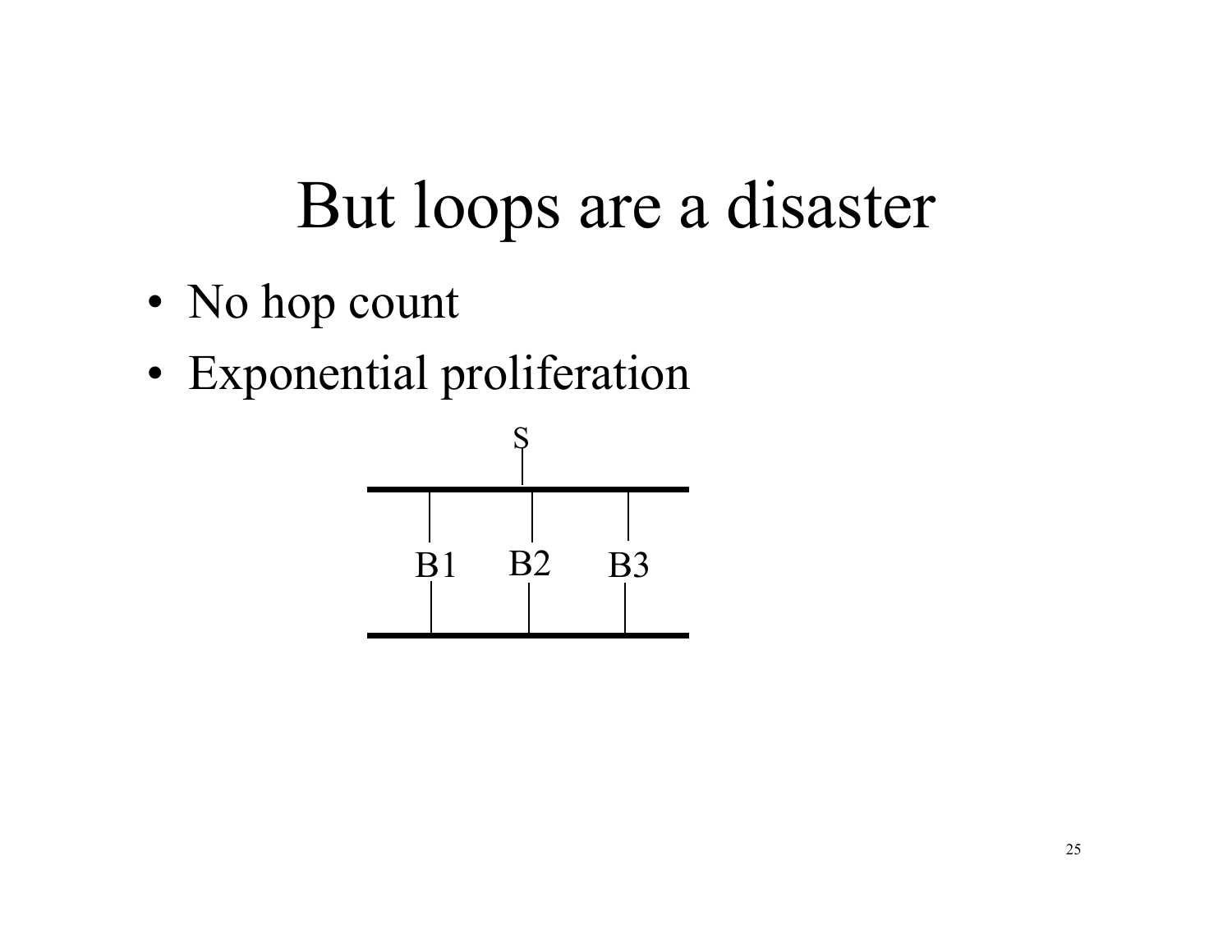# But loops are a disaster

- No hop count
- Exponential proliferation

S

B1 B2 B3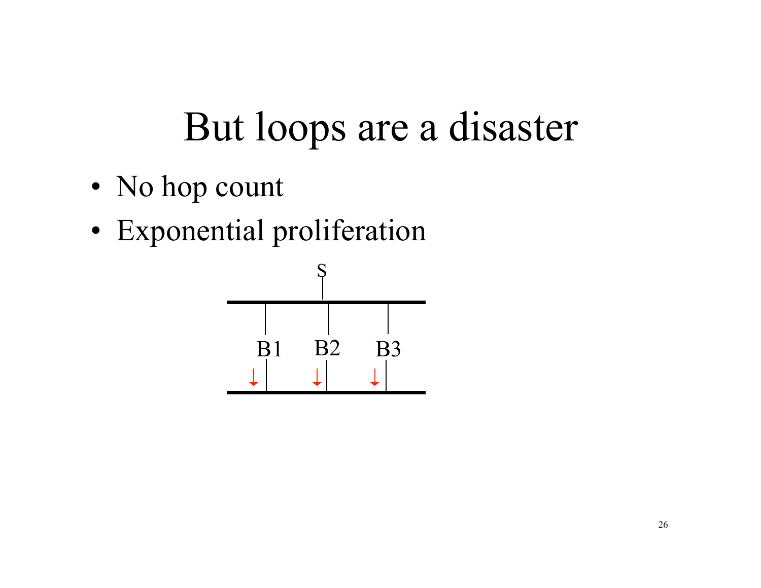# But loops are a disaster

- No hop count
- Exponential proliferation

S

B1 B2 B3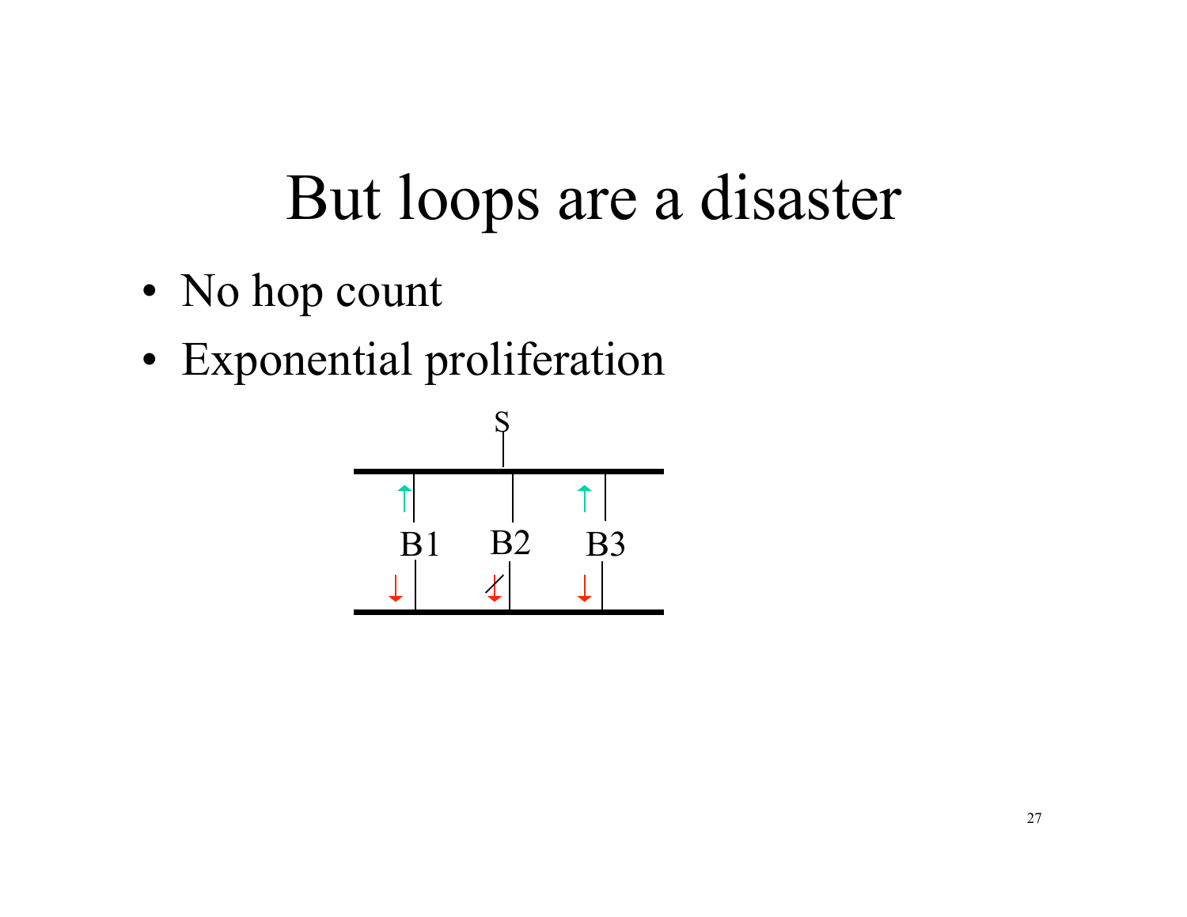# But loops are a disaster

- No hop count
- Exponential proliferation

S

B1 B2 B3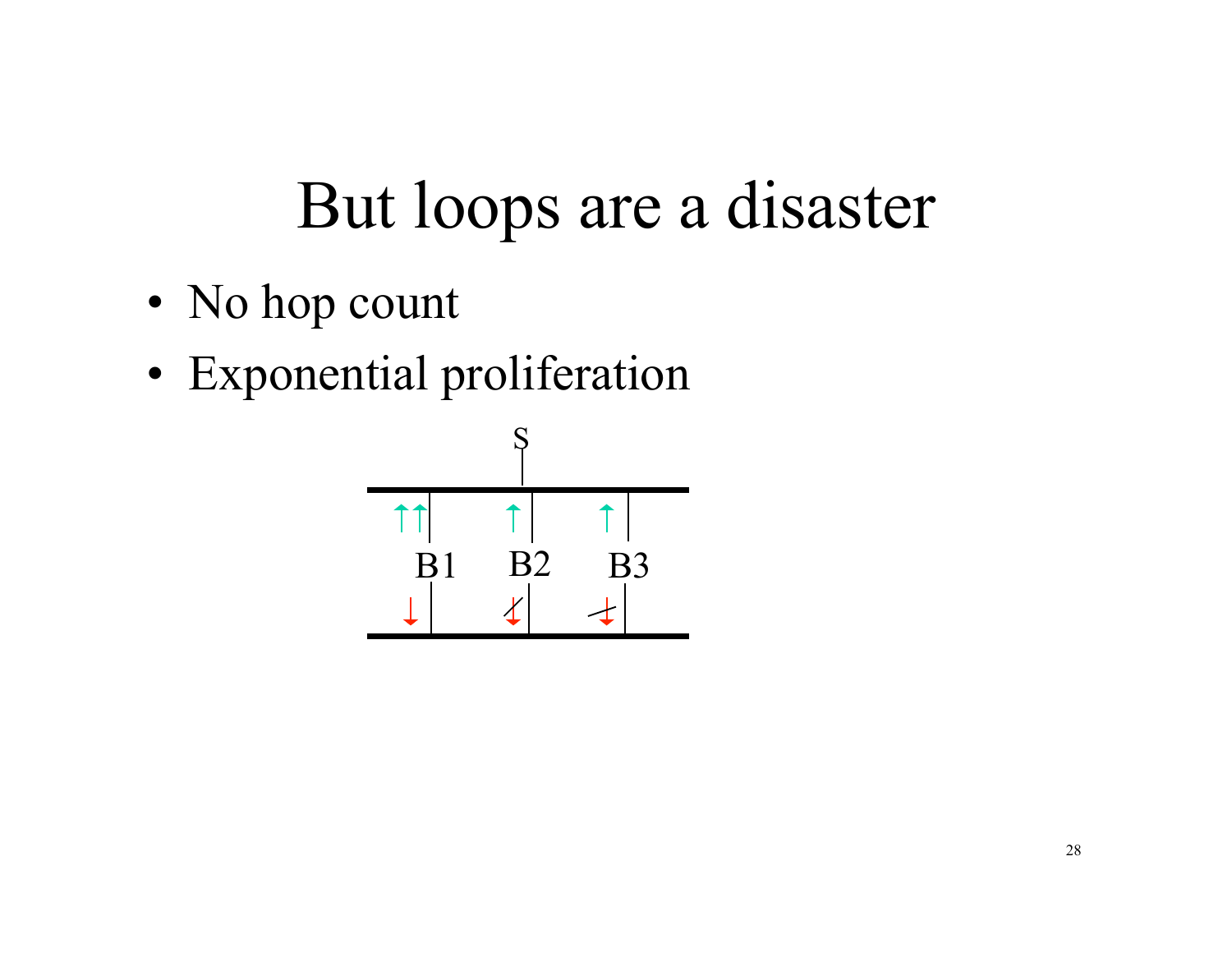# But loops are a disaster

- No hop count
- Exponential proliferation

S

B1 B2 B3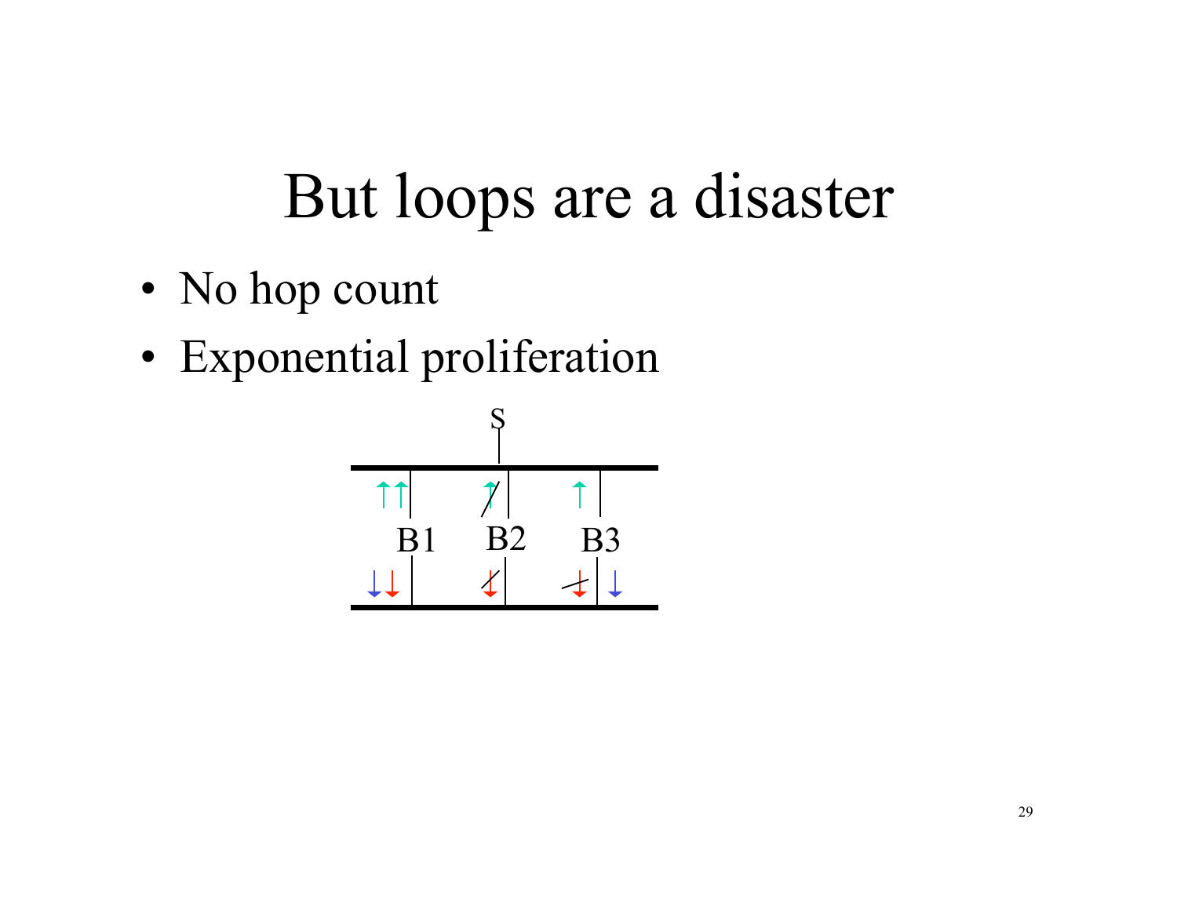# But loops are a disaster

- No hop count
- Exponential proliferation

S

B1 B2 B3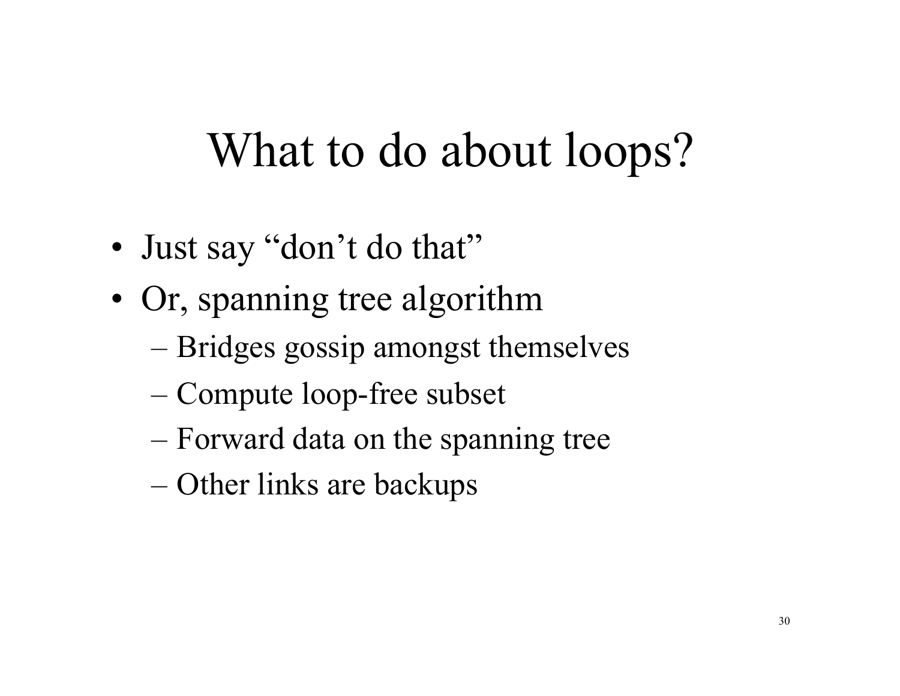# What to do about loops?

- Just say "don't do that"
- Or, spanning tree algorithm
  - Bridges gossip amongst themselves
  - Compute loop-free subset
  - Forward data on the spanning tree
  - Other links are backups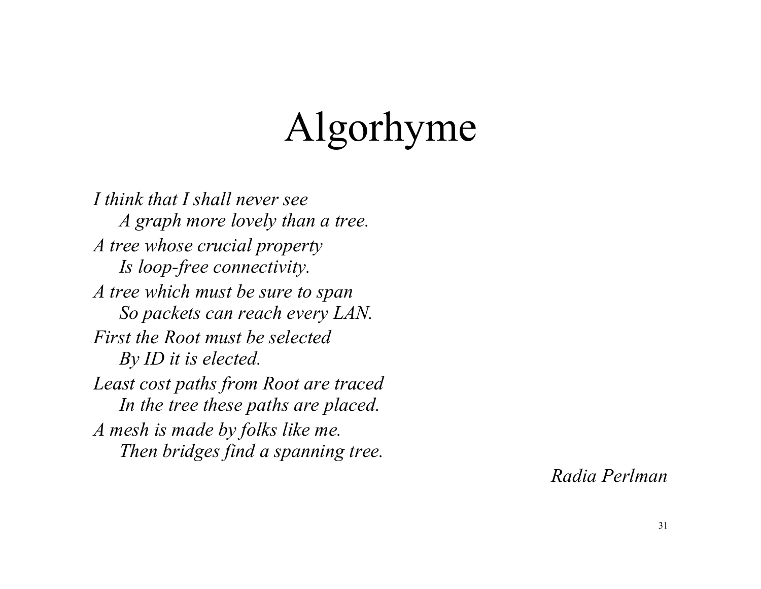# Algorhyme

*I think that I shall never see*
*A graph more lovely than a tree.*
*A tree whose crucial property*
*Is loop-free connectivity.*
*A tree which must be sure to span*
*So packets can reach every LAN.*
*First the Root must be selected*
*By ID it is elected.*
*Least cost paths from Root are traced*
*In the tree these paths are placed.*
*A mesh is made by folks like me.*
*Then bridges find a spanning tree.*

*Radia Perlman*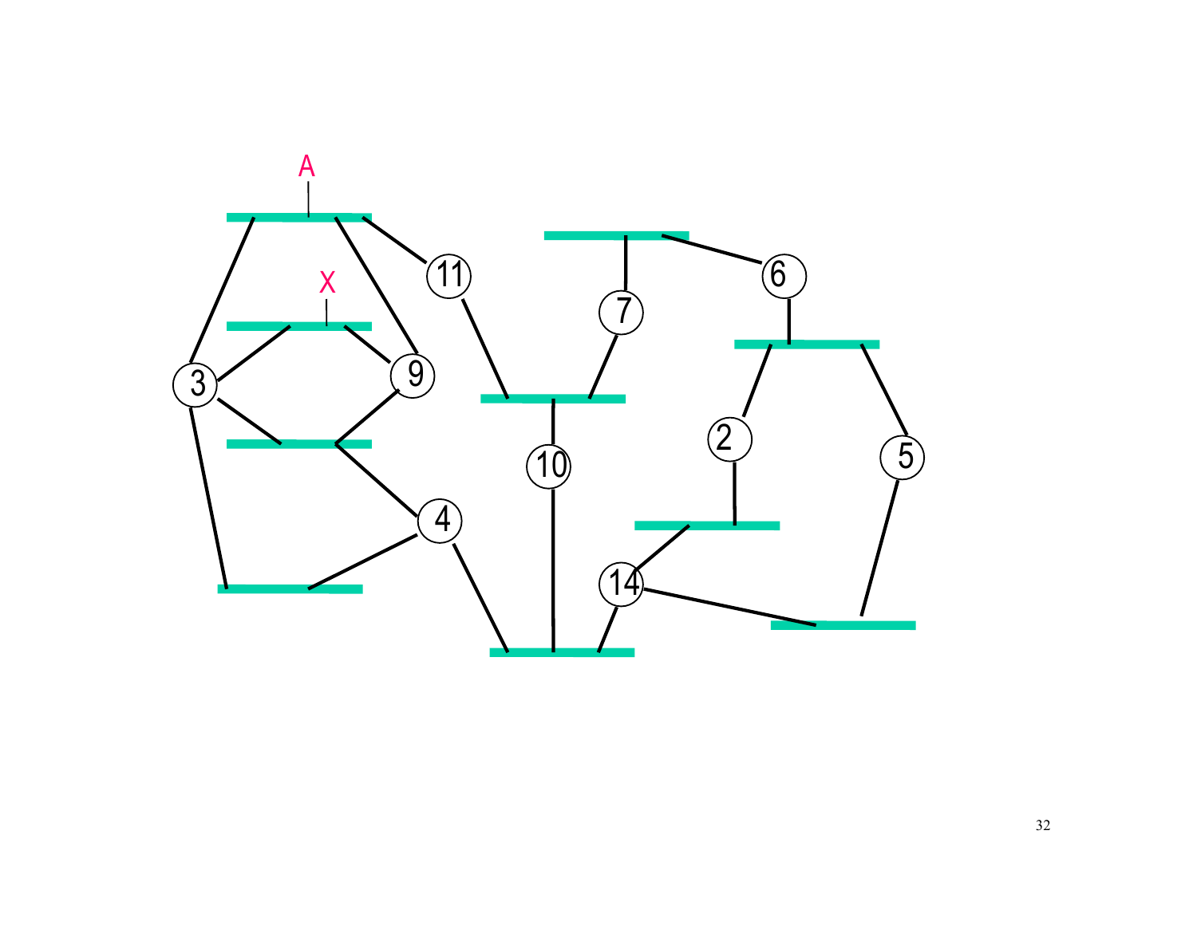A

X

3

9

11

4

10

7

6

2

5

14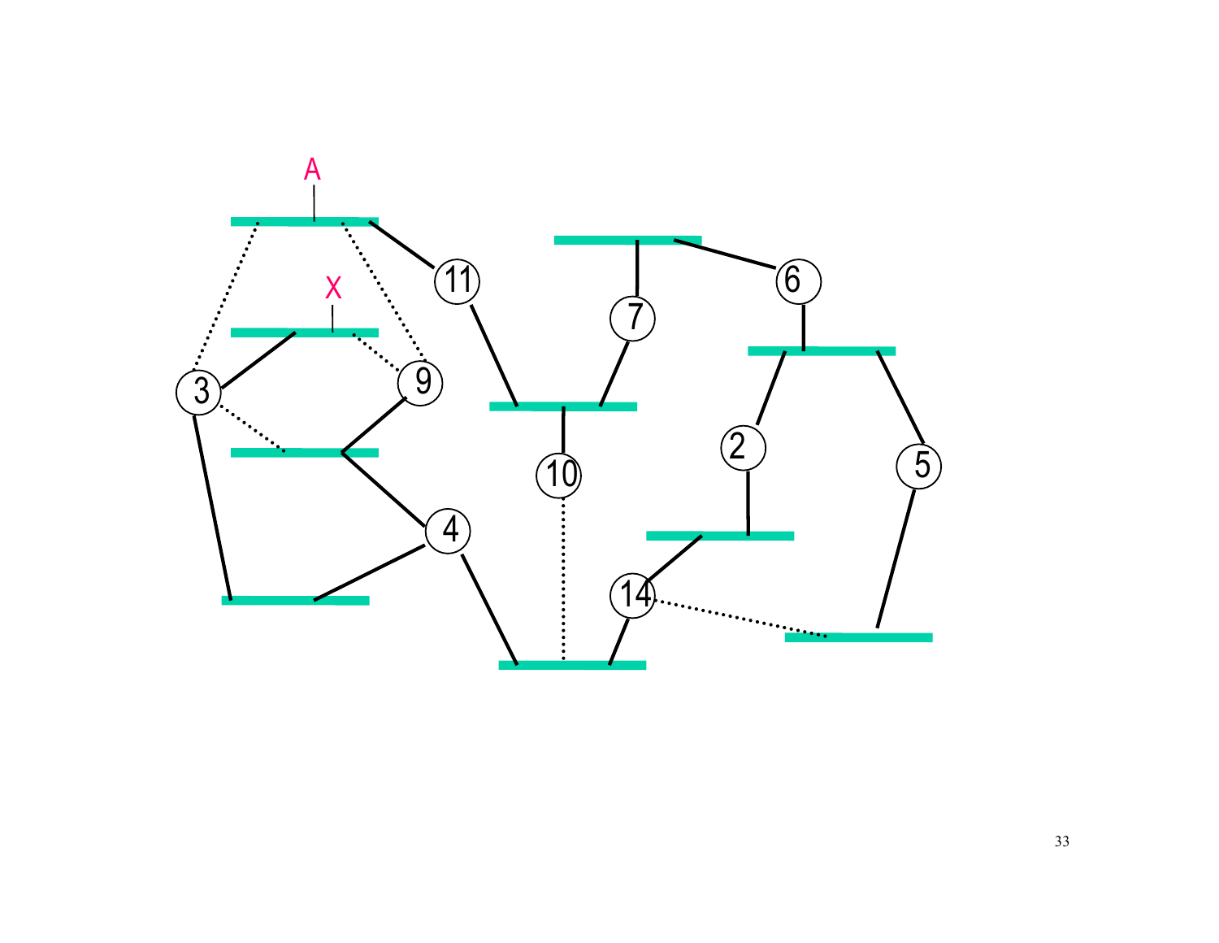A

X

11

3

9

7

6

10

2

5

4

14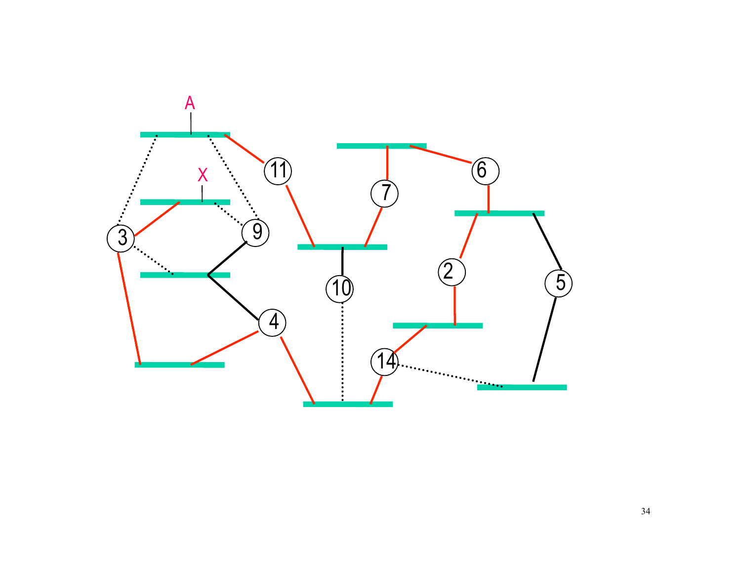A

X

11

6

7

3

9

2

10

5

4

14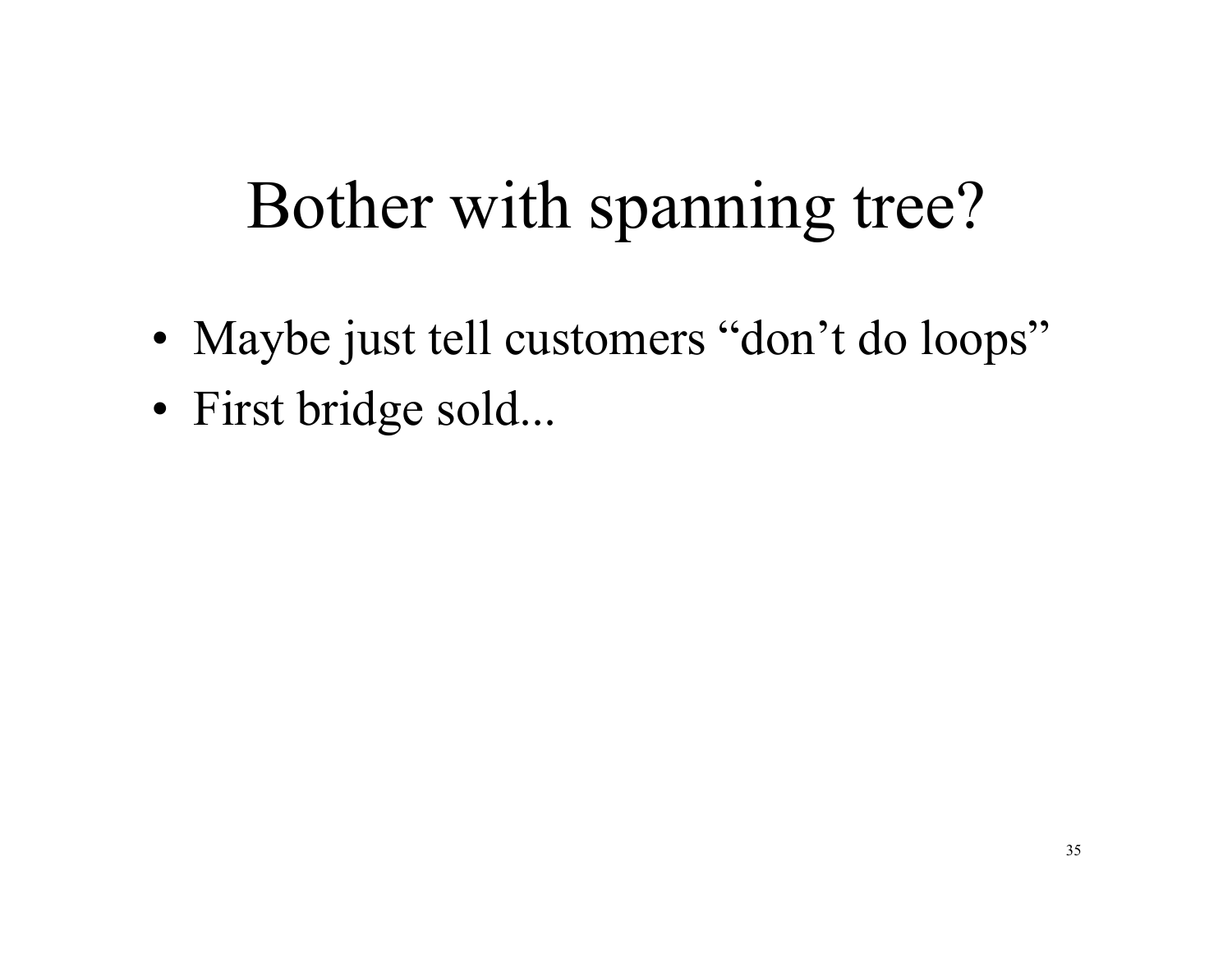# Bother with spanning tree?

- Maybe just tell customers “don’t do loops”
- First bridge sold...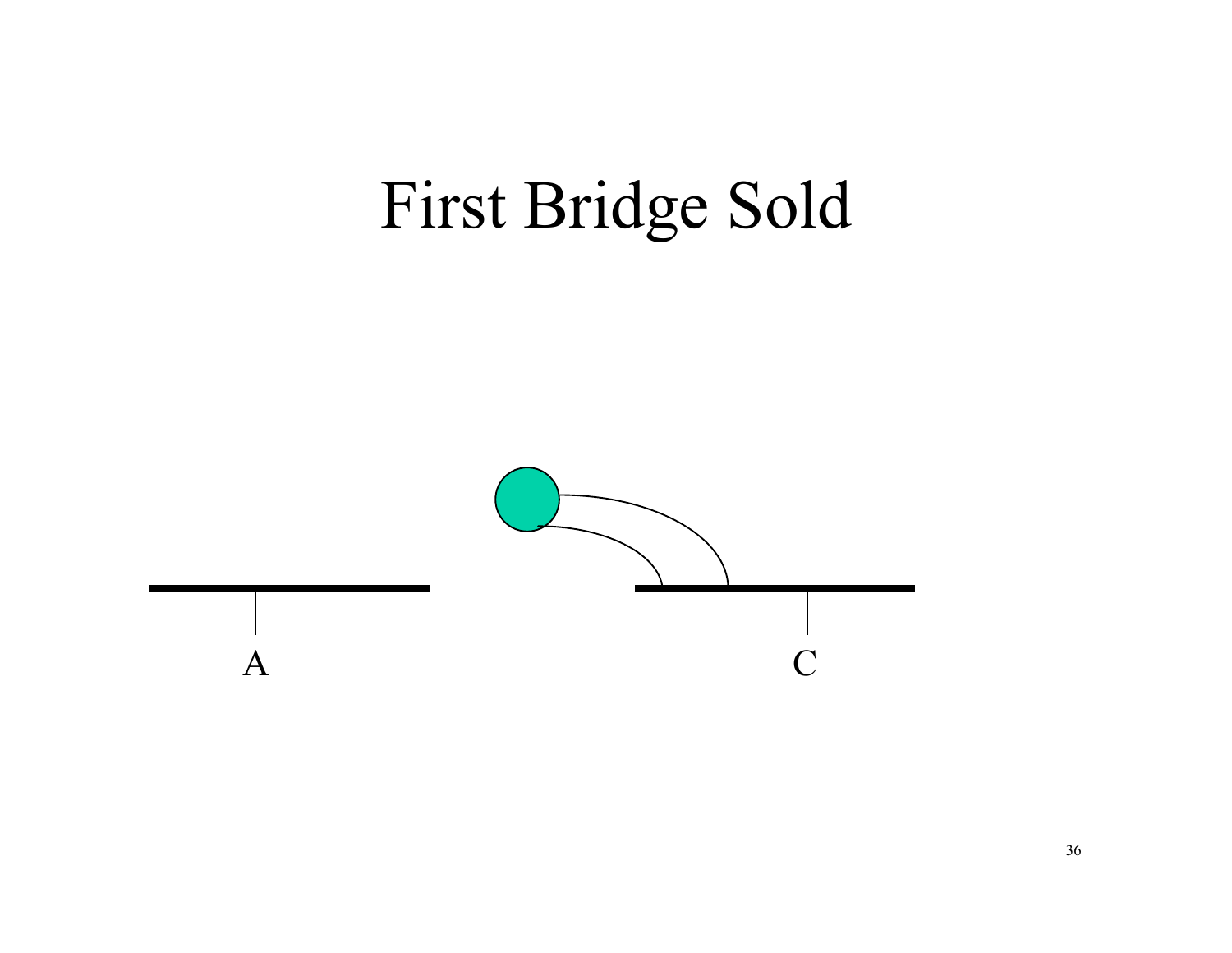# First Bridge Sold

A

C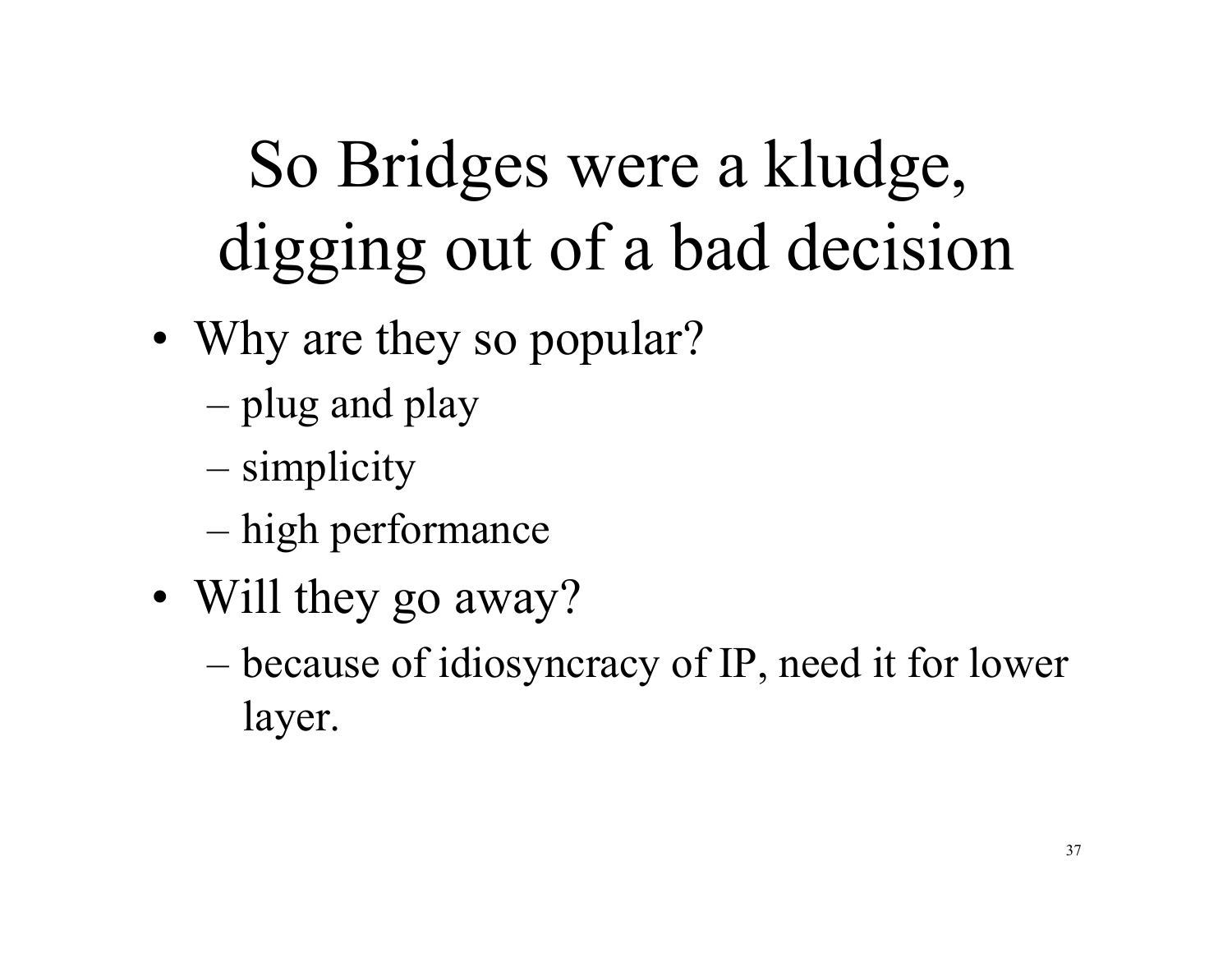# So Bridges were a kludge, digging out of a bad decision

- Why are they so popular?
  - plug and play
  - simplicity
  - high performance
- Will they go away?
  - because of idiosyncracy of IP, need it for lower layer.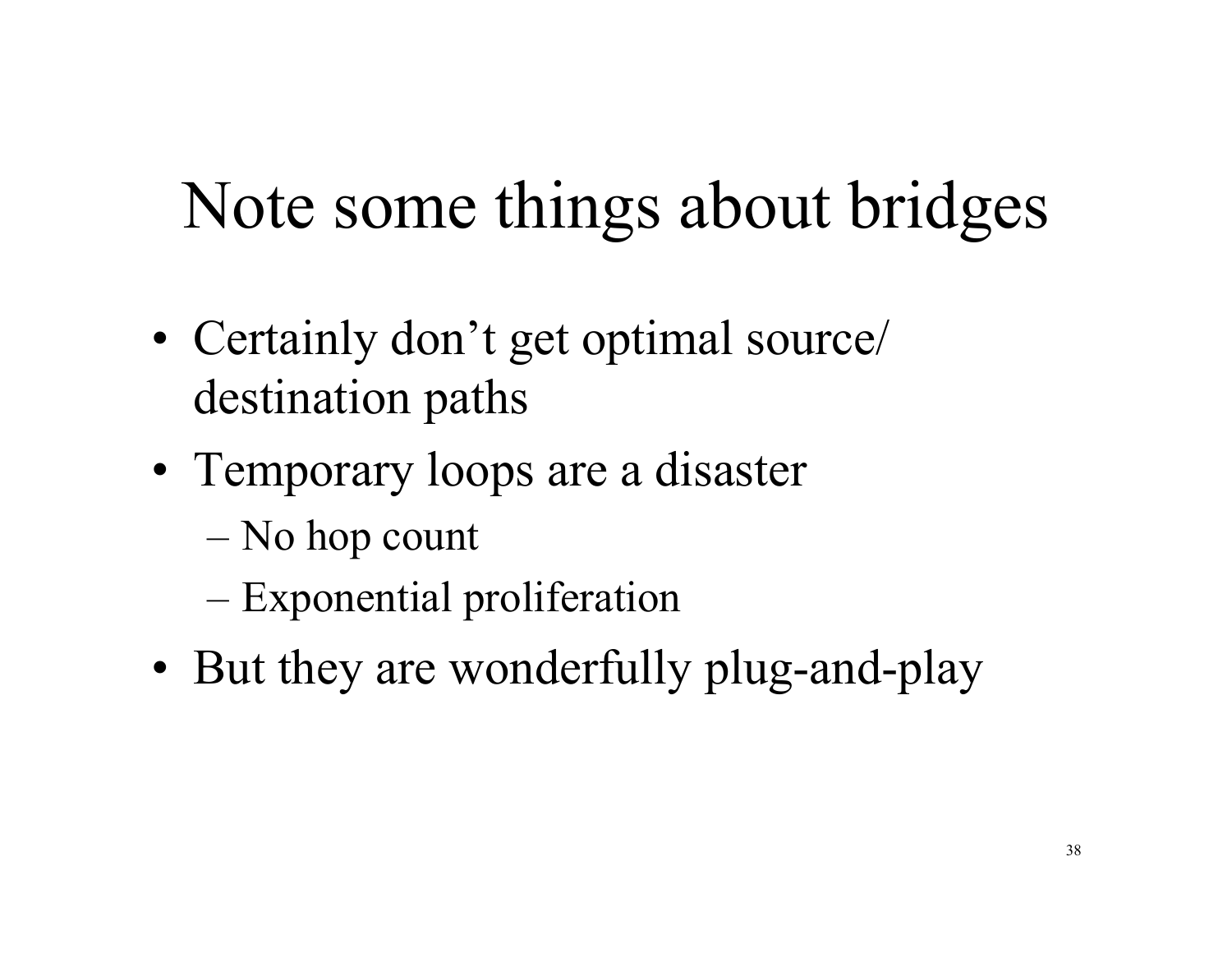# Note some things about bridges

- Certainly don't get optimal source/ destination paths
- Temporary loops are a disaster
  - No hop count
  - Exponential proliferation
- But they are wonderfully plug-and-play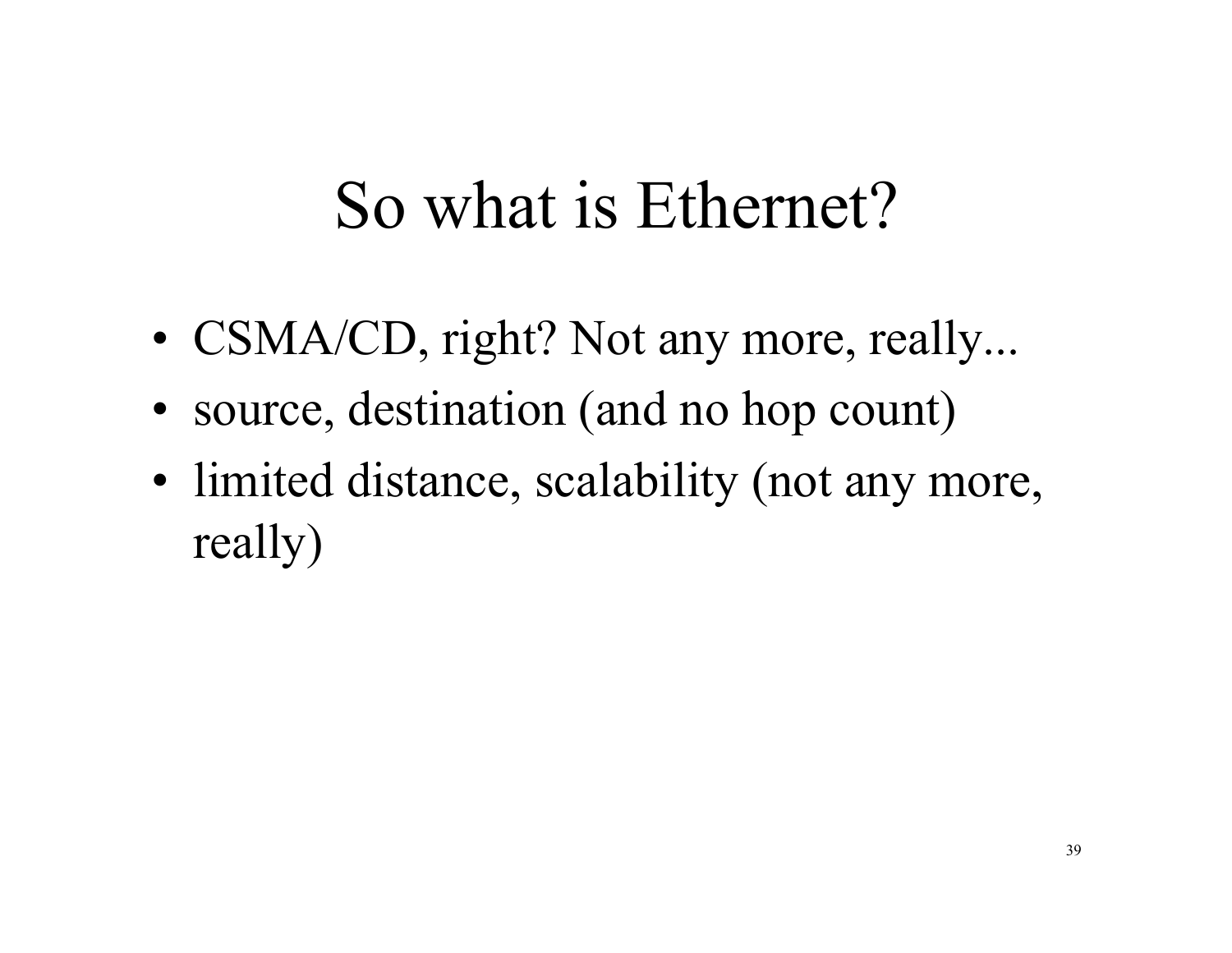# So what is Ethernet?

- CSMA/CD, right? Not any more, really...
- source, destination (and no hop count)
- limited distance, scalability (not any more, really)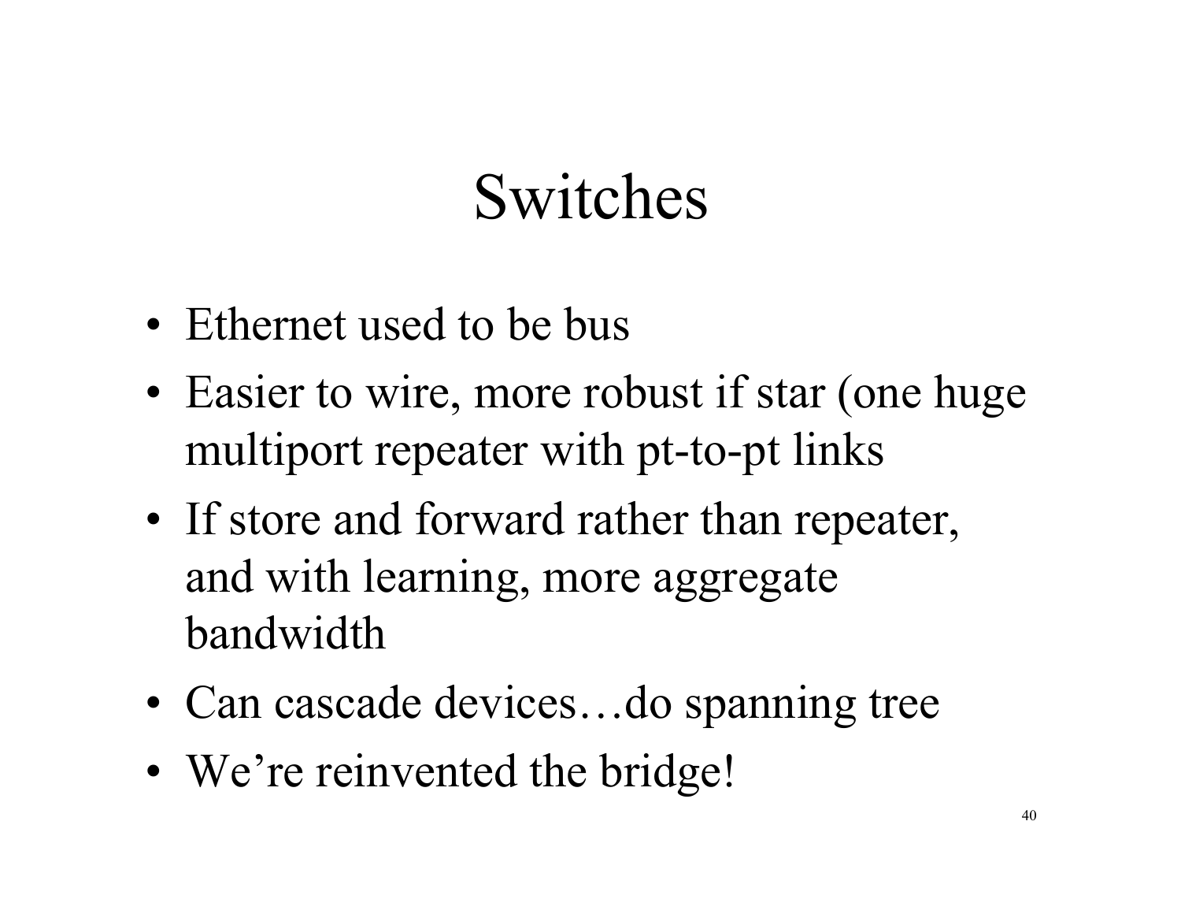# Switches

- Ethernet used to be bus
- Easier to wire, more robust if star (one huge multiport repeater with pt-to-pt links
- If store and forward rather than repeater, and with learning, more aggregate bandwidth
- Can cascade devices…do spanning tree
- We're reinvented the bridge!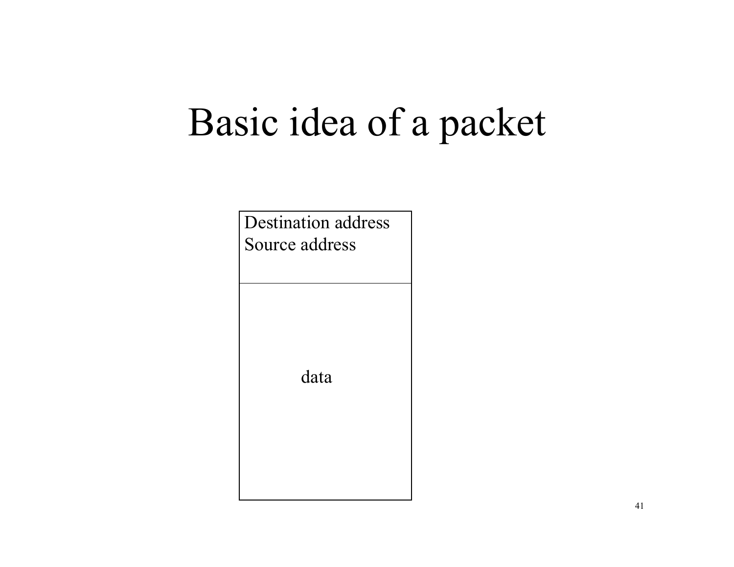# Basic idea of a packet

| Destination address<br>Source address |
| --- |
| data |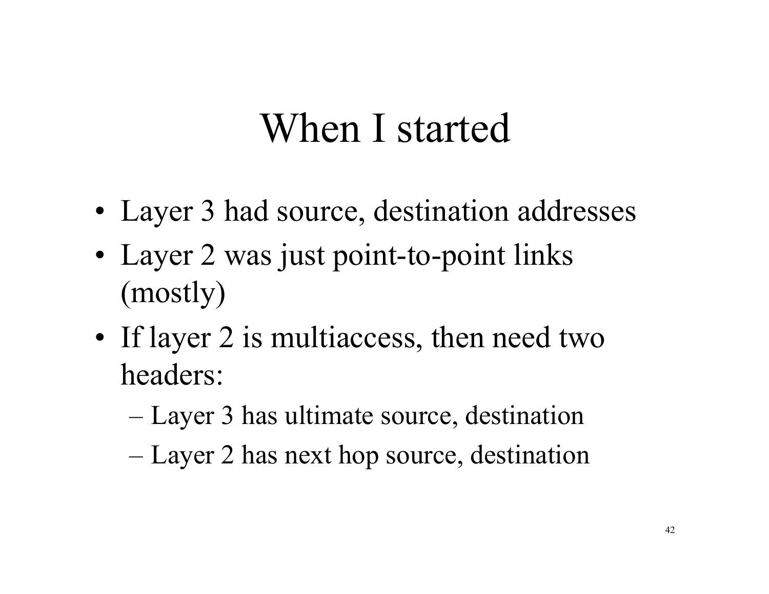# When I started

- Layer 3 had source, destination addresses
- Layer 2 was just point-to-point links (mostly)
- If layer 2 is multiaccess, then need two headers:
  - Layer 3 has ultimate source, destination
  - Layer 2 has next hop source, destination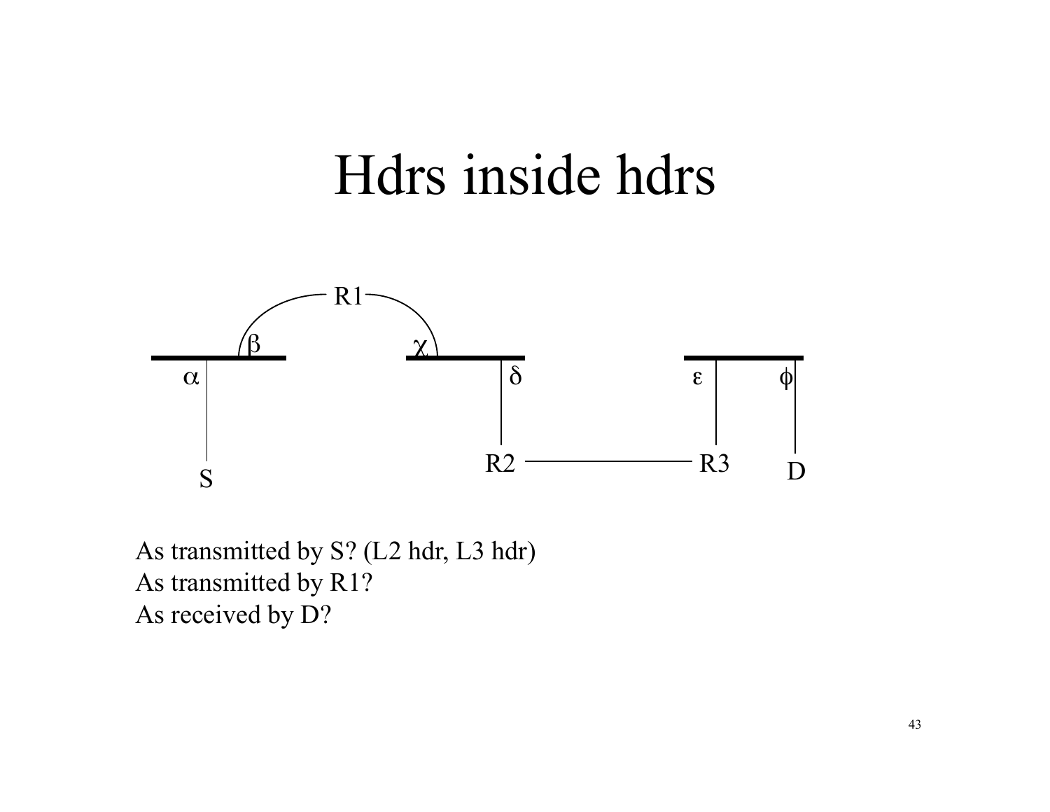# Hdrs inside hdrs

As transmitted by S? (L2 hdr, L3 hdr)
As transmitted by R1?
As received by D?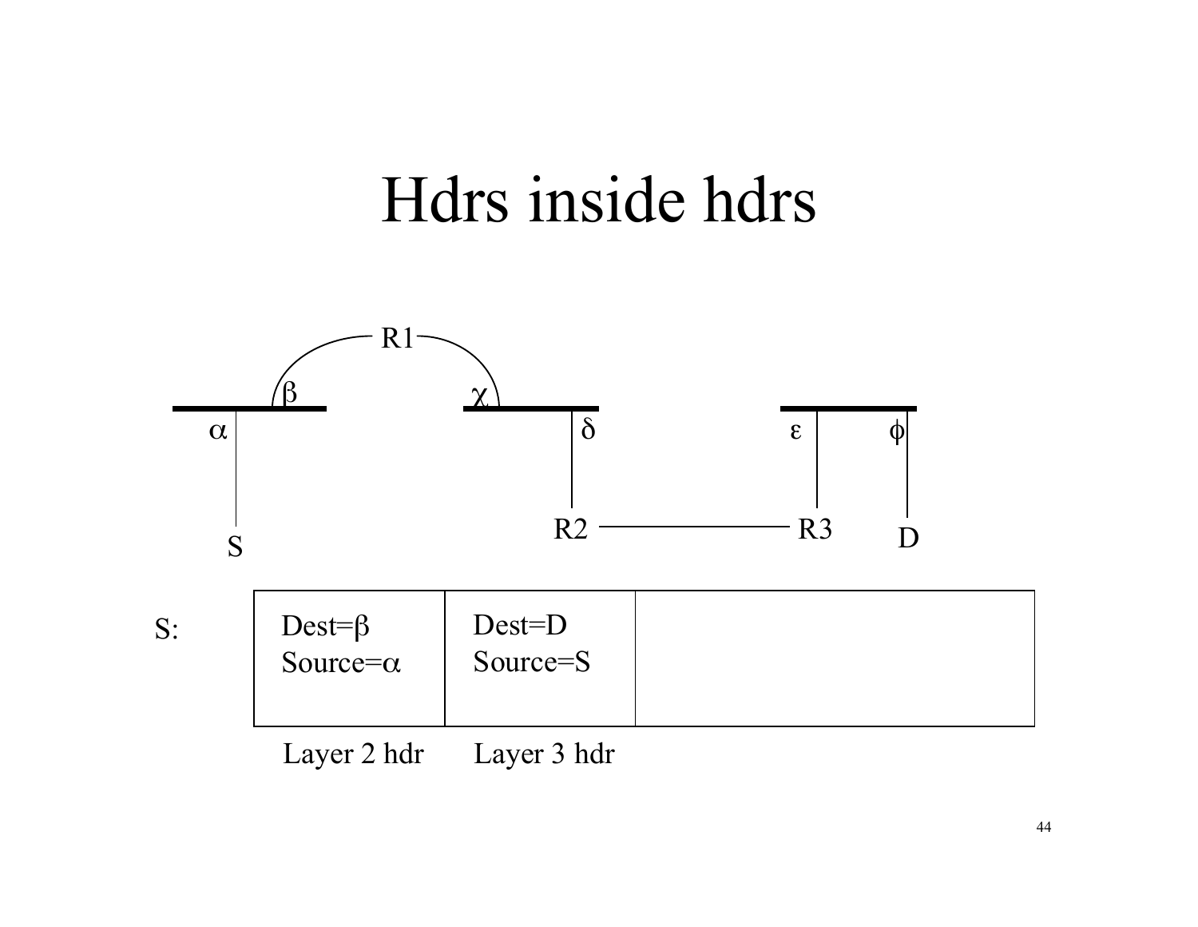# Hdrs inside hdrs

R1

$\beta$ $\chi$

$\alpha$ $\delta$ $\epsilon$ $\phi$

S R2 R3 D

| S: | Dest=$\beta$ Source=$\alpha$ | Dest=D Source=S | |
|---|---|---|---|
| | Layer 2 hdr | Layer 3 hdr | |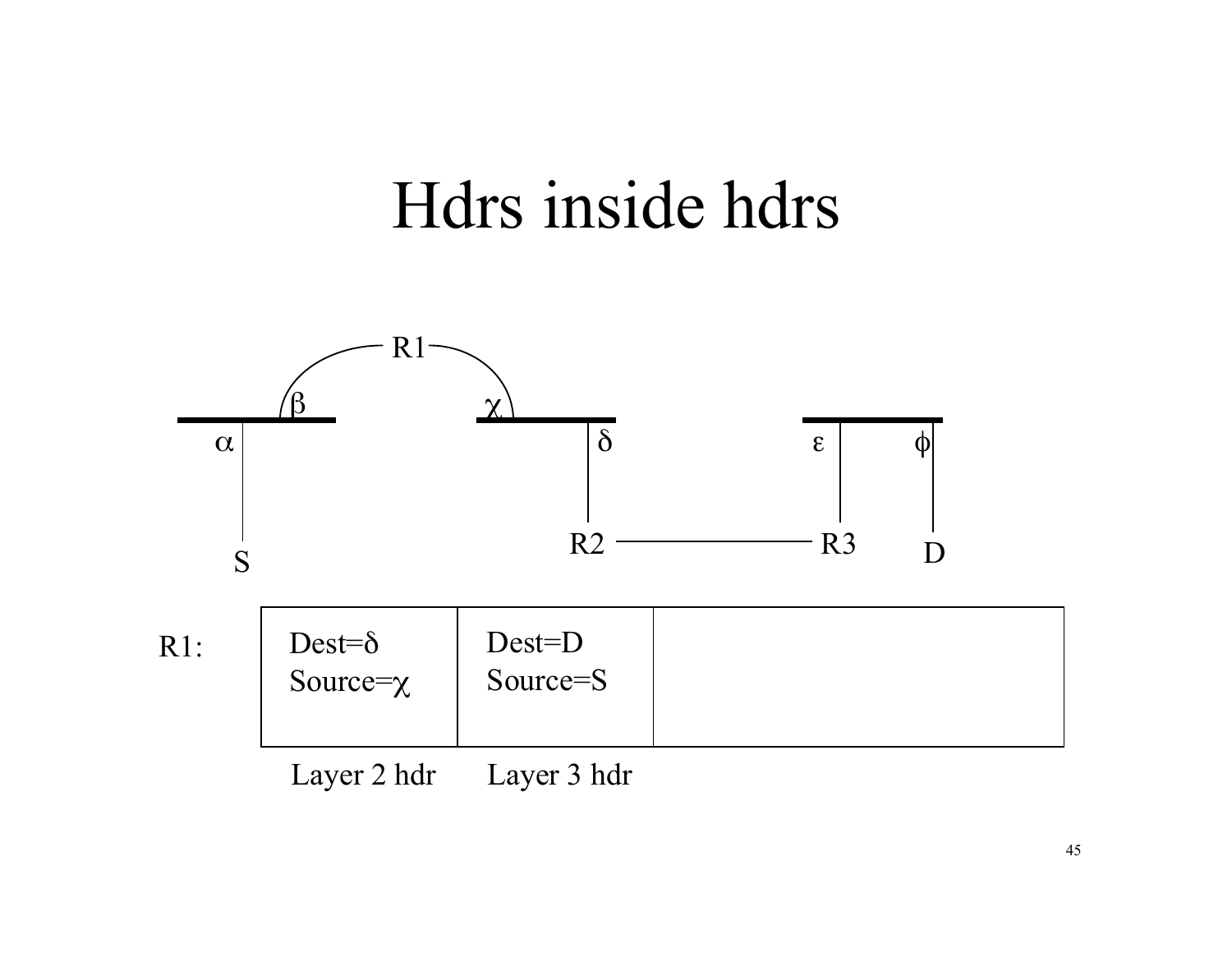# Hdrs inside hdrs

R1

β χ

α δ ε φ

S R2 R3 D

| R1: | Dest=δ<br>Source=χ | Dest=D<br>Source=S | |
|---|---|---|---|
| | Layer 2 hdr | Layer 3 hdr | |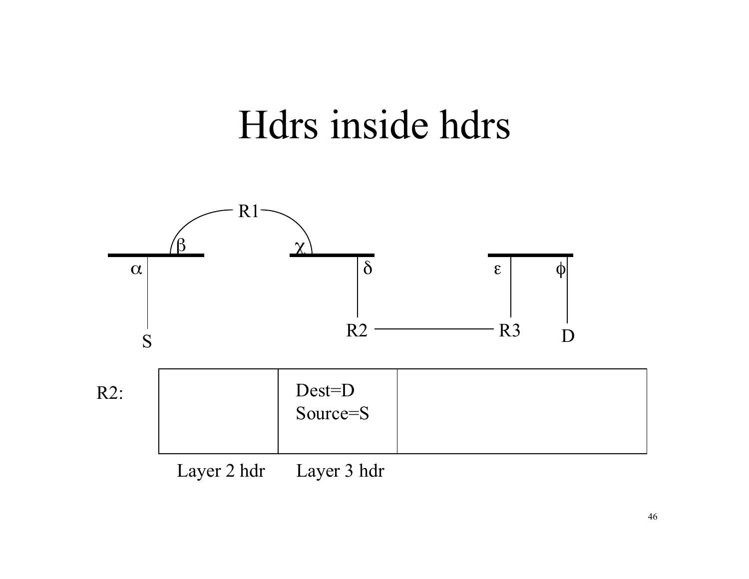# Hdrs inside hdrs

R1

β χ

α δ ε φ

S R2 R3 D

| R2: | | Dest=D Source=S | |
|---|---|---|---|
| | Layer 2 hdr | Layer 3 hdr | |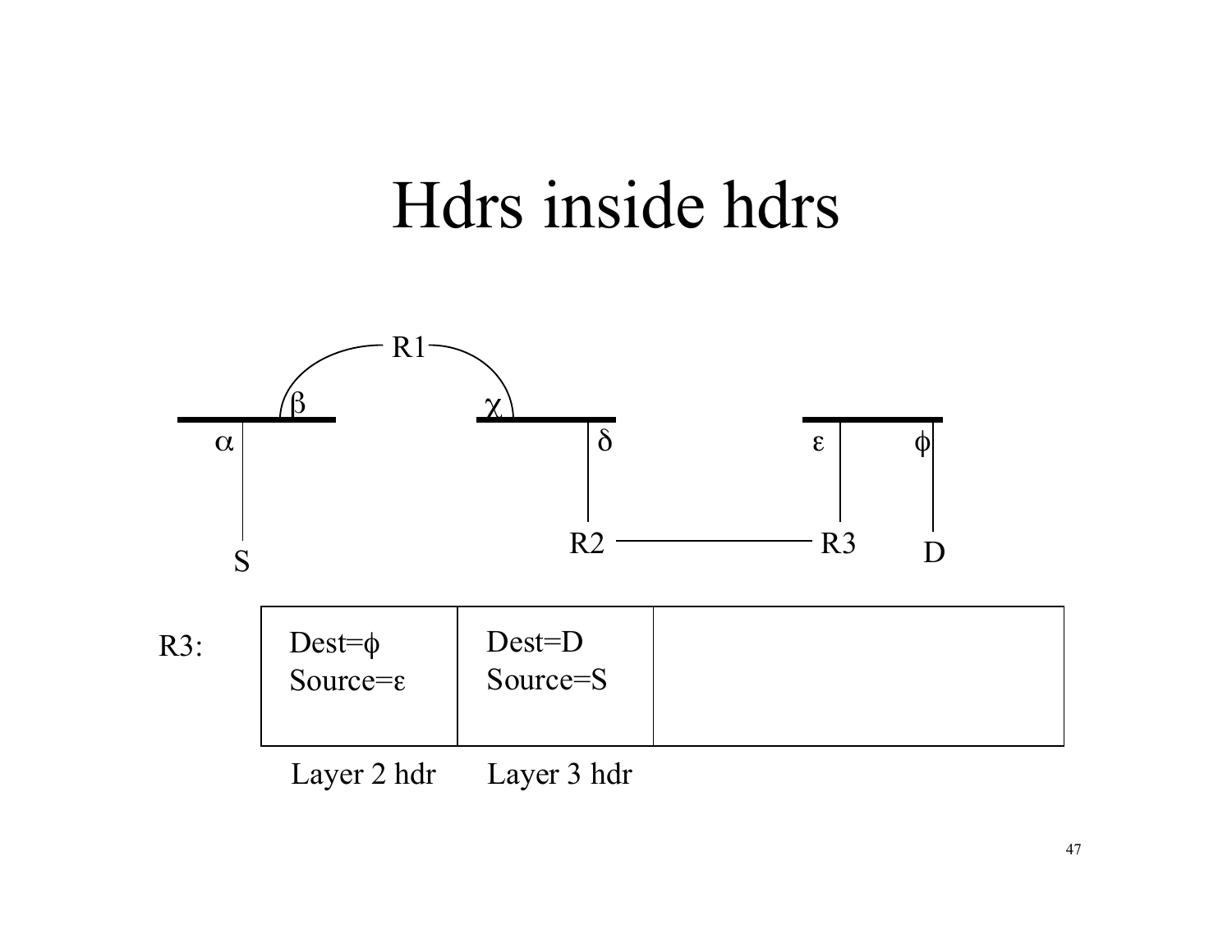# Hdrs inside hdrs

R1

β χ

α δ ε ϕ

S R2 R3 D

| | Layer 2 hdr | Layer 3 hdr | |
|---|---|---|---|
| R3: | Dest=ϕ<br>Source=ε | Dest=D<br>Source=S | |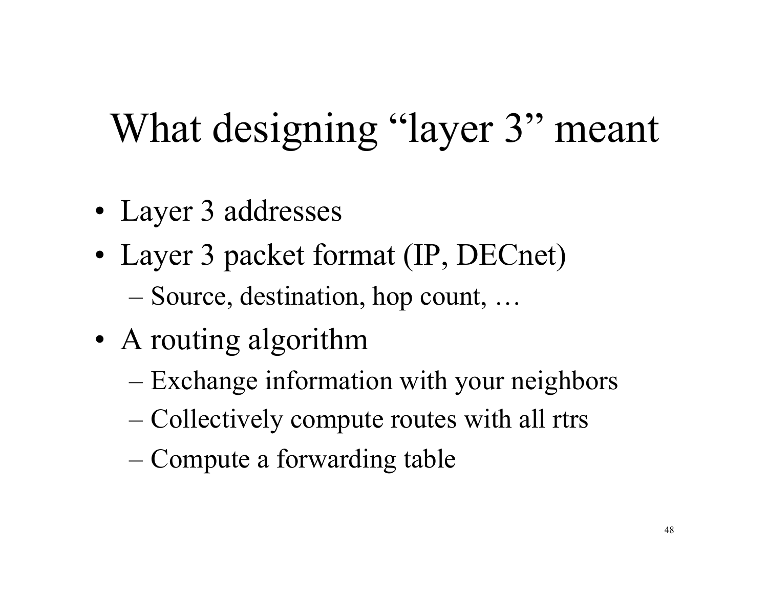# What designing "layer 3" meant

- Layer 3 addresses
- Layer 3 packet format (IP, DECnet)
  - Source, destination, hop count, …
- A routing algorithm
  - Exchange information with your neighbors
  - Collectively compute routes with all rtrs
  - Compute a forwarding table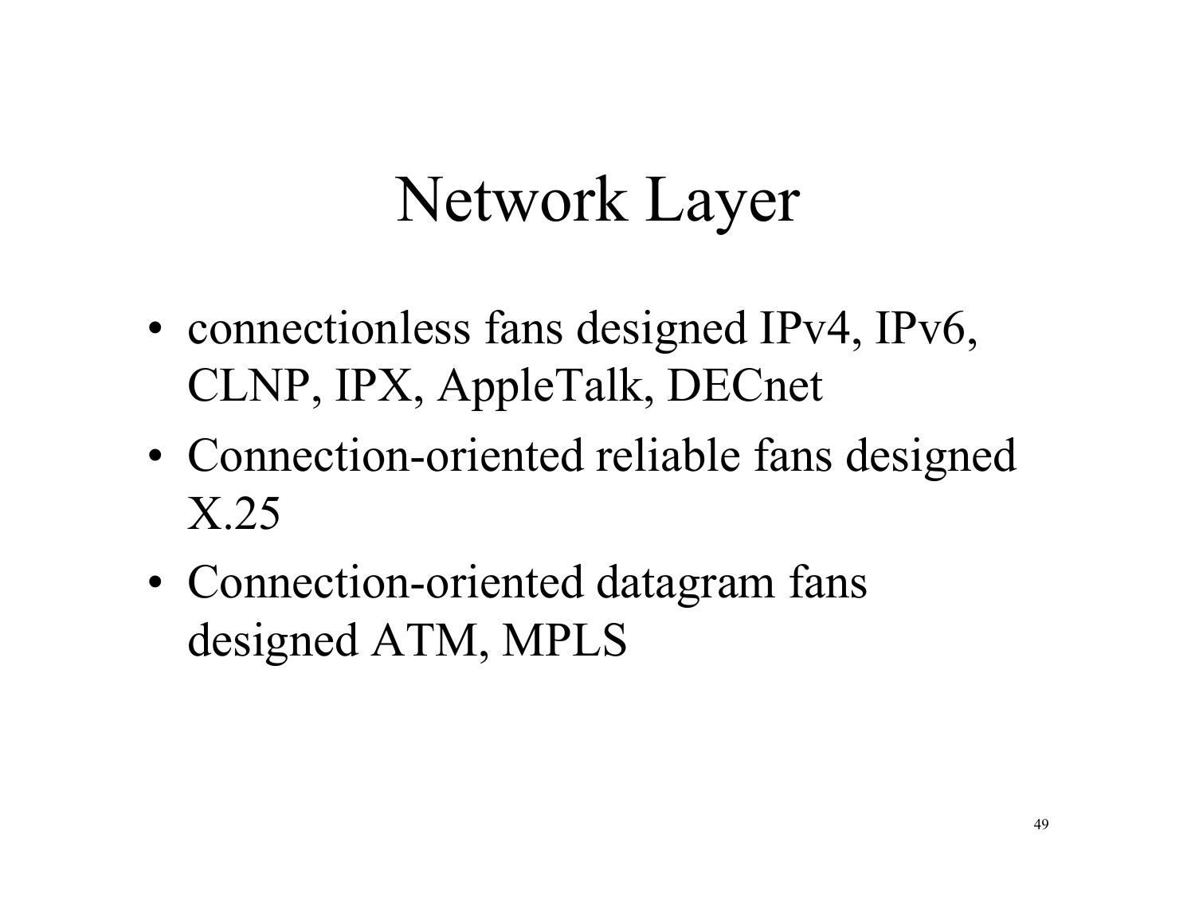# Network Layer

- connectionless fans designed IPv4, IPv6, CLNP, IPX, AppleTalk, DECnet
- Connection-oriented reliable fans designed X.25
- Connection-oriented datagram fans designed ATM, MPLS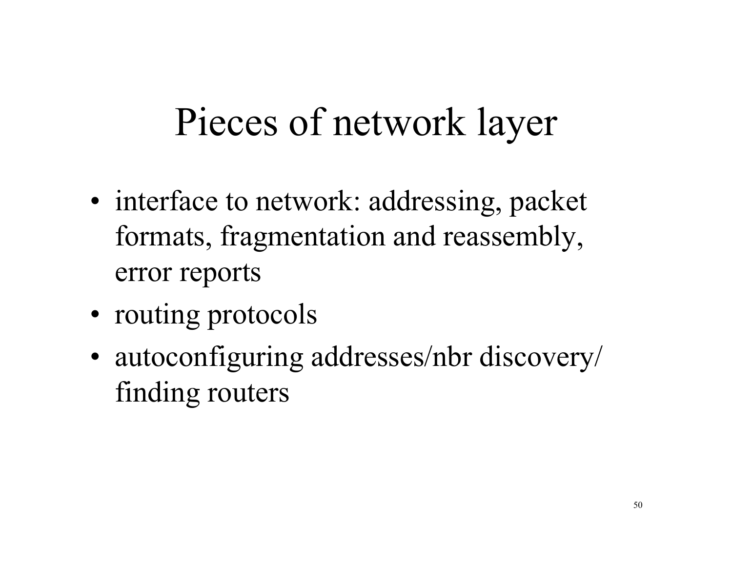# Pieces of network layer

- interface to network: addressing, packet formats, fragmentation and reassembly, error reports
- routing protocols
- autoconfiguring addresses/nbr discovery/ finding routers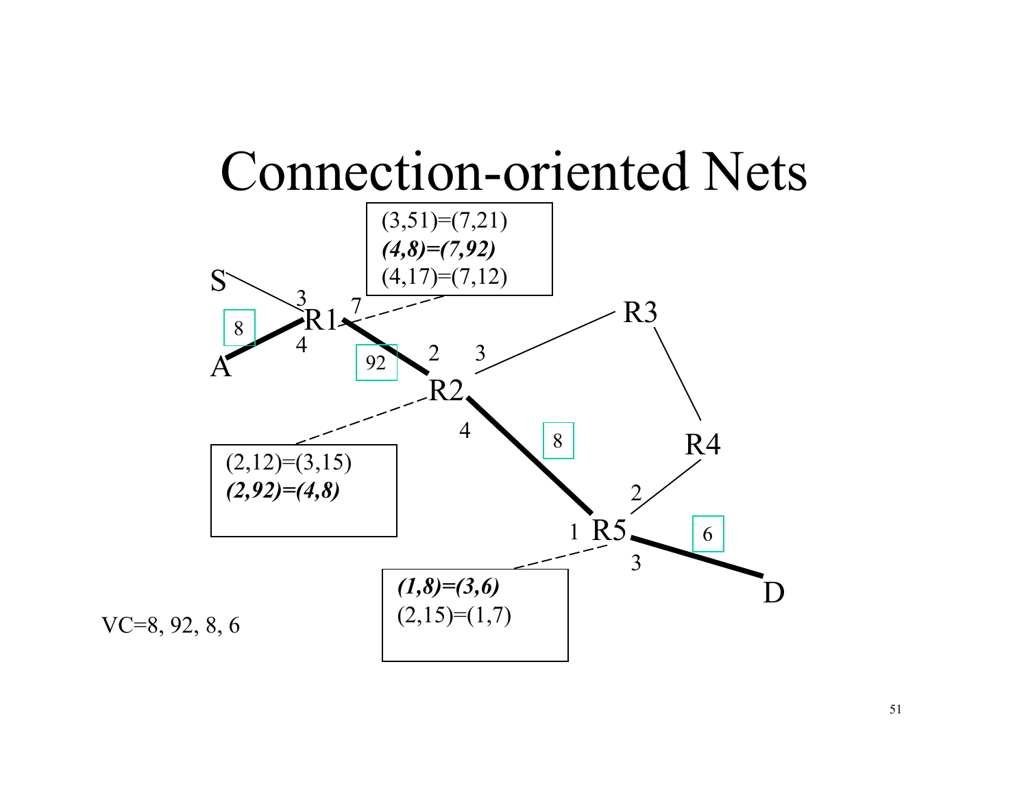# Connection-oriented Nets

(3,51)=(7,21)
***(4,8)=(7,92)***
(4,17)=(7,12)

S, A, R1, R2, R3, R4, R5, D

(2,12)=(3,15)
***(2,92)=(4,8)***

***(1,8)=(3,6)***
(2,15)=(1,7)

VC=8, 92, 8, 6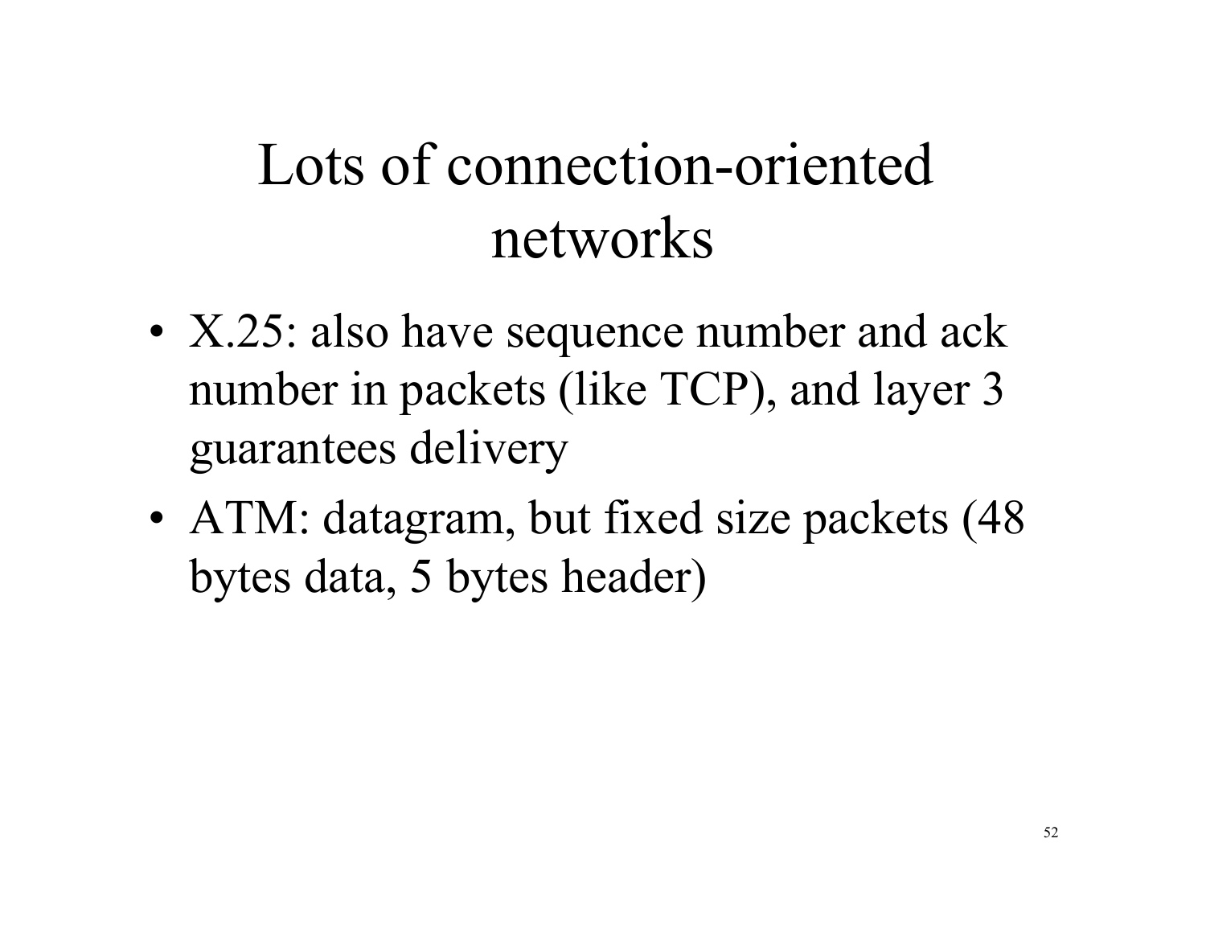# Lots of connection-oriented networks

- X.25: also have sequence number and ack number in packets (like TCP), and layer 3 guarantees delivery
- ATM: datagram, but fixed size packets (48 bytes data, 5 bytes header)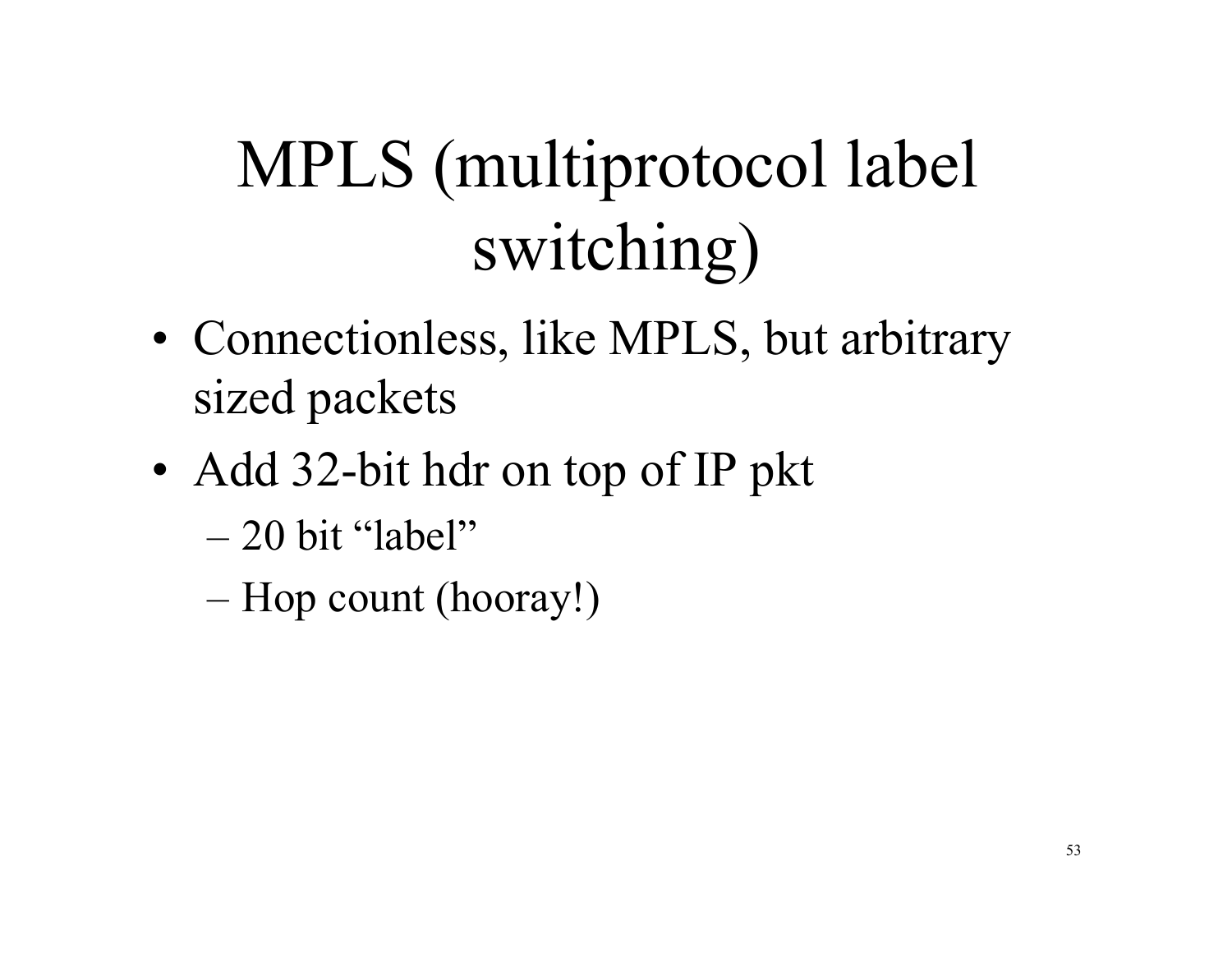# MPLS (multiprotocol label switching)

- Connectionless, like MPLS, but arbitrary sized packets
- Add 32-bit hdr on top of IP pkt
  - 20 bit "label"
  - Hop count (hooray!)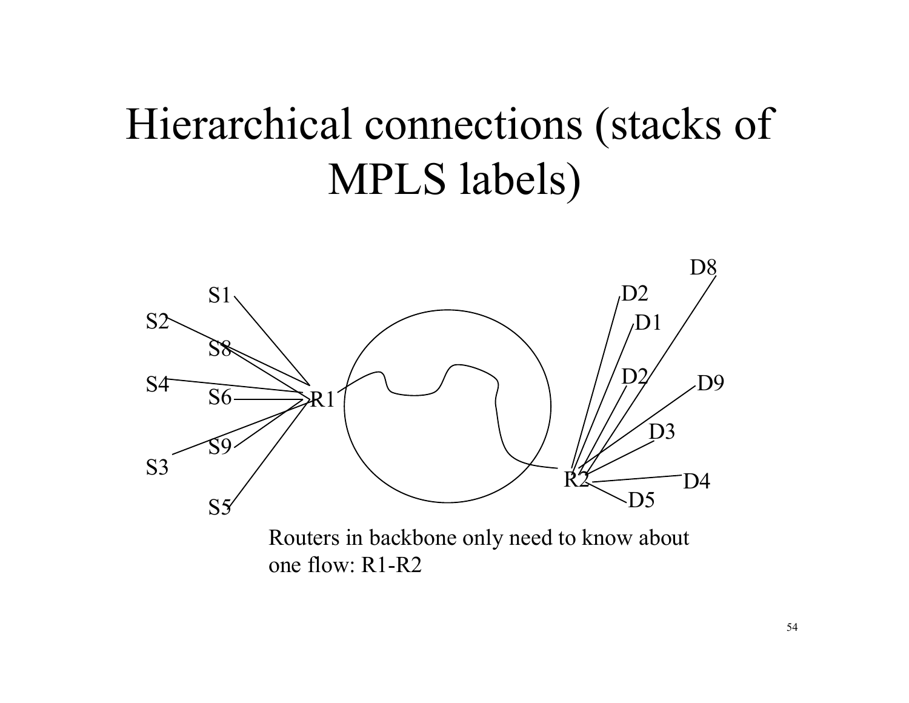# Hierarchical connections (stacks of MPLS labels)

S1 S2 S8 S4 S6 S9 S3 S5 R1

R2 D8 D2 D1 D2 D9 D3 D4 D5

Routers in backbone only need to know about one flow: R1-R2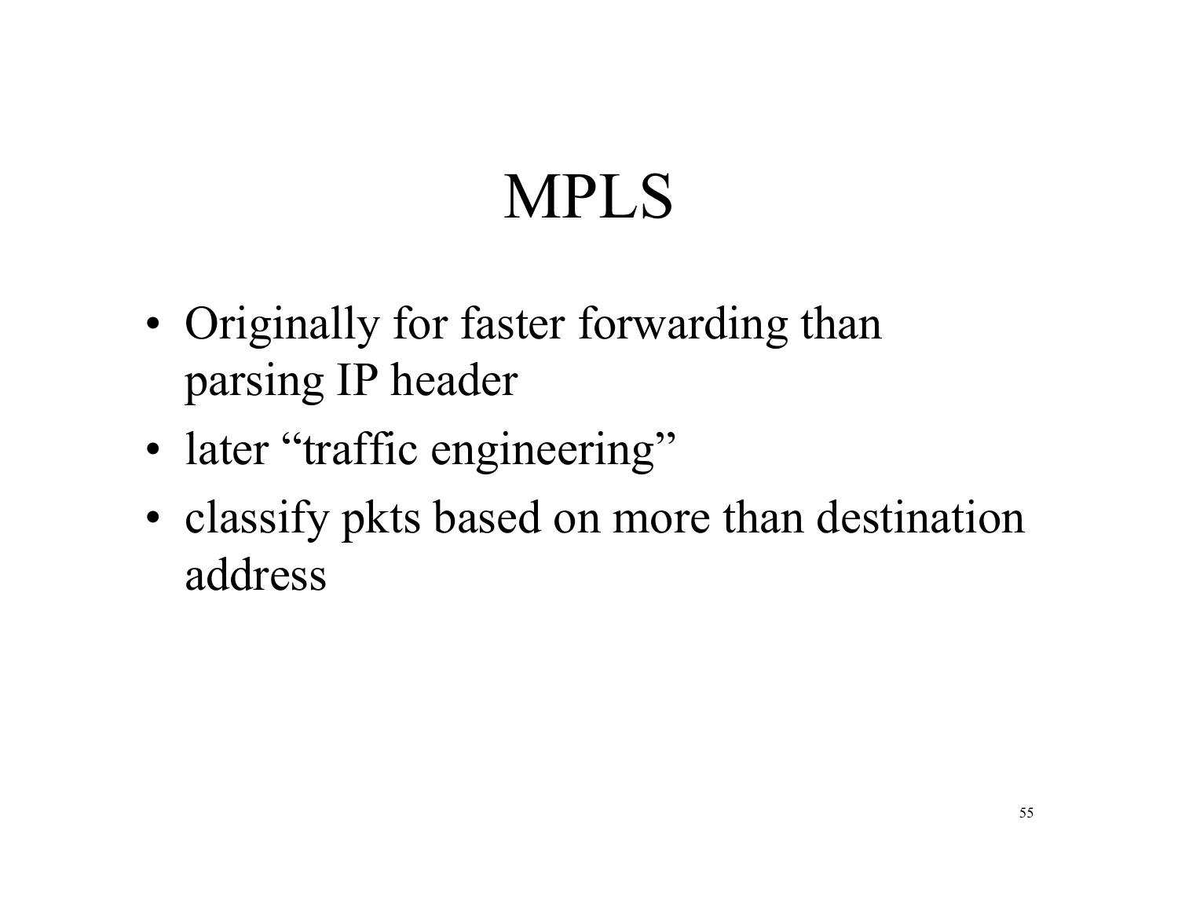# MPLS

- Originally for faster forwarding than parsing IP header
- later “traffic engineering”
- classify pkts based on more than destination address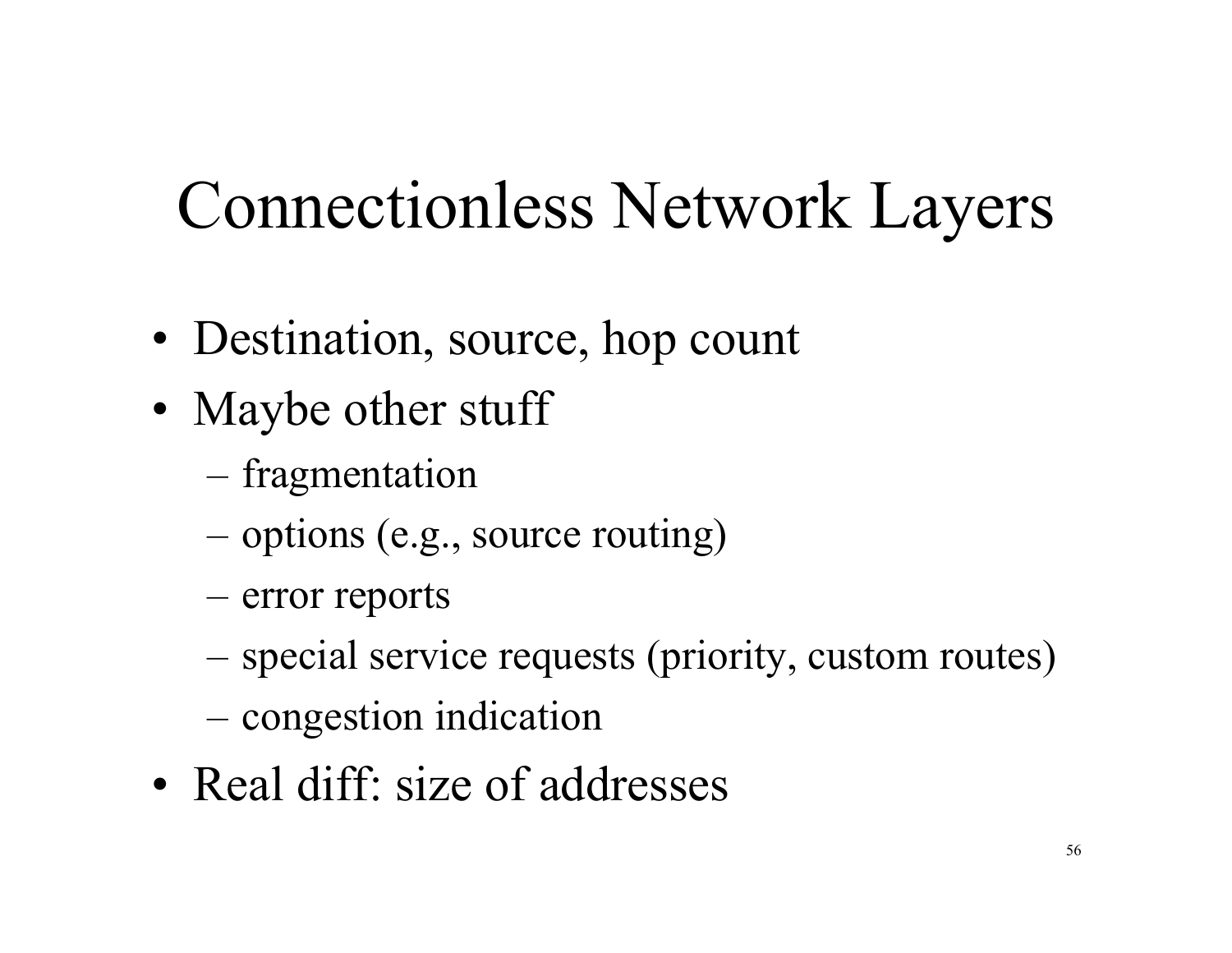# Connectionless Network Layers

- Destination, source, hop count
- Maybe other stuff
  - fragmentation
  - options (e.g., source routing)
  - error reports
  - special service requests (priority, custom routes)
  - congestion indication
- Real diff: size of addresses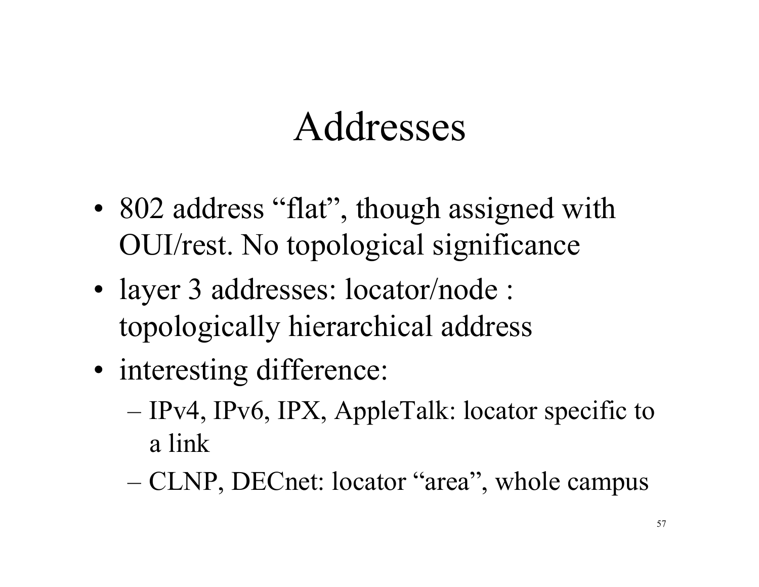# Addresses

- 802 address “flat”, though assigned with OUI/rest. No topological significance
- layer 3 addresses: locator/node : topologically hierarchical address
- interesting difference:
  - IPv4, IPv6, IPX, AppleTalk: locator specific to a link
  - CLNP, DECnet: locator “area”, whole campus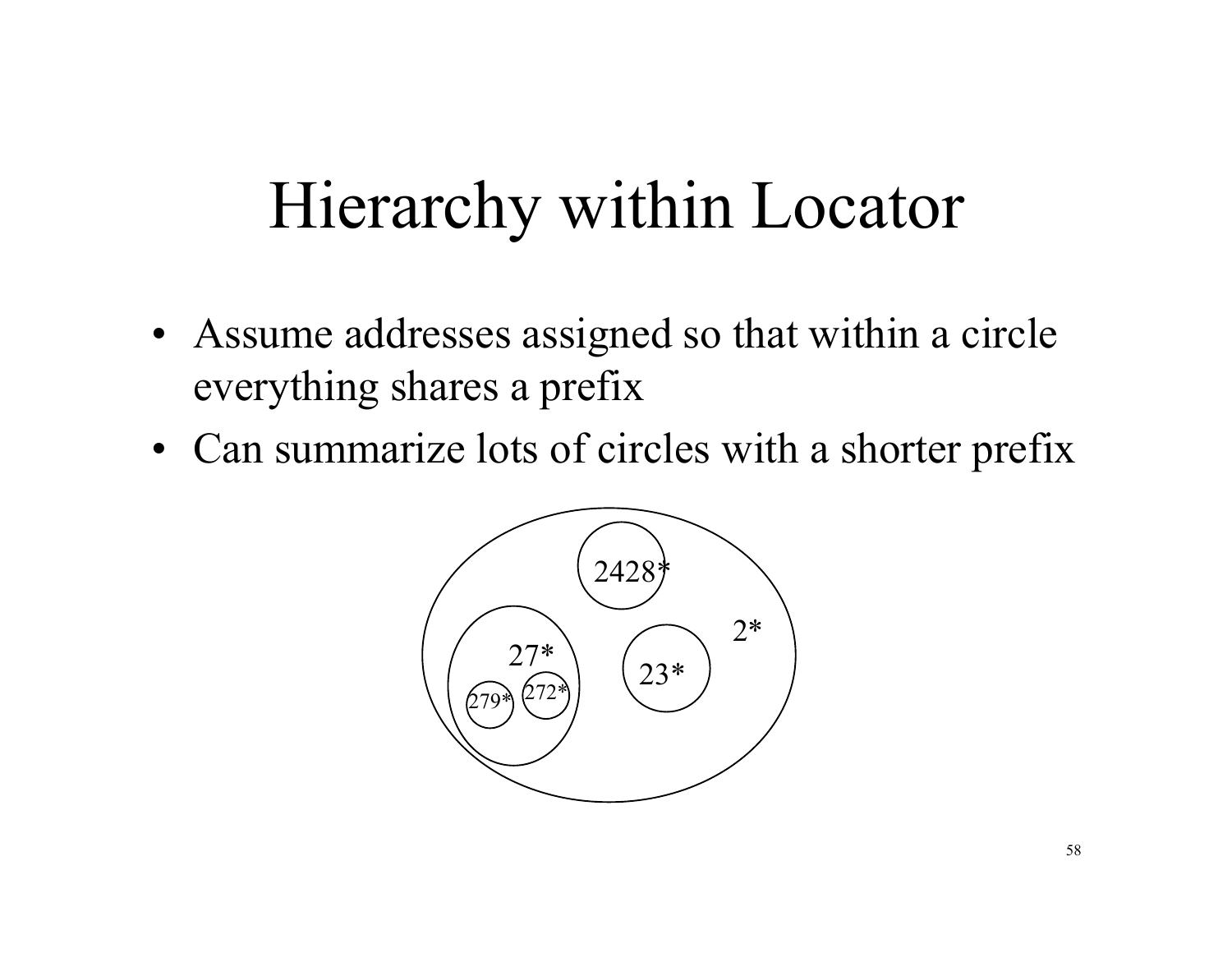# Hierarchy within Locator

- Assume addresses assigned so that within a circle everything shares a prefix
- Can summarize lots of circles with a shorter prefix

2428*

2*

27*

23*

279*

272*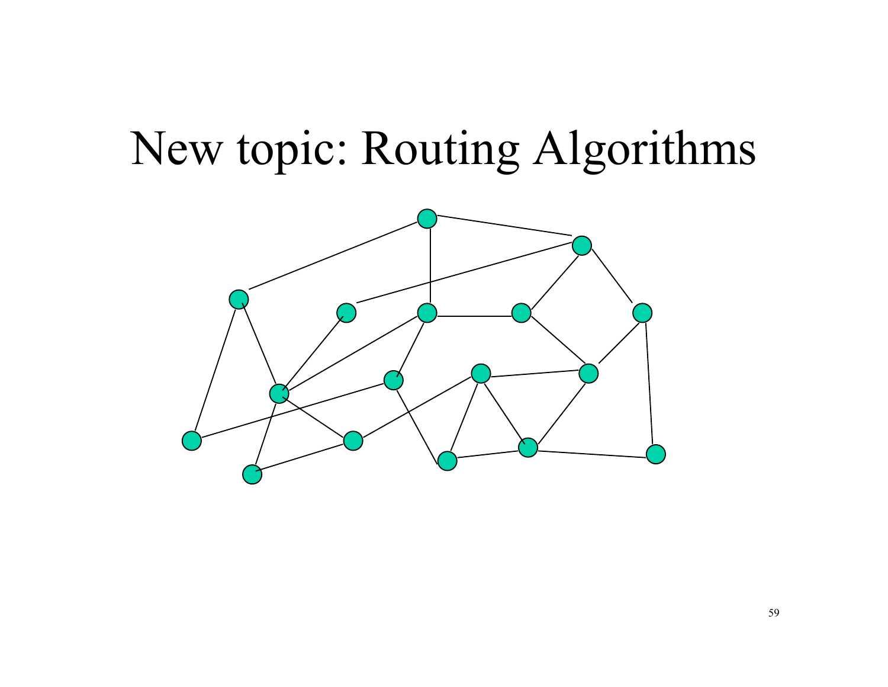# New topic: Routing Algorithms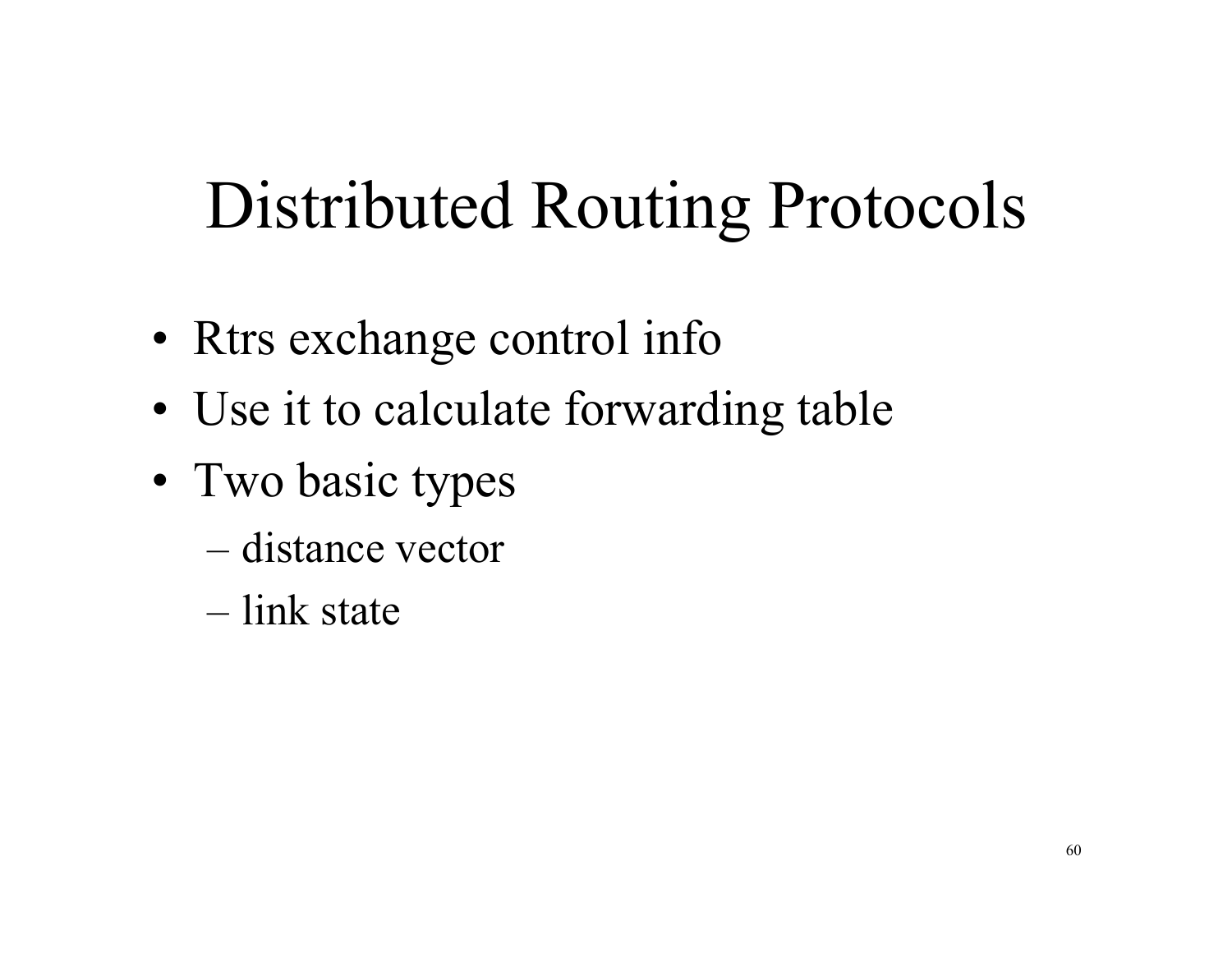# Distributed Routing Protocols

- Rtrs exchange control info
- Use it to calculate forwarding table
- Two basic types
  - distance vector
  - link state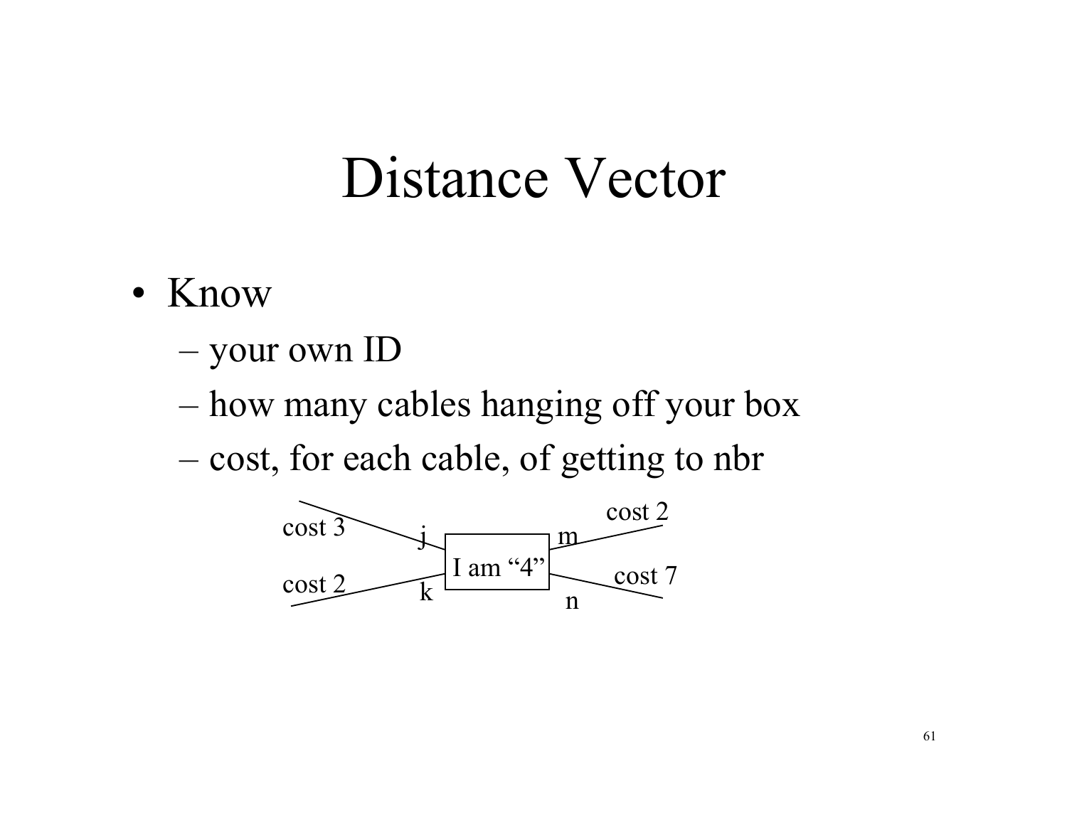# Distance Vector

- Know
  - your own ID
  - how many cables hanging off your box
  - cost, for each cable, of getting to nbr

cost 3 j | m cost 2

I am "4"

cost 2 k | n cost 7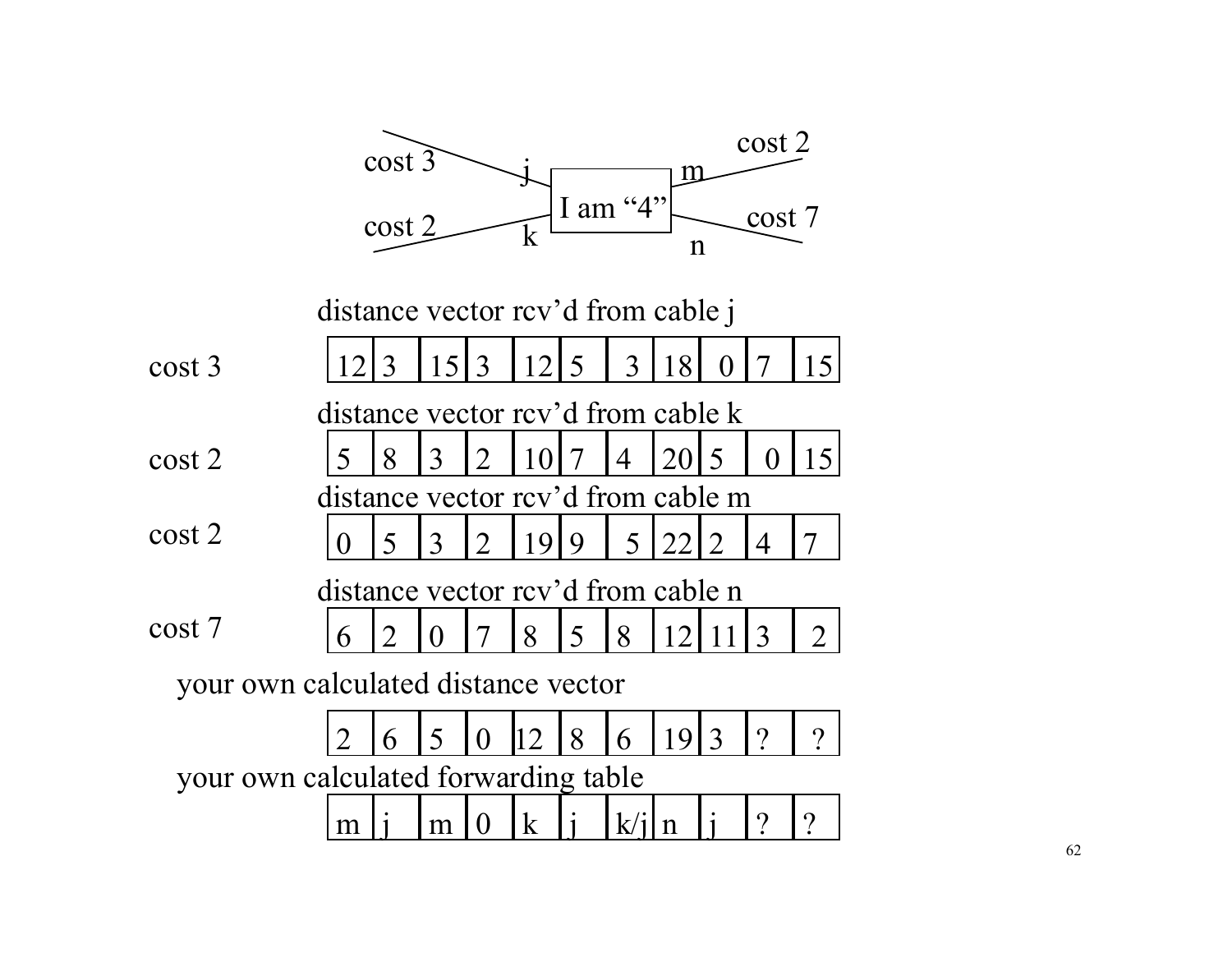cost 3 — j — **I am "4"** — m — cost 2

cost 2 — k — **I am "4"** — n — cost 7

distance vector rcv'd from cable j (cost 3)

| 12 | 3 | 15 | 3 | 12 | 5 | 3 | 18 | 0 | 7 | 15 |
|---|---|---|---|---|---|---|---|---|---|---|

distance vector rcv'd from cable k (cost 2)

| 5 | 8 | 3 | 2 | 10 | 7 | 4 | 20 | 5 | 0 | 15 |
|---|---|---|---|---|---|---|---|---|---|---|

distance vector rcv'd from cable m (cost 2)

| 0 | 5 | 3 | 2 | 19 | 9 | 5 | 22 | 2 | 4 | 7 |
|---|---|---|---|---|---|---|---|---|---|---|

distance vector rcv'd from cable n (cost 7)

| 6 | 2 | 0 | 7 | 8 | 5 | 8 | 12 | 11 | 3 | 2 |
|---|---|---|---|---|---|---|---|---|---|---|

your own calculated distance vector

| 2 | 6 | 5 | 0 | 12 | 8 | 6 | 19 | 3 | ? | ? |
|---|---|---|---|---|---|---|---|---|---|---|

your own calculated forwarding table

| m | j | m | 0 | k | j | k/j | n | j | ? | ? |
|---|---|---|---|---|---|---|---|---|---|---|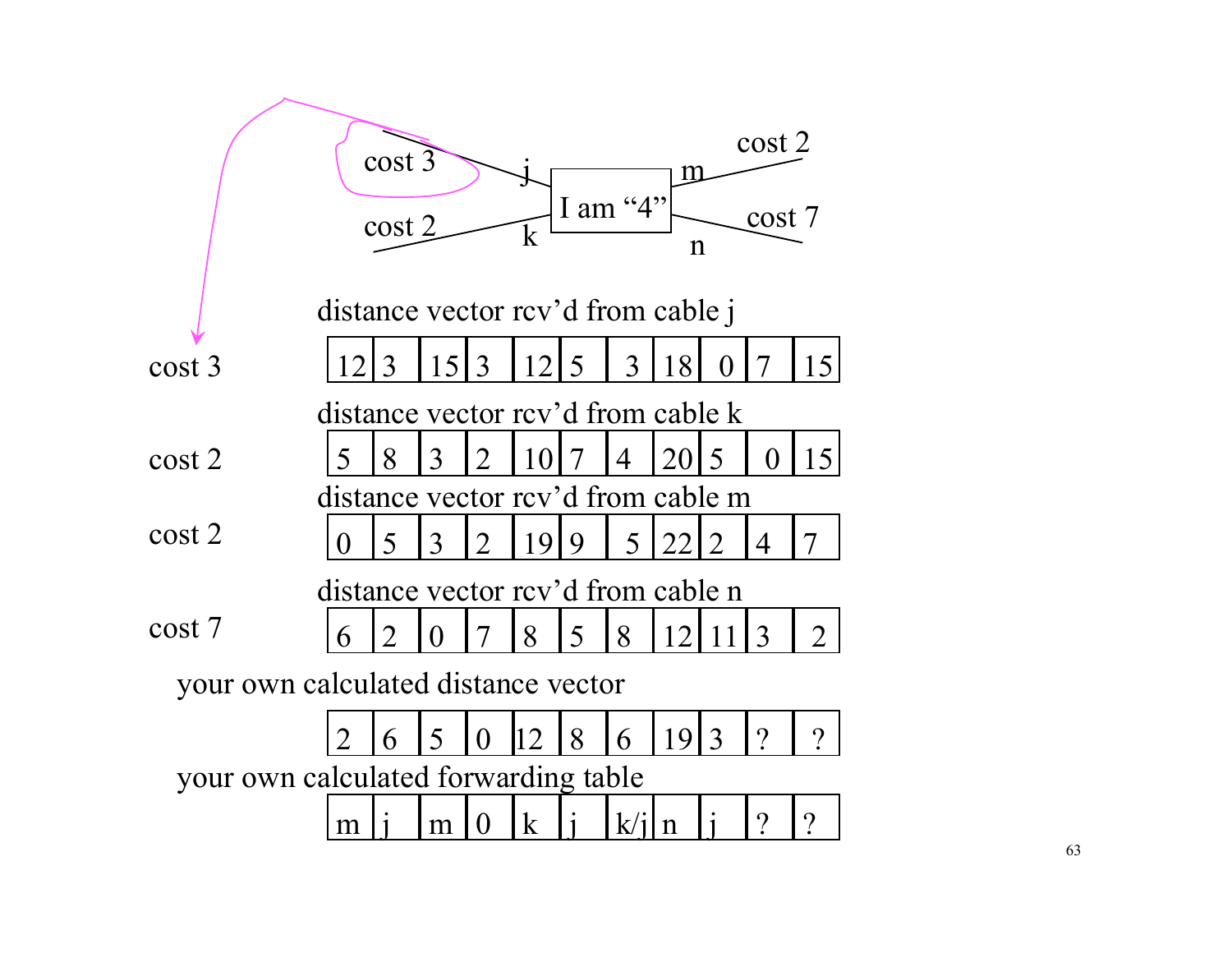cost 3 — j — I am "4" — m — cost 2

cost 2 — k — n — cost 7

distance vector rcv'd from cable j (cost 3)

| 12 | 3 | 15 | 3 | 12 | 5 | 3 | 18 | 0 | 7 | 15 |
|---|---|---|---|---|---|---|---|---|---|---|

distance vector rcv'd from cable k (cost 2)

| 5 | 8 | 3 | 2 | 10 | 7 | 4 | 20 | 5 | 0 | 15 |
|---|---|---|---|---|---|---|---|---|---|---|

distance vector rcv'd from cable m (cost 2)

| 0 | 5 | 3 | 2 | 19 | 9 | 5 | 22 | 2 | 4 | 7 |
|---|---|---|---|---|---|---|---|---|---|---|

distance vector rcv'd from cable n (cost 7)

| 6 | 2 | 0 | 7 | 8 | 5 | 8 | 12 | 11 | 3 | 2 |
|---|---|---|---|---|---|---|---|---|---|---|

your own calculated distance vector

| 2 | 6 | 5 | 0 | 12 | 8 | 6 | 19 | 3 | ? | ? |
|---|---|---|---|---|---|---|---|---|---|---|

your own calculated forwarding table

| m | j | m | 0 | k | j | k/j | n | j | ? | ? |
|---|---|---|---|---|---|---|---|---|---|---|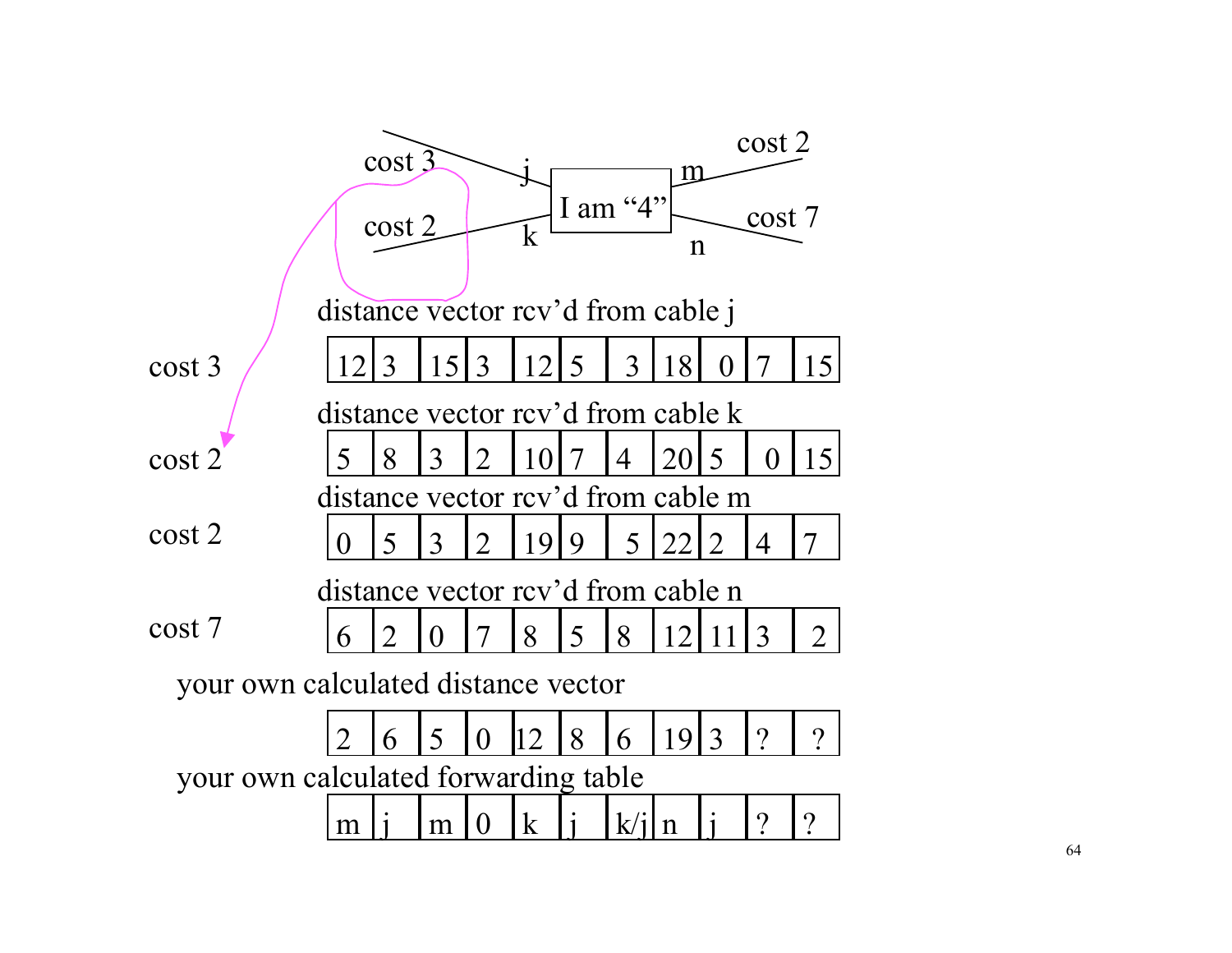I am "4"

- j: cost 3
- k: cost 2
- m: cost 2
- n: cost 7

distance vector rcv'd from cable j (cost 3)

| 12 | 3 | 15 | 3 | 12 | 5 | 3 | 18 | 0 | 7 | 15 |
|---|---|---|---|---|---|---|---|---|---|---|

distance vector rcv'd from cable k (cost 2)

| 5 | 8 | 3 | 2 | 10 | 7 | 4 | 20 | 5 | 0 | 15 |
|---|---|---|---|---|---|---|---|---|---|---|

distance vector rcv'd from cable m (cost 2)

| 0 | 5 | 3 | 2 | 19 | 9 | 5 | 22 | 2 | 4 | 7 |
|---|---|---|---|---|---|---|---|---|---|---|

distance vector rcv'd from cable n (cost 7)

| 6 | 2 | 0 | 7 | 8 | 5 | 8 | 12 | 11 | 3 | 2 |
|---|---|---|---|---|---|---|---|---|---|---|

your own calculated distance vector

| 2 | 6 | 5 | 0 | 12 | 8 | 6 | 19 | 3 | ? | ? |
|---|---|---|---|---|---|---|---|---|---|---|

your own calculated forwarding table

| m | j | m | 0 | k | j | k/j | n | j | ? | ? |
|---|---|---|---|---|---|---|---|---|---|---|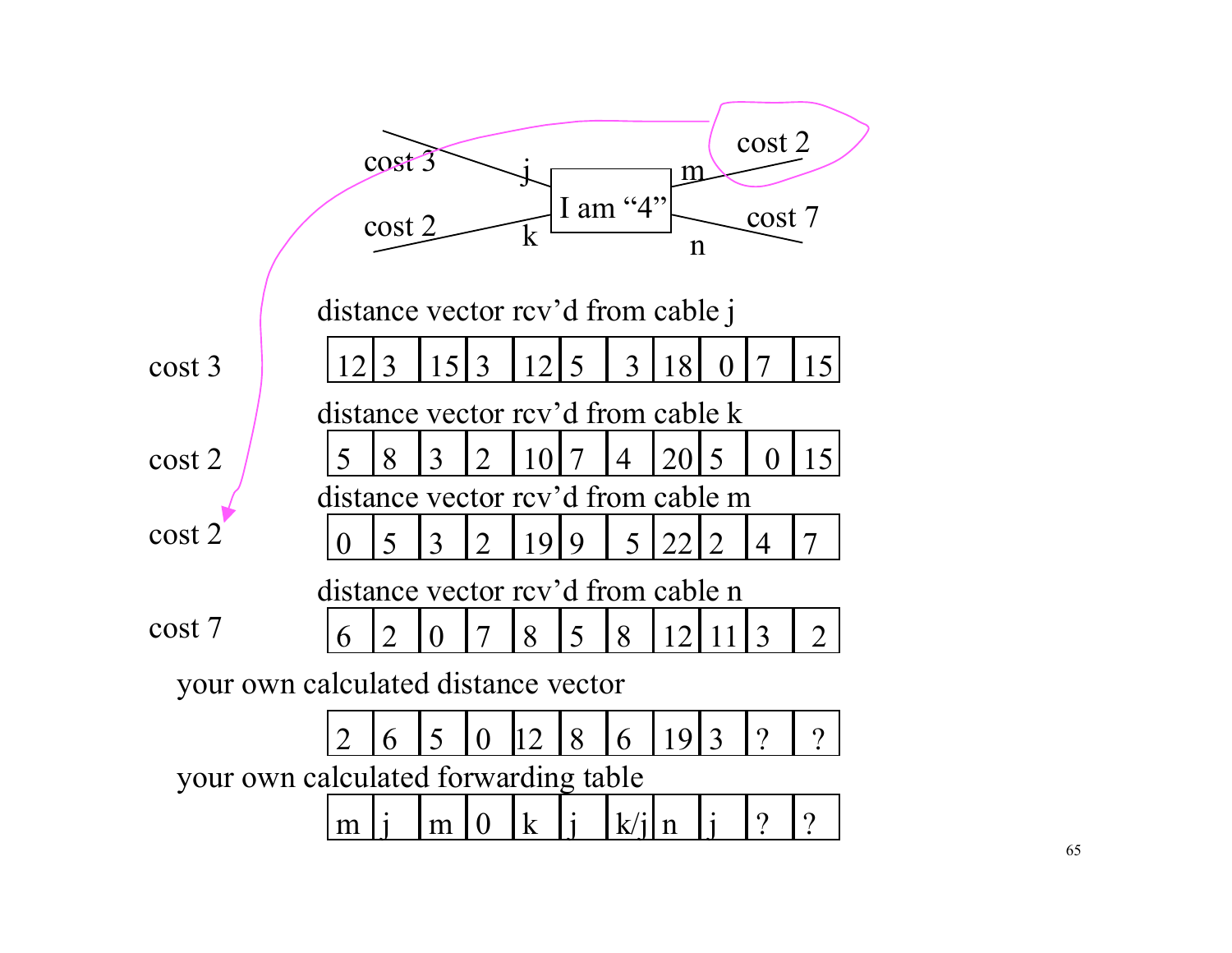cost 3 — j — **I am "4"** — m — cost 2

cost 2 — k — n — cost 7

distance vector rcv'd from cable j (cost 3)

| 12 | 3 | 15 | 3 | 12 | 5 | 3 | 18 | 0 | 7 | 15 |
|---|---|---|---|---|---|---|---|---|---|---|

distance vector rcv'd from cable k (cost 2)

| 5 | 8 | 3 | 2 | 10 | 7 | 4 | 20 | 5 | 0 | 15 |
|---|---|---|---|---|---|---|---|---|---|---|

distance vector rcv'd from cable m (cost 2)

| 0 | 5 | 3 | 2 | 19 | 9 | 5 | 22 | 2 | 4 | 7 |
|---|---|---|---|---|---|---|---|---|---|---|

distance vector rcv'd from cable n (cost 7)

| 6 | 2 | 0 | 7 | 8 | 5 | 8 | 12 | 11 | 3 | 2 |
|---|---|---|---|---|---|---|---|---|---|---|

your own calculated distance vector

| 2 | 6 | 5 | 0 | 12 | 8 | 6 | 19 | 3 | ? | ? |
|---|---|---|---|---|---|---|---|---|---|---|

your own calculated forwarding table

| m | j | m | 0 | k | j | k/j | n | j | ? | ? |
|---|---|---|---|---|---|---|---|---|---|---|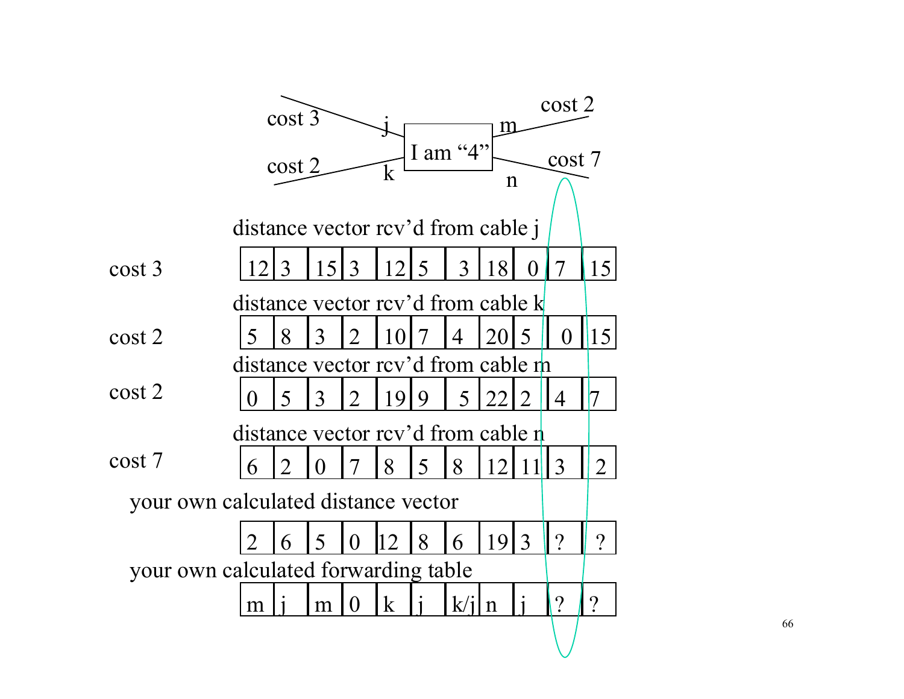I am "4"

- cable j: cost 3
- cable k: cost 2
- cable m: cost 2
- cable n: cost 7

distance vector rcv'd from cable j (cost 3)

| 12 | 3 | 15 | 3 | 12 | 5 | 3 | 18 | 0 | 7 | 15 |
|---|---|---|---|---|---|---|---|---|---|---|

distance vector rcv'd from cable k (cost 2)

| 5 | 8 | 3 | 2 | 10 | 7 | 4 | 20 | 5 | 0 | 15 |
|---|---|---|---|---|---|---|---|---|---|---|

distance vector rcv'd from cable m (cost 2)

| 0 | 5 | 3 | 2 | 19 | 9 | 5 | 22 | 2 | 4 | 7 |
|---|---|---|---|---|---|---|---|---|---|---|

distance vector rcv'd from cable n (cost 7)

| 6 | 2 | 0 | 7 | 8 | 5 | 8 | 12 | 11 | 3 | 2 |
|---|---|---|---|---|---|---|---|---|---|---|

your own calculated distance vector

| 2 | 6 | 5 | 0 | 12 | 8 | 6 | 19 | 3 | ? | ? |
|---|---|---|---|---|---|---|---|---|---|---|

your own calculated forwarding table

| m | j | m | 0 | k | j | k/j | n | j | ? | ? |
|---|---|---|---|---|---|---|---|---|---|---|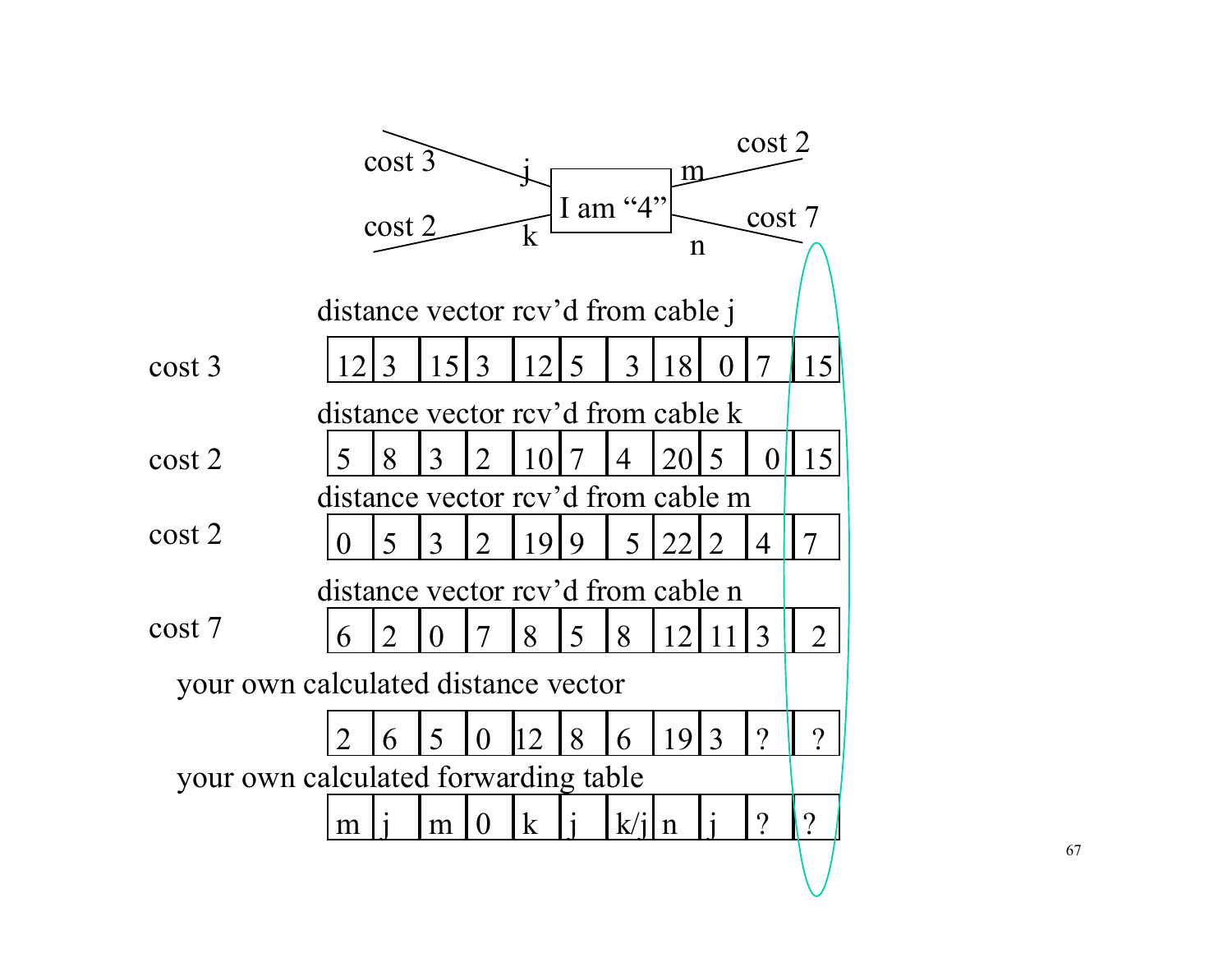I am "4"

- cable j: cost 3
- cable k: cost 2
- cable m: cost 2
- cable n: cost 7

distance vector rcv'd from cable j (cost 3)

| 12 | 3 | 15 | 3 | 12 | 5 | 3 | 18 | 0 | 7 | 15 |
|---|---|---|---|---|---|---|---|---|---|---|

distance vector rcv'd from cable k (cost 2)

| 5 | 8 | 3 | 2 | 10 | 7 | 4 | 20 | 5 | 0 | 15 |
|---|---|---|---|---|---|---|---|---|---|---|

distance vector rcv'd from cable m (cost 2)

| 0 | 5 | 3 | 2 | 19 | 9 | 5 | 22 | 2 | 4 | 7 |
|---|---|---|---|---|---|---|---|---|---|---|

distance vector rcv'd from cable n (cost 7)

| 6 | 2 | 0 | 7 | 8 | 5 | 8 | 12 | 11 | 3 | 2 |
|---|---|---|---|---|---|---|---|---|---|---|

your own calculated distance vector

| 2 | 6 | 5 | 0 | 12 | 8 | 6 | 19 | 3 | ? | ? |
|---|---|---|---|---|---|---|---|---|---|---|

your own calculated forwarding table

| m | j | m | 0 | k | j | k/j | n | j | ? | ? |
|---|---|---|---|---|---|---|---|---|---|---|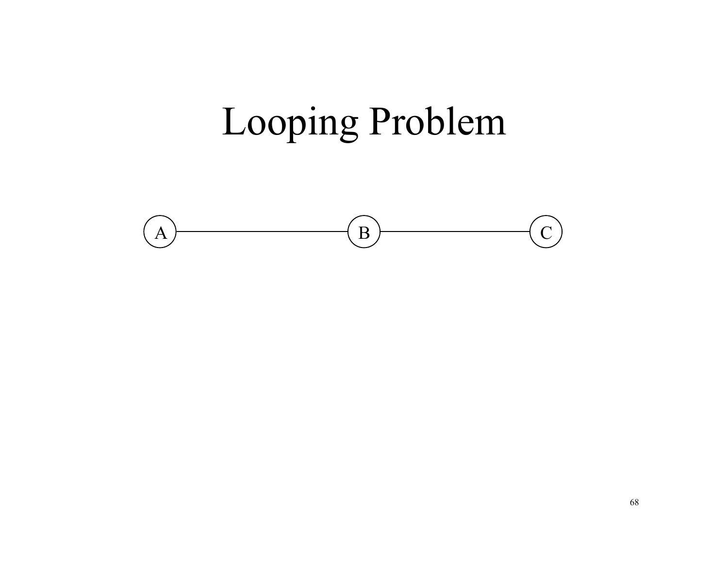# Looping Problem

A B C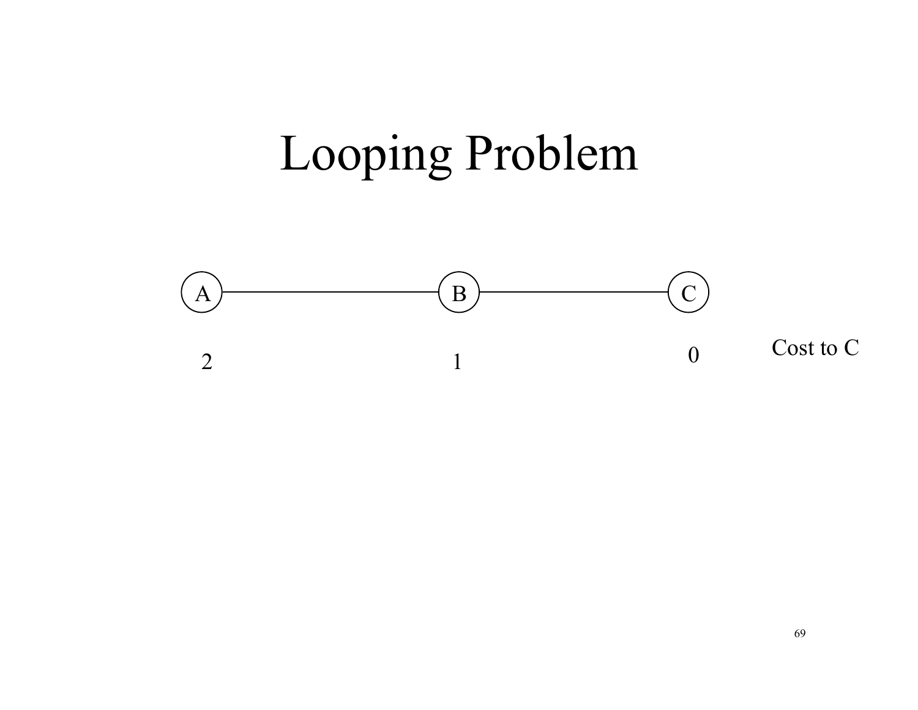# Looping Problem

A — B — C

| A | B | C | |
|---|---|---|---|
| 2 | 1 | 0 | Cost to C |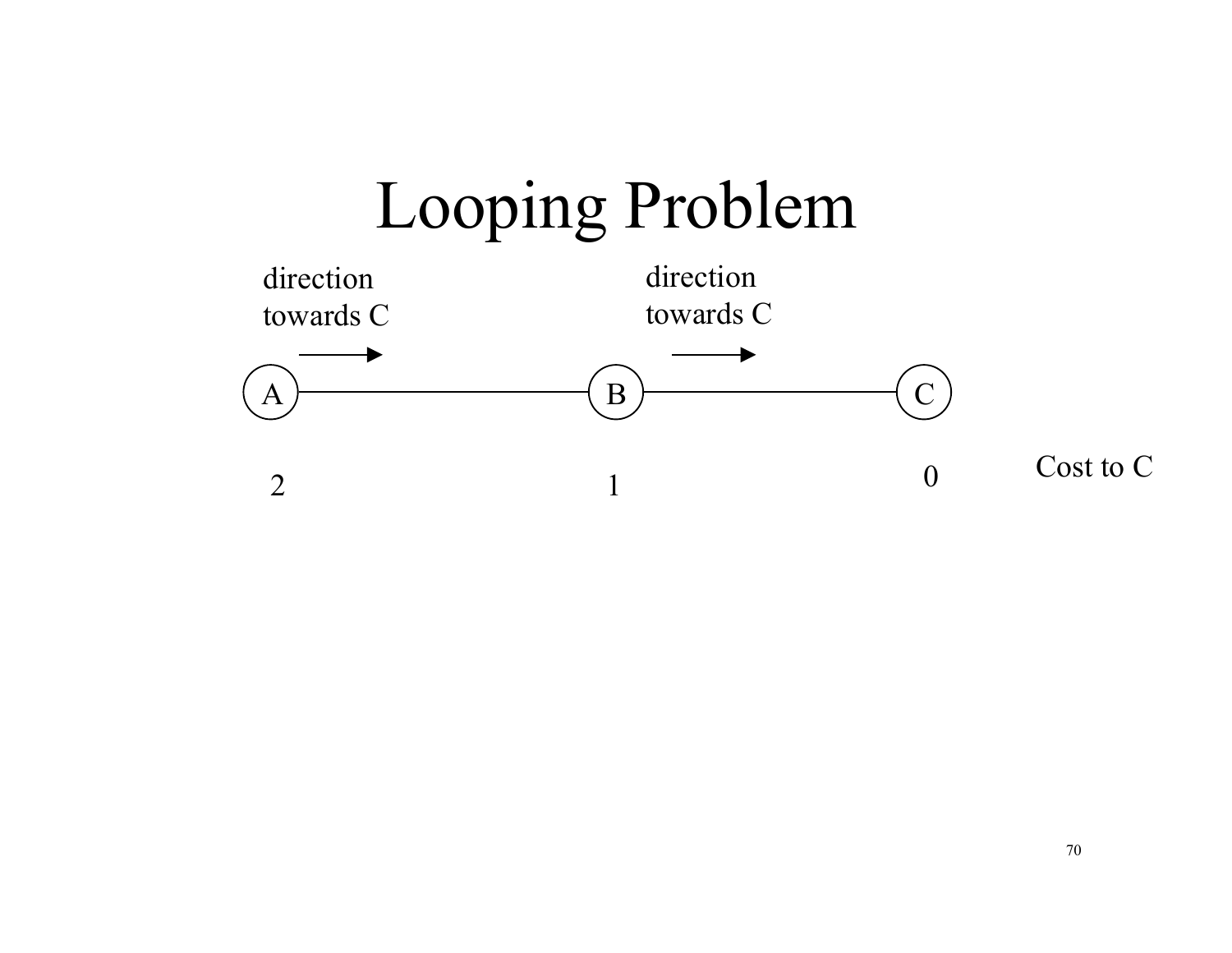# Looping Problem

direction towards C → (A to B)

direction towards C → (B to C)

A — B — C

| A | B | C | |
|---|---|---|---|
| 2 | 1 | 0 | Cost to C |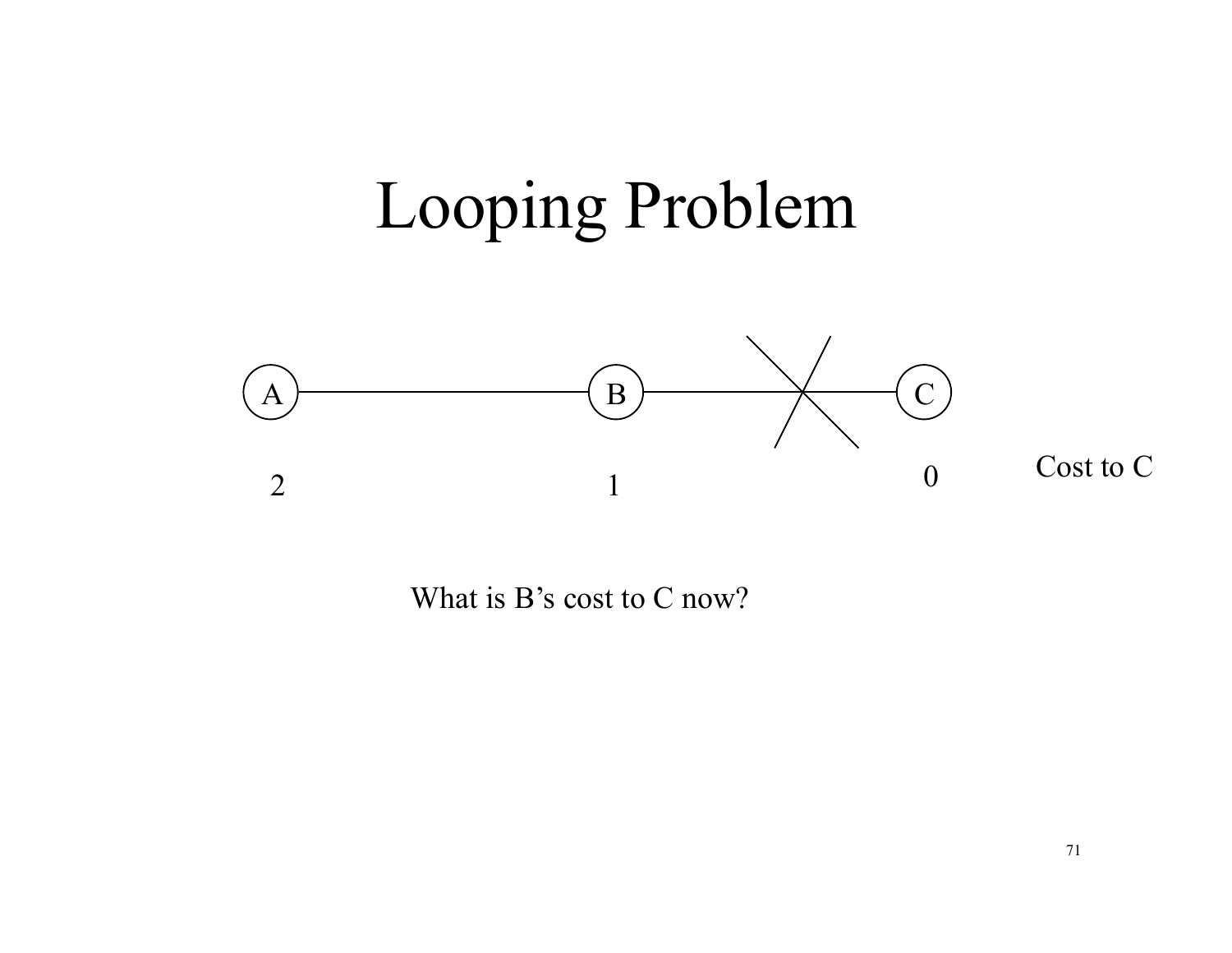# Looping Problem

A — B — ✕ — C

| A | B | C | |
|---|---|---|---|
| 2 | 1 | 0 | Cost to C |

What is B's cost to C now?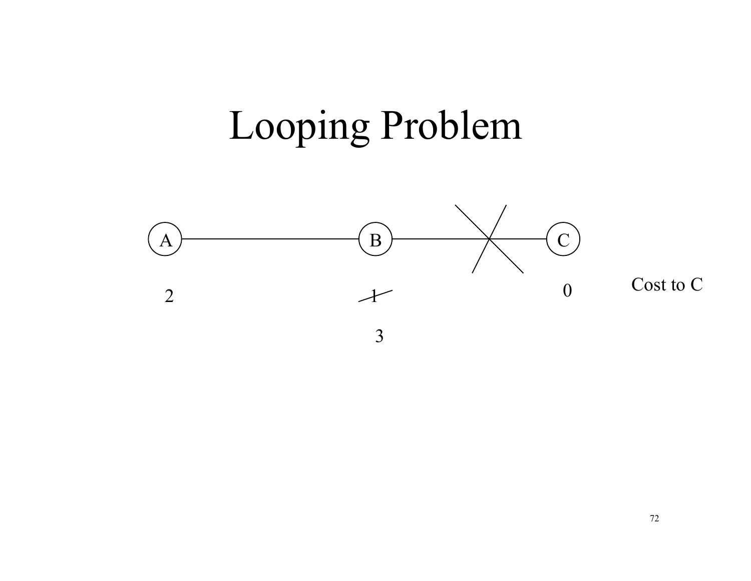# Looping Problem

A — B — ✕ — C

| A | B | C | |
|---|---|---|---|
| 2 | ~~1~~ | 0 | Cost to C |
| | 3 | | |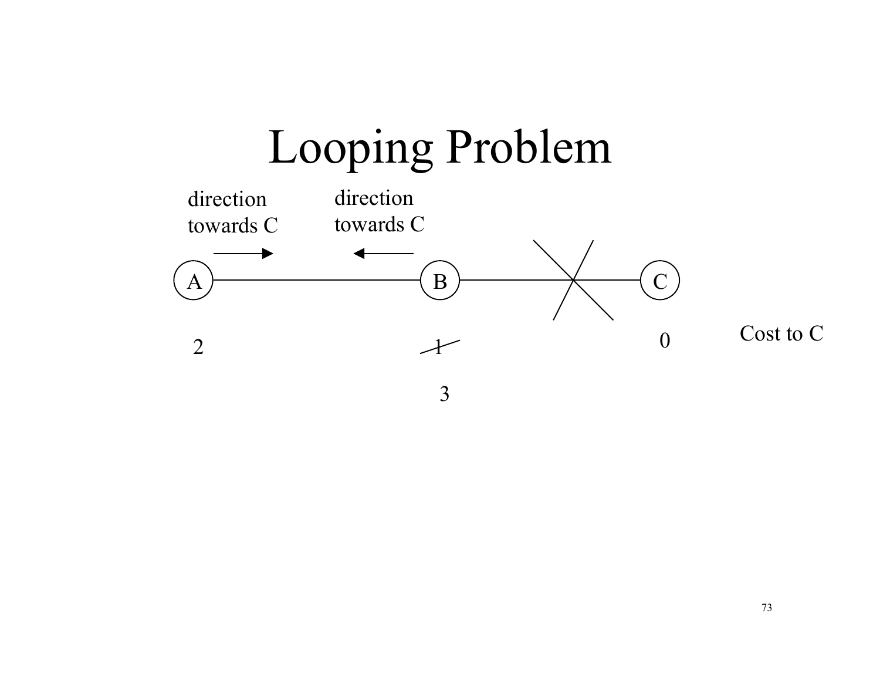# Looping Problem

direction towards C →

← direction towards C

A — B —✕— C

Cost to C

A: 2

B: ~~1~~ 3

C: 0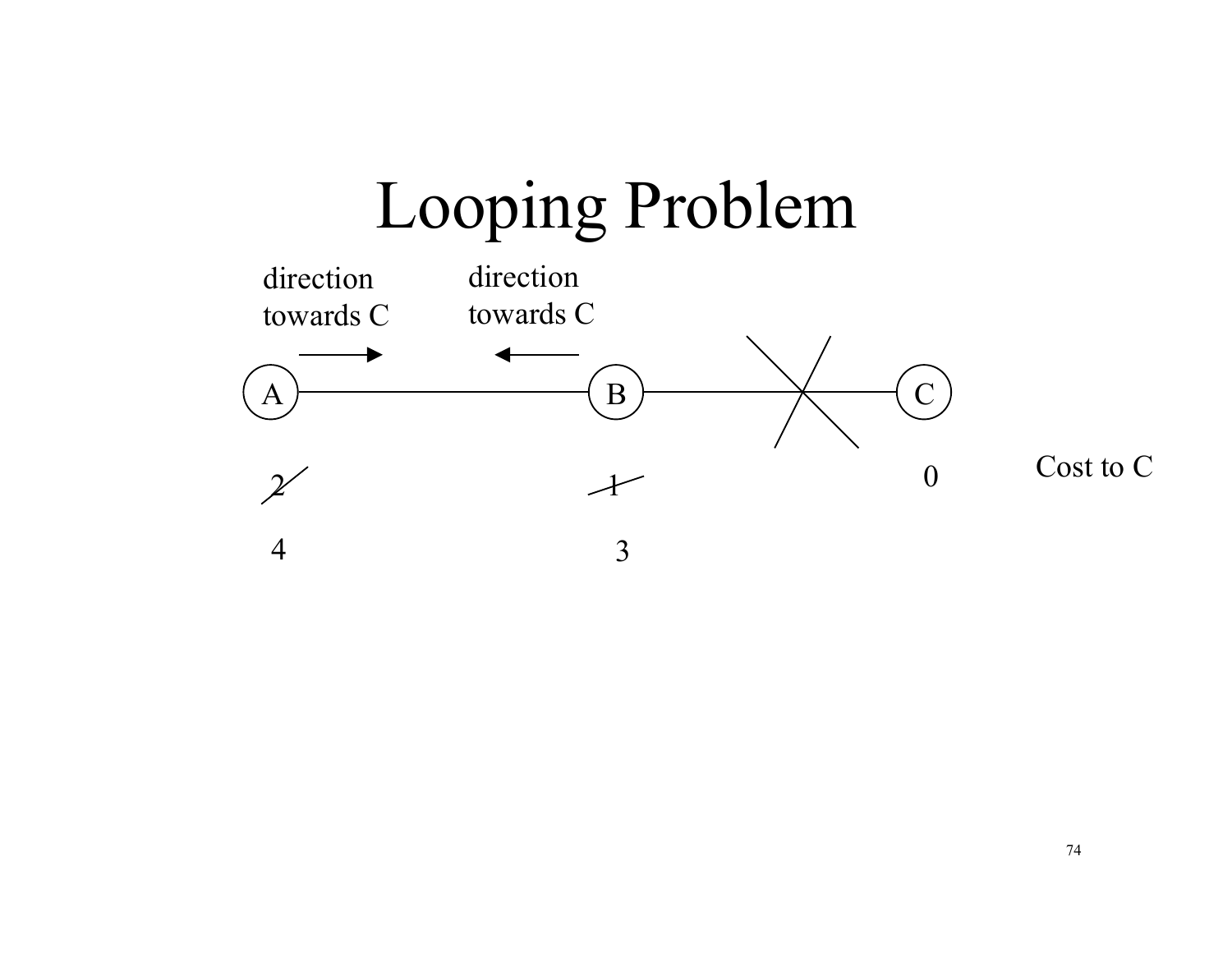# Looping Problem

direction towards C →

← direction towards C

A ——— B ——X—— C

Cost to C:

| A | B | C |
| --- | --- | --- |
| ~~2~~ | ~~1~~ | 0 |
| 4 | 3 | |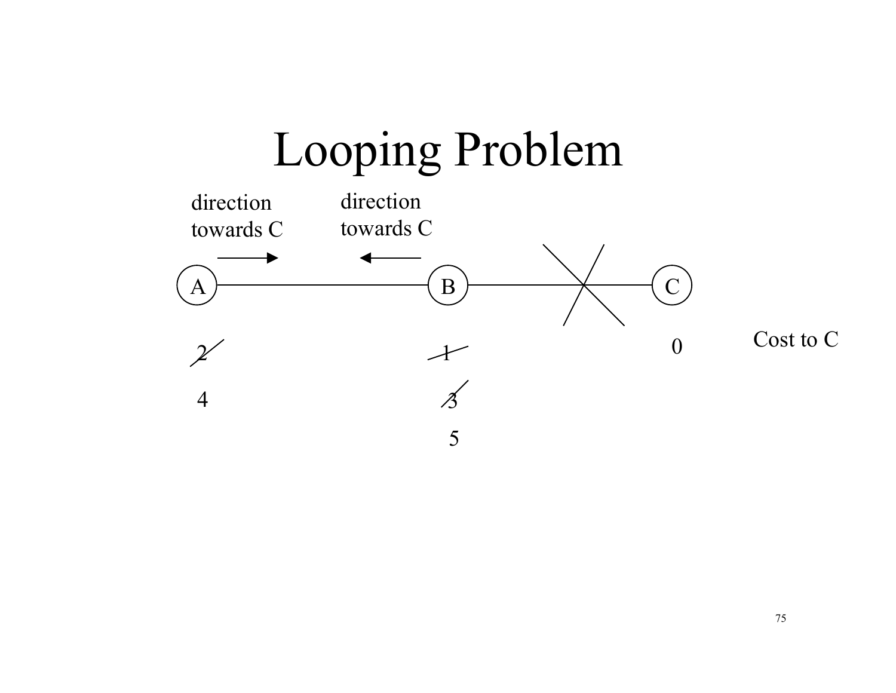# Looping Problem

direction towards C →

← direction towards C

A ——— B ——✕—— C

Cost to C

| A | B | C |
|---|---|---|
| ~~2~~ | ~~1~~ | 0 |
| 4 | ~~3~~ | |
| | 5 | |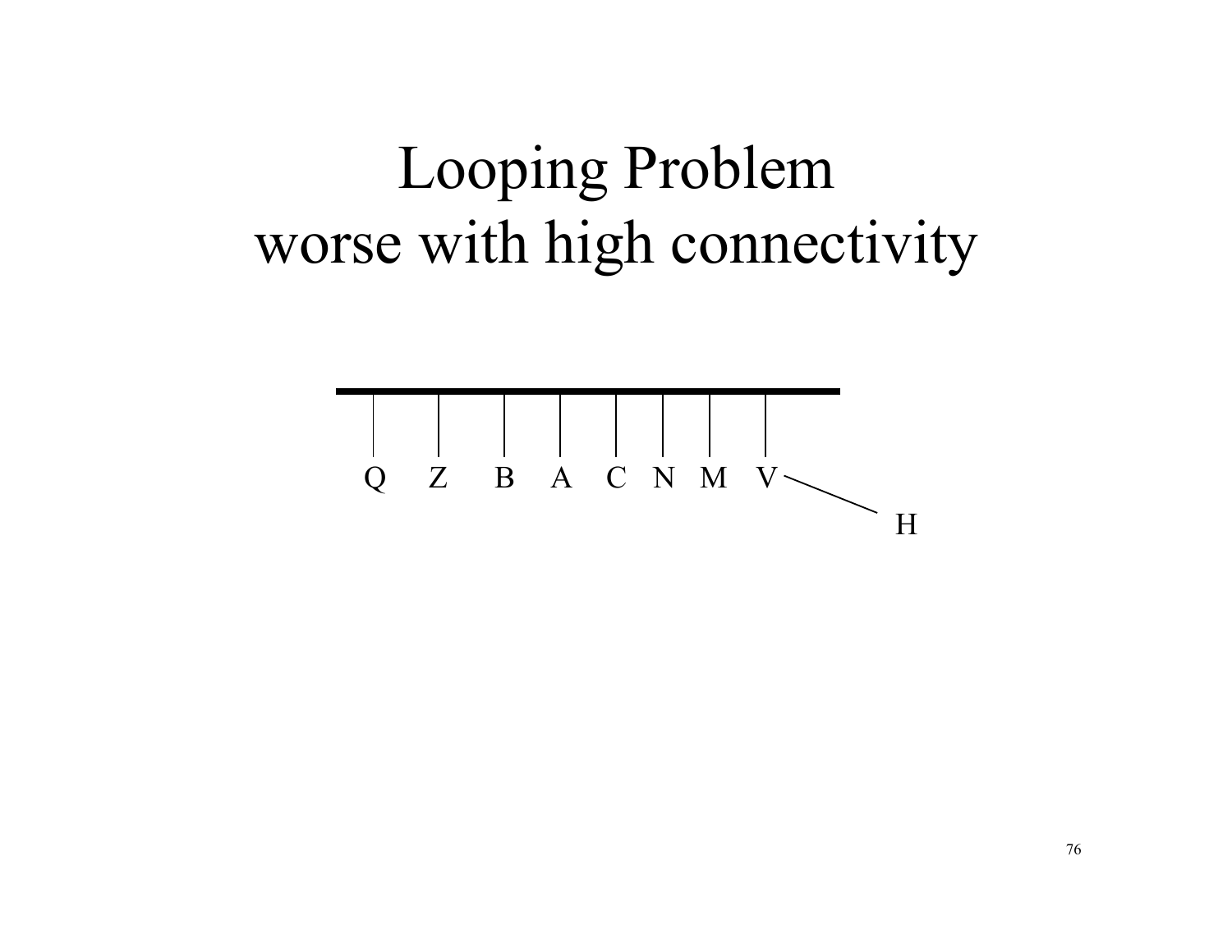# Looping Problem
# worse with high connectivity

Q Z B A C N M V

H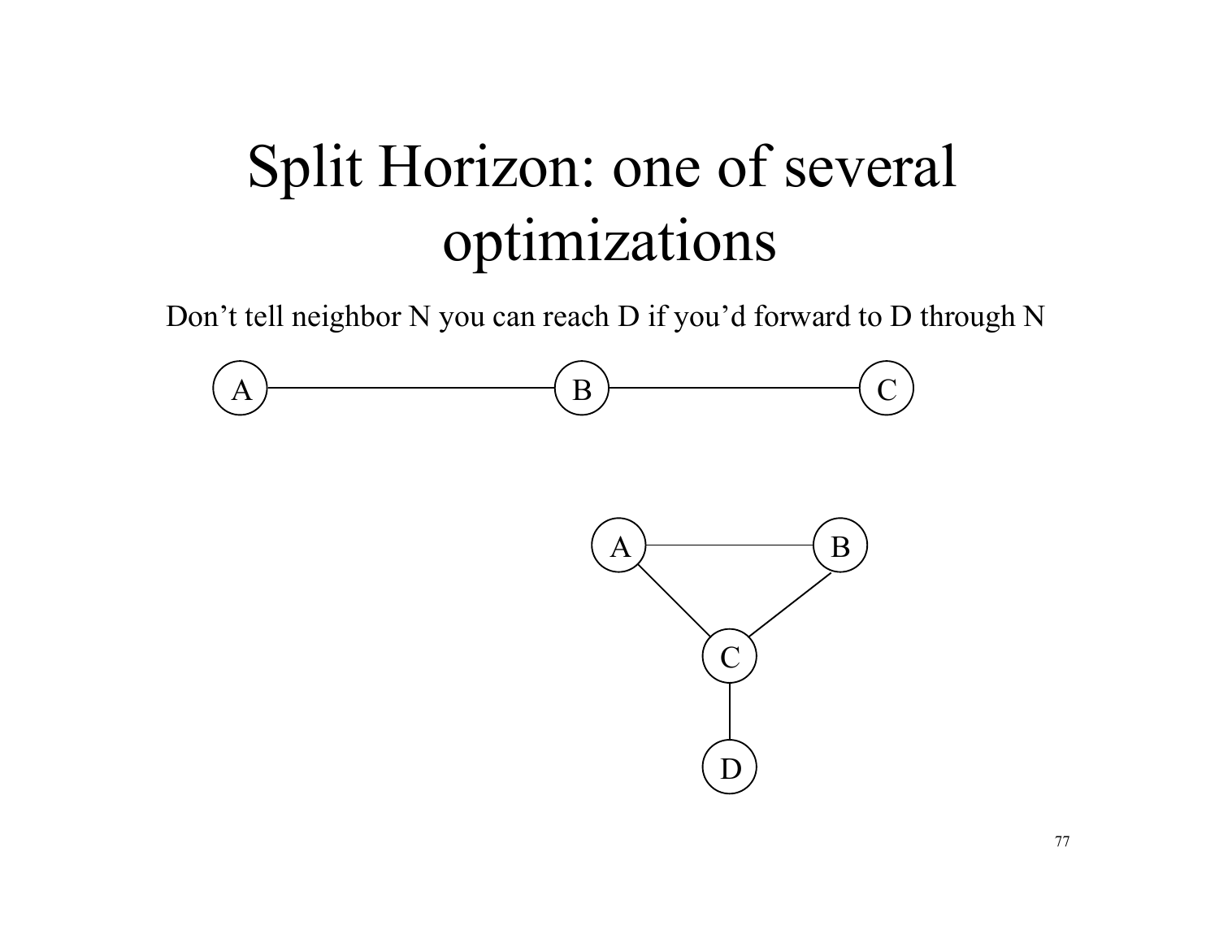# Split Horizon: one of several optimizations

Don't tell neighbor N you can reach D if you'd forward to D through N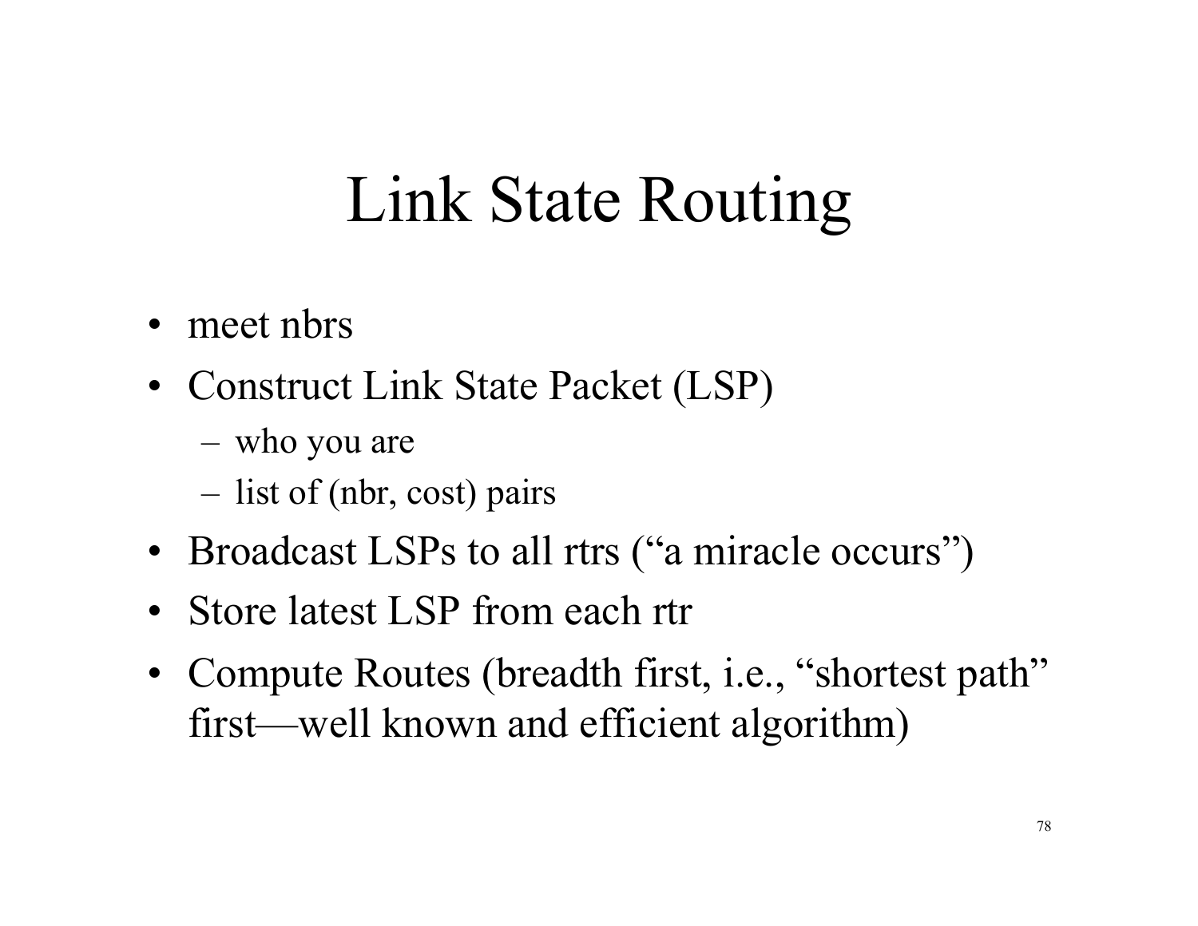# Link State Routing

- meet nbrs
- Construct Link State Packet (LSP)
  - who you are
  - list of (nbr, cost) pairs
- Broadcast LSPs to all rtrs (“a miracle occurs”)
- Store latest LSP from each rtr
- Compute Routes (breadth first, i.e., “shortest path” first—well known and efficient algorithm)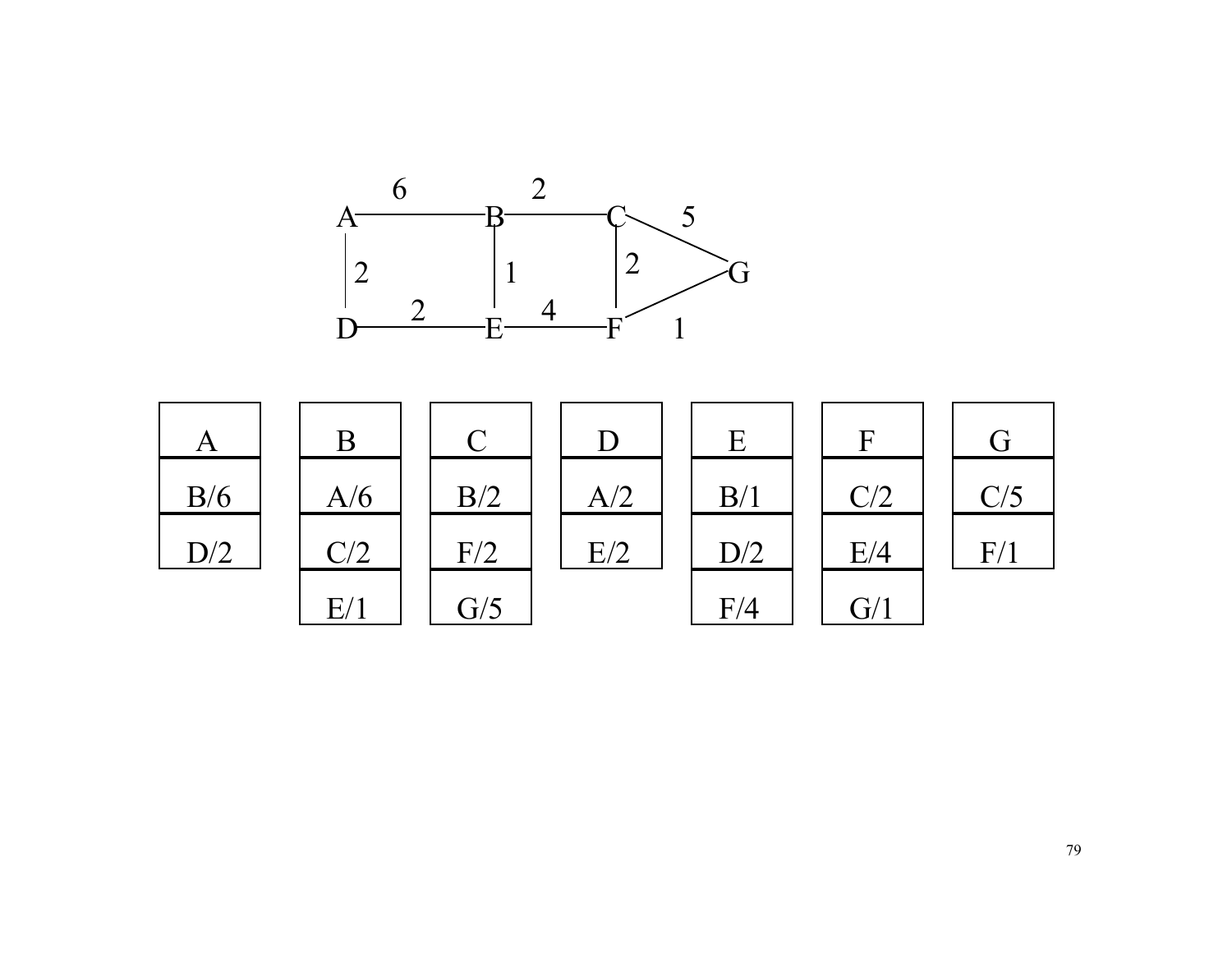| A | B | C | D | E | F | G |
|---|---|---|---|---|---|---|
| B/6 | A/6 | B/2 | A/2 | B/1 | C/2 | C/5 |
| D/2 | C/2 | F/2 | E/2 | D/2 | E/4 | F/1 |
| | E/1 | G/5 | | F/4 | G/1 | |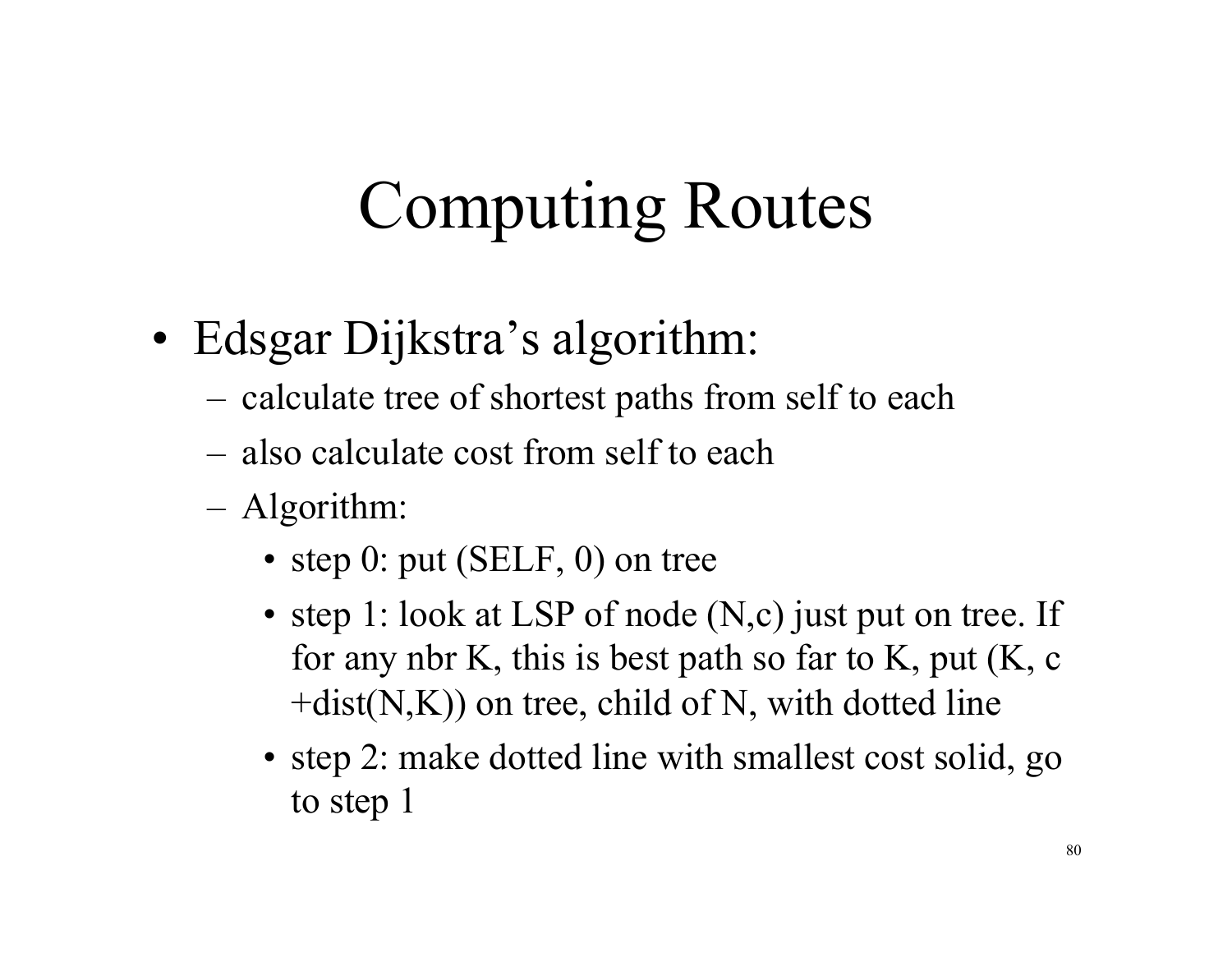# Computing Routes

- Edsgar Dijkstra's algorithm:
  - calculate tree of shortest paths from self to each
  - also calculate cost from self to each
  - Algorithm:
    - step 0: put (SELF, 0) on tree
    - step 1: look at LSP of node (N,c) just put on tree. If for any nbr K, this is best path so far to K, put (K, c +dist(N,K)) on tree, child of N, with dotted line
    - step 2: make dotted line with smallest cost solid, go to step 1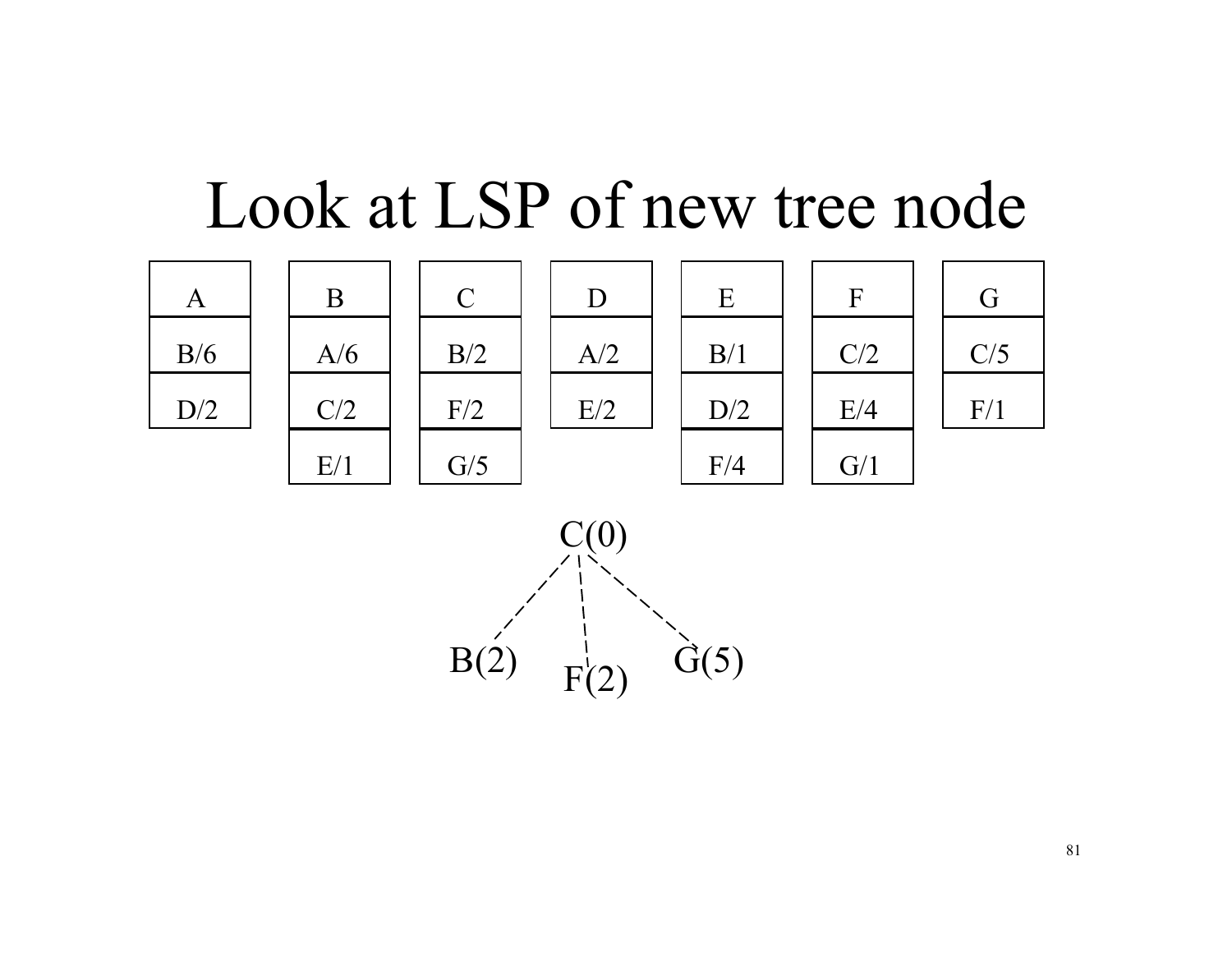# Look at LSP of new tree node

| A | B | C | D | E | F | G |
|---|---|---|---|---|---|---|
| B/6 | A/6 | B/2 | A/2 | B/1 | C/2 | C/5 |
| D/2 | C/2 | F/2 | E/2 | D/2 | E/4 | F/1 |
| | E/1 | G/5 | | F/4 | G/1 | |

C(0)

B(2) F(2) G(5)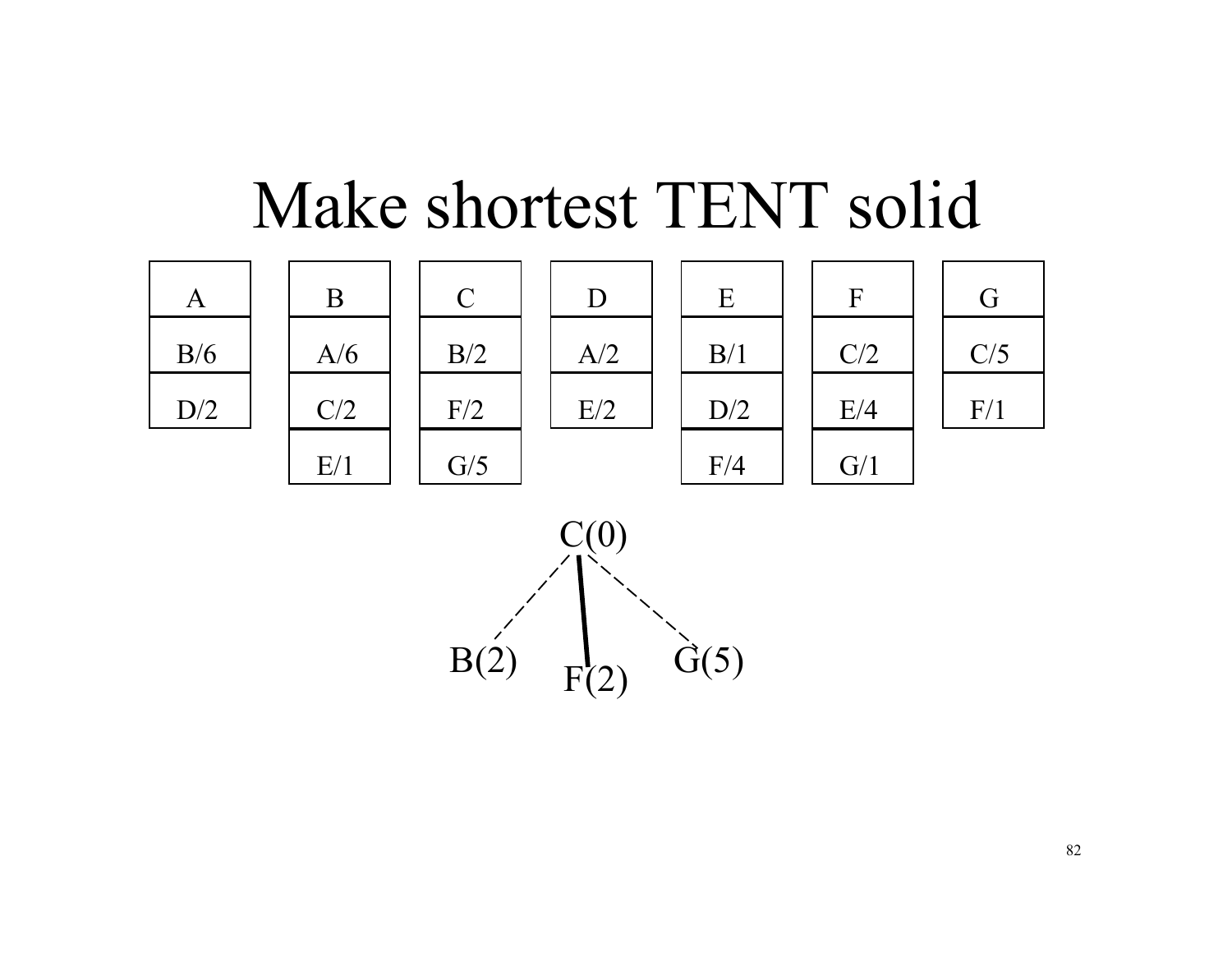# Make shortest TENT solid

| A | B | C | D | E | F | G |
|---|---|---|---|---|---|---|
| B/6 | A/6 | B/2 | A/2 | B/1 | C/2 | C/5 |
| D/2 | C/2 | F/2 | E/2 | D/2 | E/4 | F/1 |
| | E/1 | G/5 | | F/4 | G/1 | |

C(0)

B(2) F(2) G(5)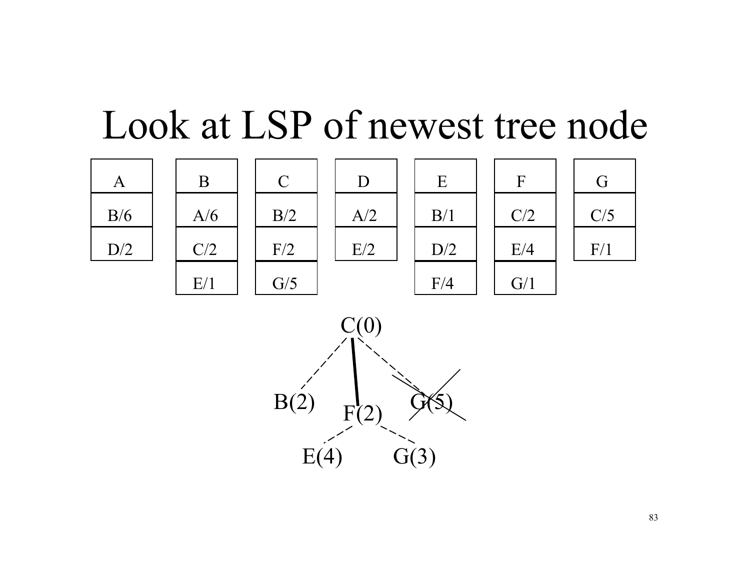# Look at LSP of newest tree node

| A | B | C | D | E | F | G |
|---|---|---|---|---|---|---|
| B/6 | A/6 | B/2 | A/2 | B/1 | C/2 | C/5 |
| D/2 | C/2 | F/2 | E/2 | D/2 | E/4 | F/1 |
| | E/1 | G/5 | | F/4 | G/1 | |

C(0)

B(2) F(2) G(5)

E(4) G(3)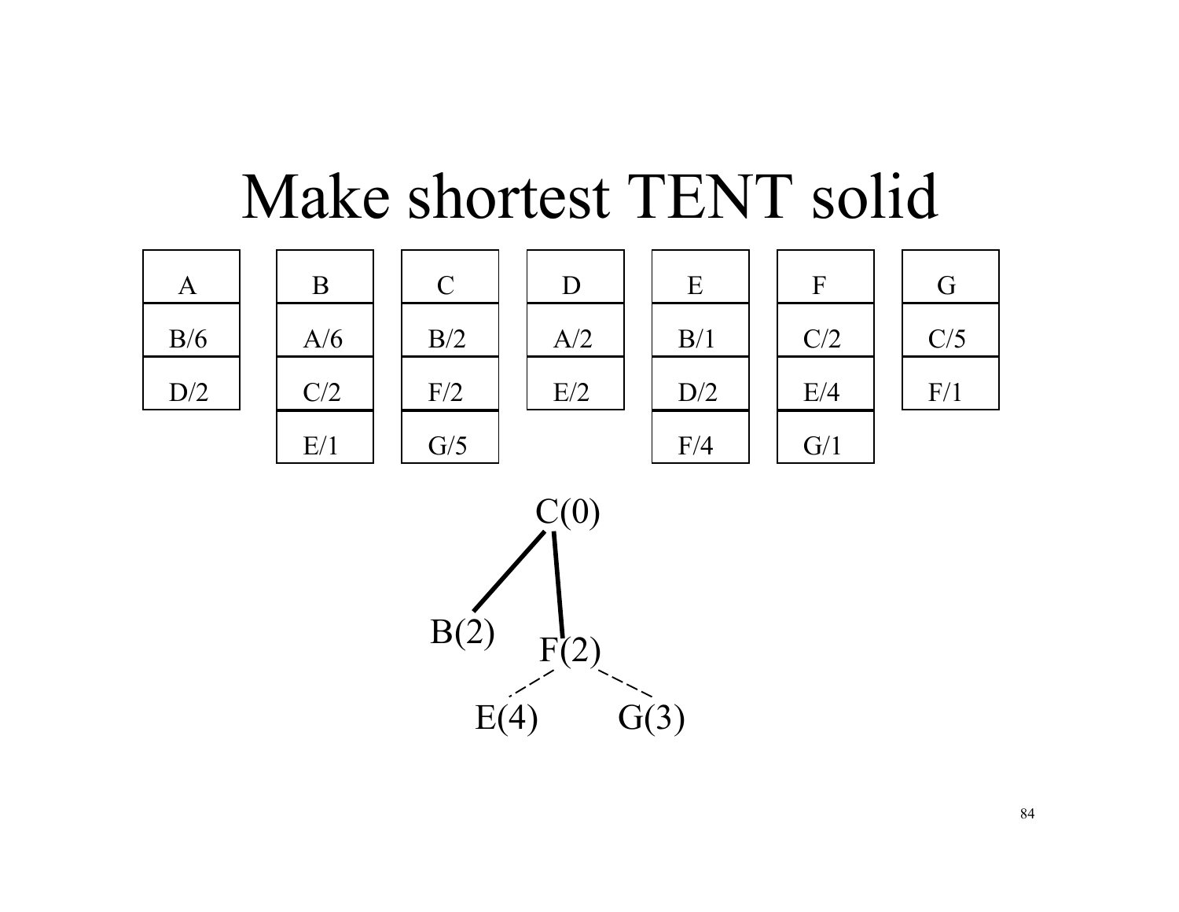# Make shortest TENT solid

| A | B | C | D | E | F | G |
|---|---|---|---|---|---|---|
| B/6 | A/6 | B/2 | A/2 | B/1 | C/2 | C/5 |
| D/2 | C/2 | F/2 | E/2 | D/2 | E/4 | F/1 |
| | E/1 | G/5 | | F/4 | G/1 | |

C(0)

B(2) F(2)

E(4) G(3)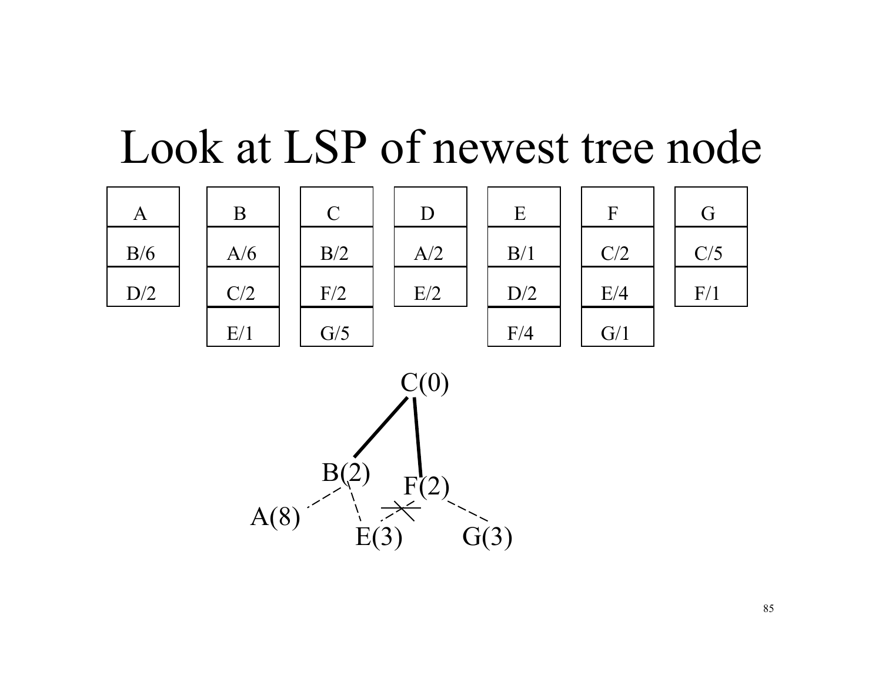# Look at LSP of newest tree node

| A | B | C | D | E | F | G |
|---|---|---|---|---|---|---|
| B/6 | A/6 | B/2 | A/2 | B/1 | C/2 | C/5 |
| D/2 | C/2 | F/2 | E/2 | D/2 | E/4 | F/1 |
| | E/1 | G/5 | | F/4 | G/1 | |

C(0)

B(2) F(2)

A(8) E(3) G(3)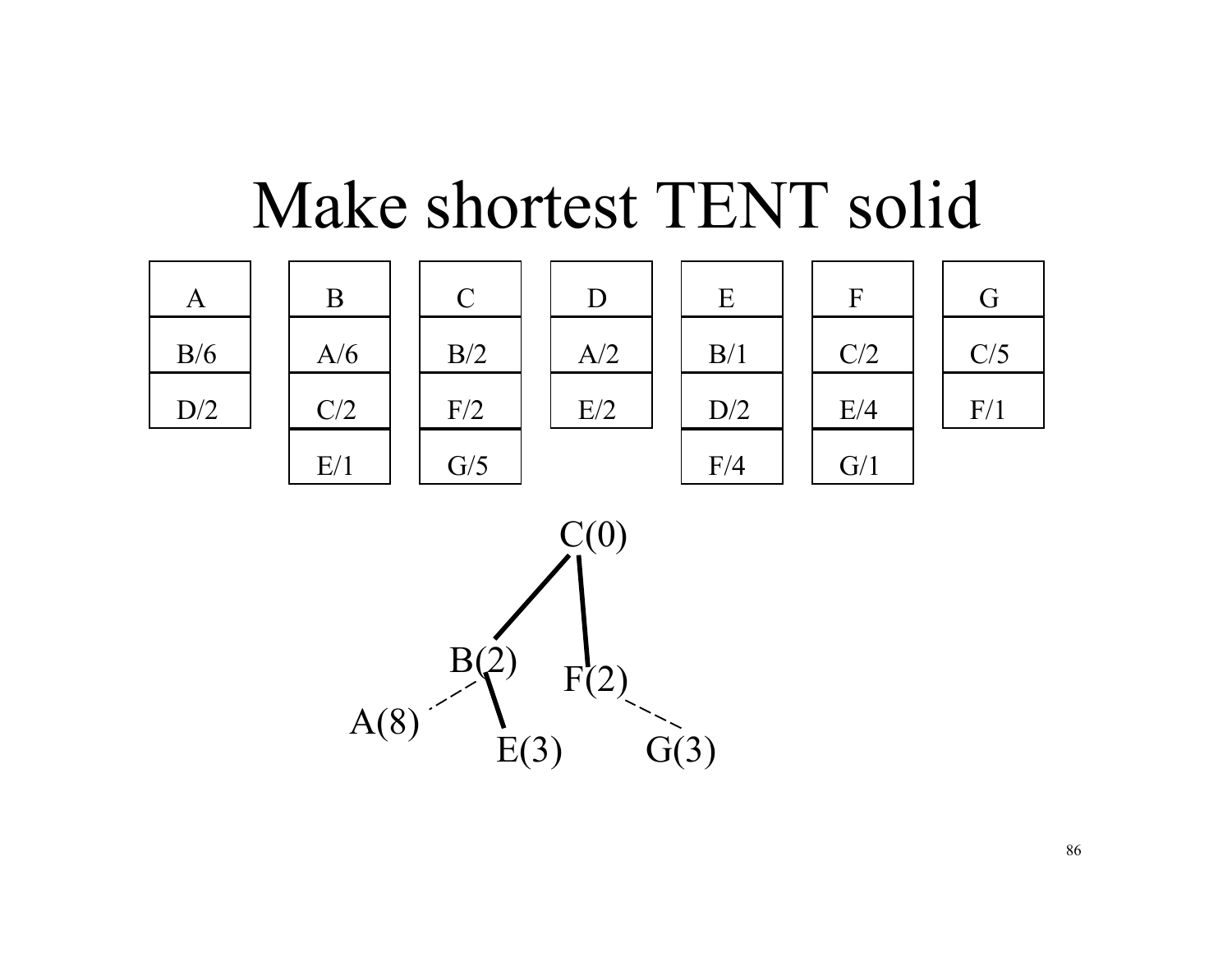# Make shortest TENT solid

| A | B | C | D | E | F | G |
|---|---|---|---|---|---|---|
| B/6 | A/6 | B/2 | A/2 | B/1 | C/2 | C/5 |
| D/2 | C/2 | F/2 | E/2 | D/2 | E/4 | F/1 |
| | E/1 | G/5 | | F/4 | G/1 | |

C(0)

B(2) F(2)

A(8) E(3) G(3)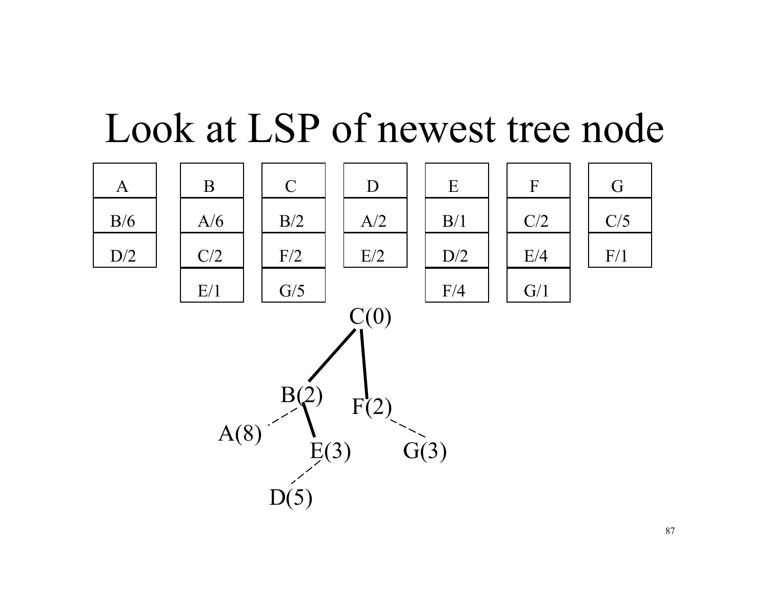# Look at LSP of newest tree node

| A | B | C | D | E | F | G |
|---|---|---|---|---|---|---|
| B/6 | A/6 | B/2 | A/2 | B/1 | C/2 | C/5 |
| D/2 | C/2 | F/2 | E/2 | D/2 | E/4 | F/1 |
| | E/1 | G/5 | | F/4 | G/1 | |

C(0)

B(2) F(2)

A(8) E(3) G(3)

D(5)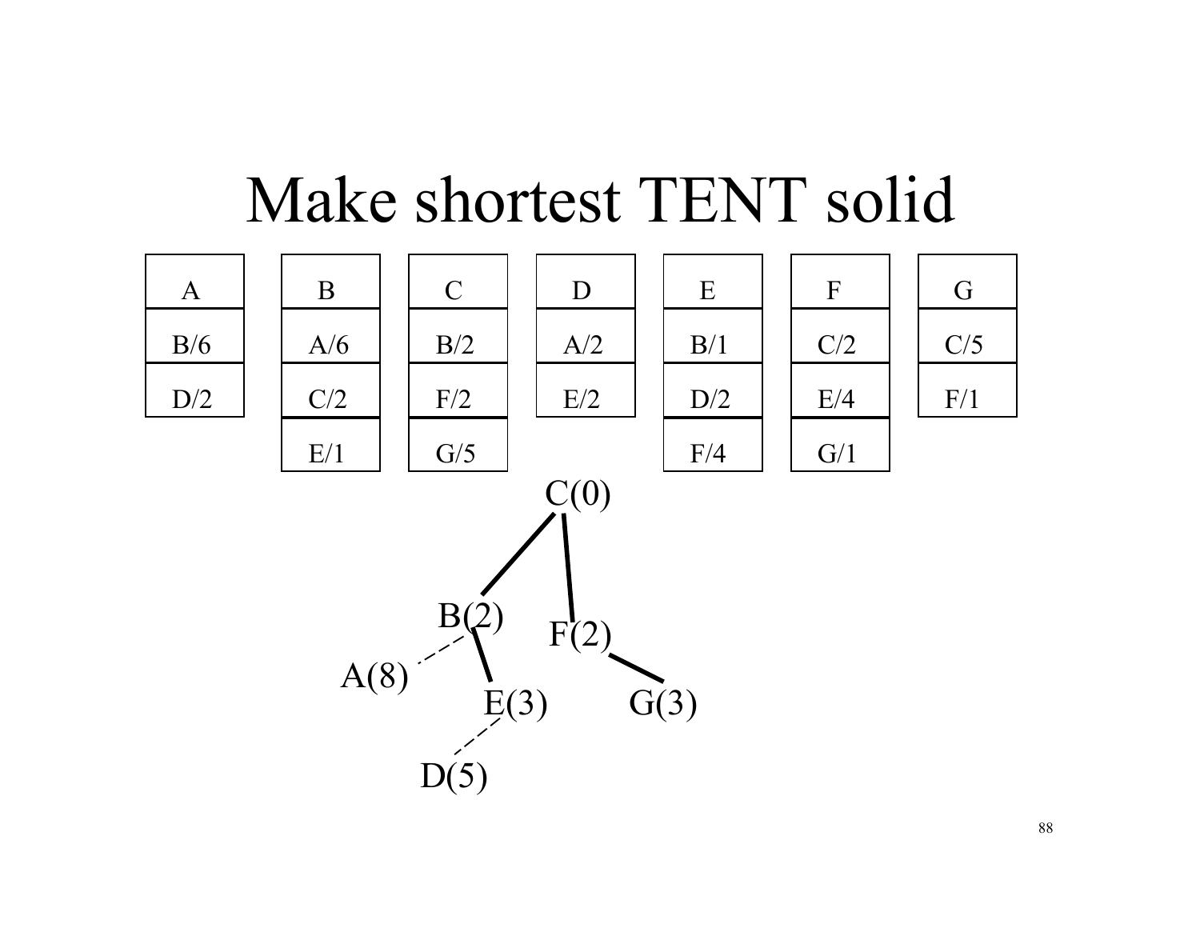# Make shortest TENT solid

| A | B | C | D | E | F | G |
|---|---|---|---|---|---|---|
| B/6 | A/6 | B/2 | A/2 | B/1 | C/2 | C/5 |
| D/2 | C/2 | F/2 | E/2 | D/2 | E/4 | F/1 |
| | E/1 | G/5 | | F/4 | G/1 | |

C(0)

B(2) F(2)

A(8) E(3) G(3)

D(5)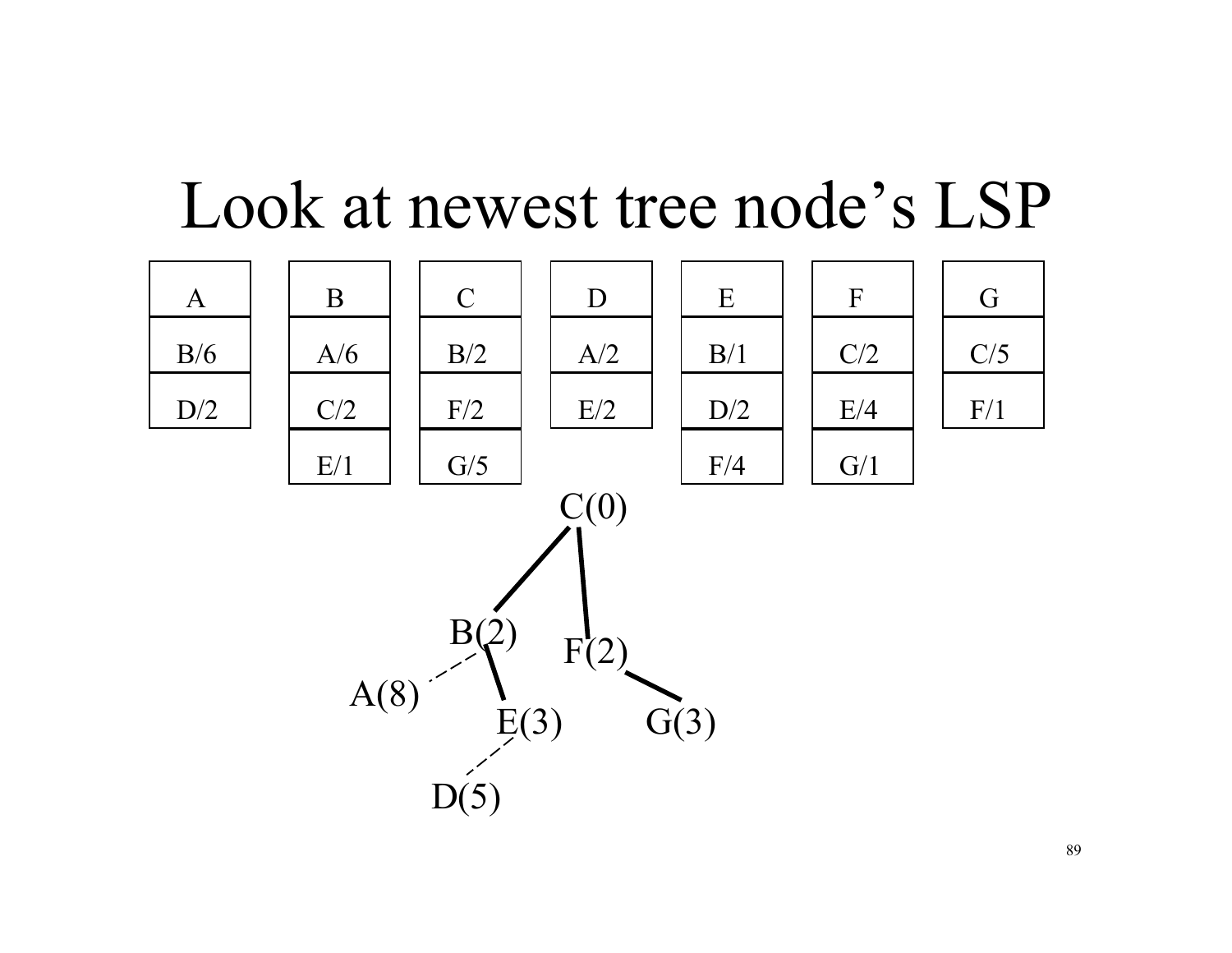# Look at newest tree node's LSP

| A | B | C | D | E | F | G |
|---|---|---|---|---|---|---|
| B/6 | A/6 | B/2 | A/2 | B/1 | C/2 | C/5 |
| D/2 | C/2 | F/2 | E/2 | D/2 | E/4 | F/1 |
| | E/1 | G/5 | | F/4 | G/1 | |

C(0)

B(2) F(2)

A(8) E(3) G(3)

D(5)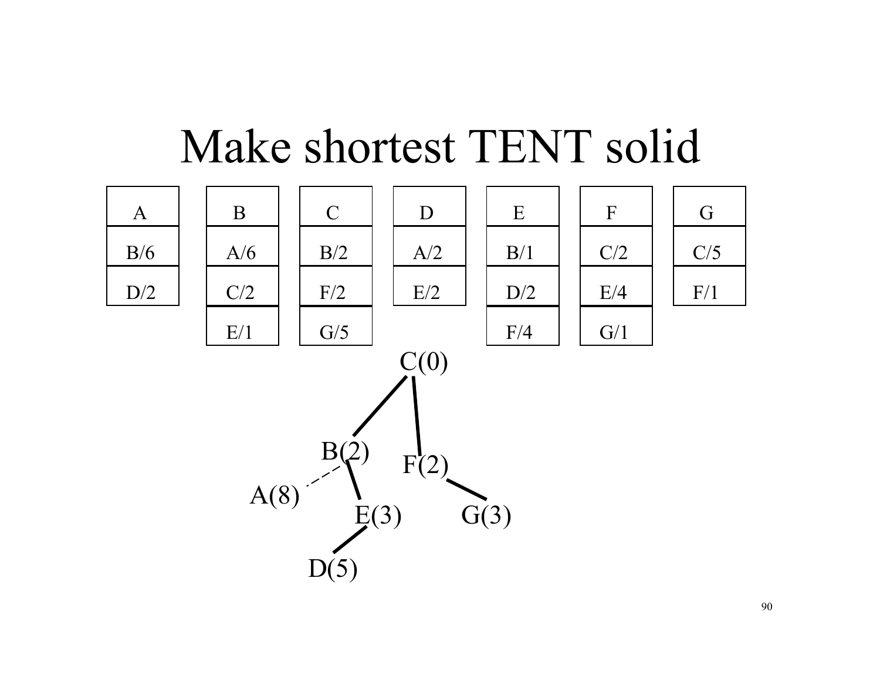# Make shortest TENT solid

| A | B | C | D | E | F | G |
|---|---|---|---|---|---|---|
| B/6 | A/6 | B/2 | A/2 | B/1 | C/2 | C/5 |
| D/2 | C/2 | F/2 | E/2 | D/2 | E/4 | F/1 |
| | E/1 | G/5 | | F/4 | G/1 | |

C(0)

B(2) F(2)

A(8) E(3) G(3)

D(5)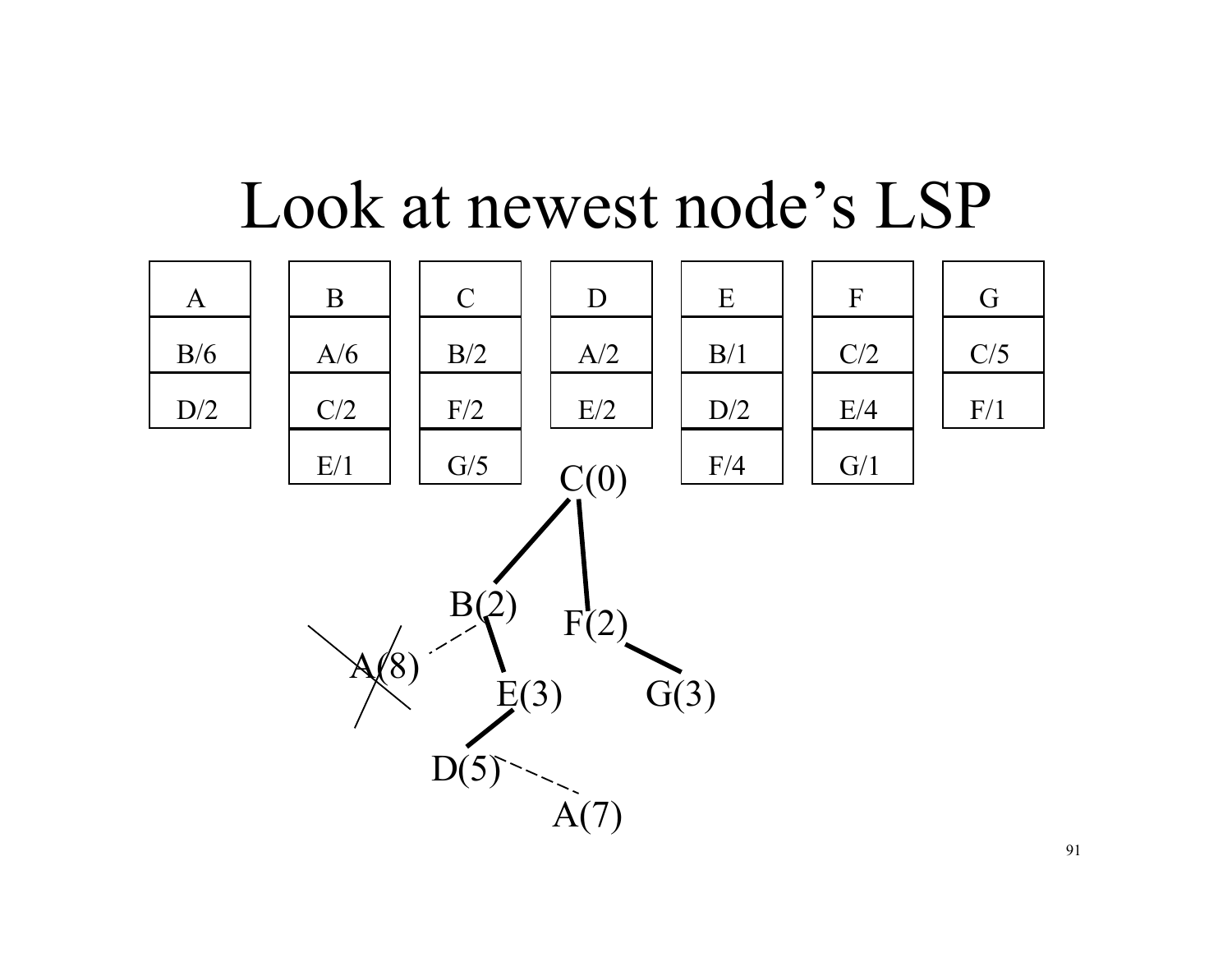# Look at newest node's LSP

| A | B | C | D | E | F | G |
|---|---|---|---|---|---|---|
| B/6 | A/6 | B/2 | A/2 | B/1 | C/2 | C/5 |
| D/2 | C/2 | F/2 | E/2 | D/2 | E/4 | F/1 |
| | E/1 | G/5 | | F/4 | G/1 | |

C(0)

B(2) F(2)

A(8) E(3) G(3)

D(5)

A(7)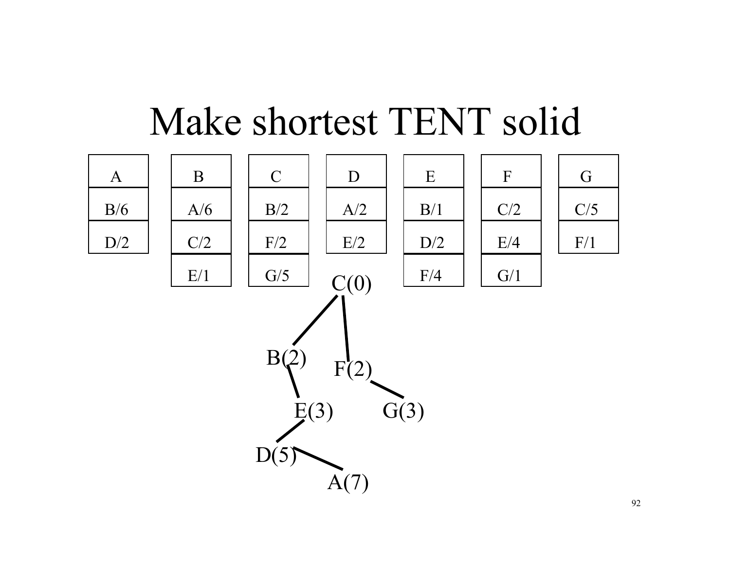# Make shortest TENT solid

| A | B | C | D | E | F | G |
|---|---|---|---|---|---|---|
| B/6 | A/6 | B/2 | A/2 | B/1 | C/2 | C/5 |
| D/2 | C/2 | F/2 | E/2 | D/2 | E/4 | F/1 |
| | E/1 | G/5 | | F/4 | G/1 | |

C(0)

B(2) F(2)

E(3) G(3)

D(5)

A(7)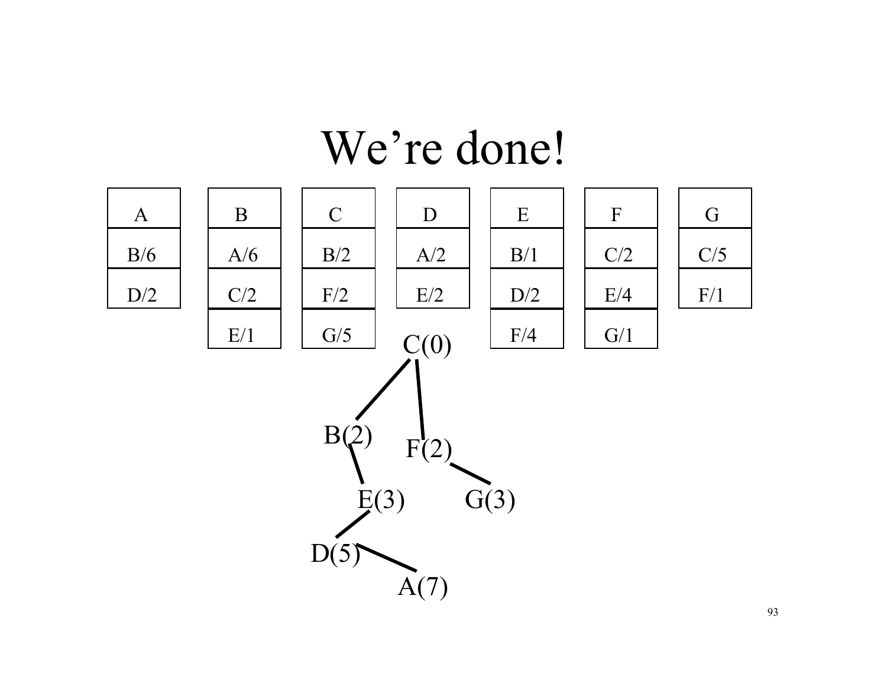# We're done!

| A | B | C | D | E | F | G |
|---|---|---|---|---|---|---|
| B/6 | A/6 | B/2 | A/2 | B/1 | C/2 | C/5 |
| D/2 | C/2 | F/2 | E/2 | D/2 | E/4 | F/1 |
| | E/1 | G/5 | | F/4 | G/1 | |

C(0)

B(2) F(2)

E(3) G(3)

D(5)

A(7)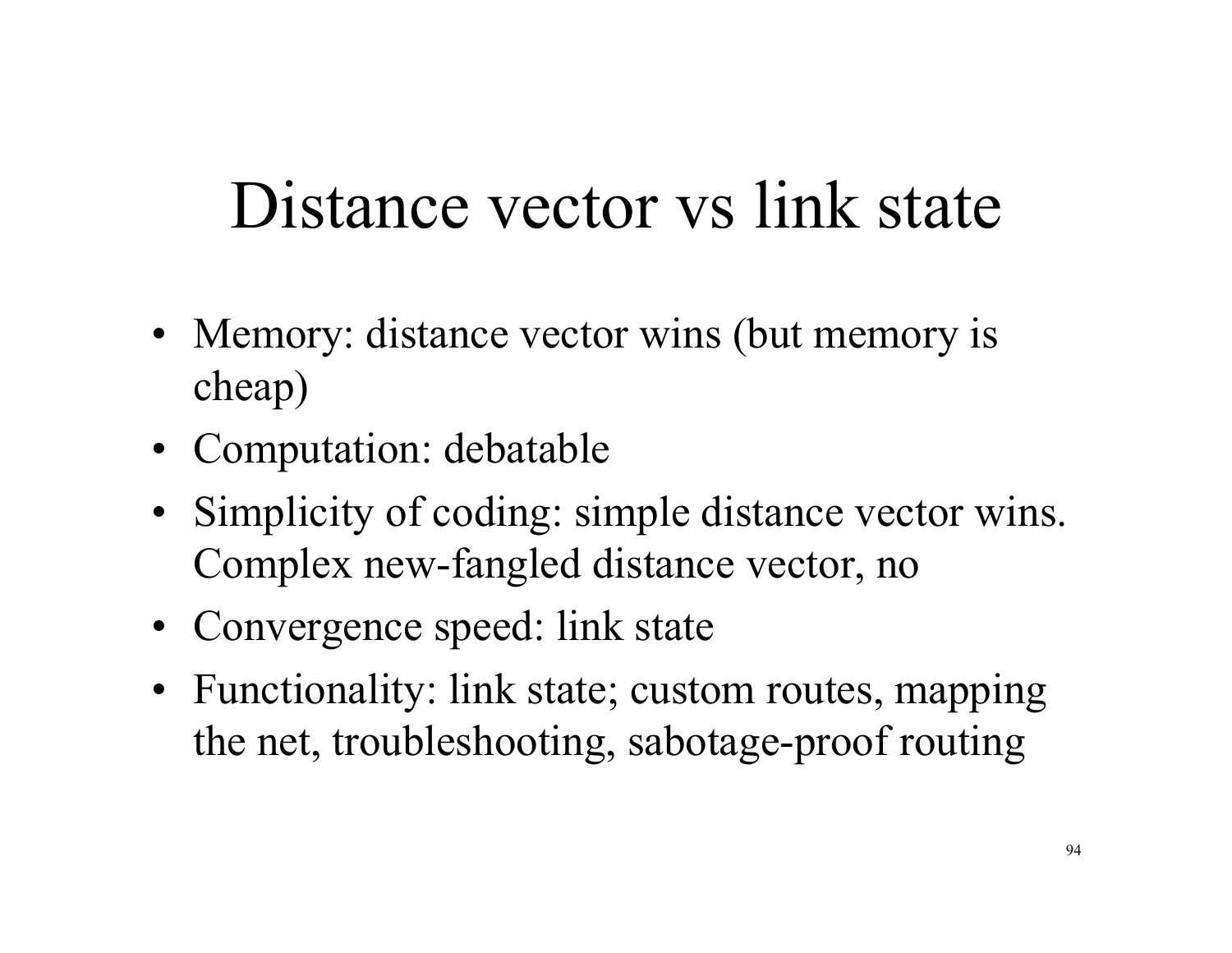# Distance vector vs link state

- Memory: distance vector wins (but memory is cheap)
- Computation: debatable
- Simplicity of coding: simple distance vector wins. Complex new-fangled distance vector, no
- Convergence speed: link state
- Functionality: link state; custom routes, mapping the net, troubleshooting, sabotage-proof routing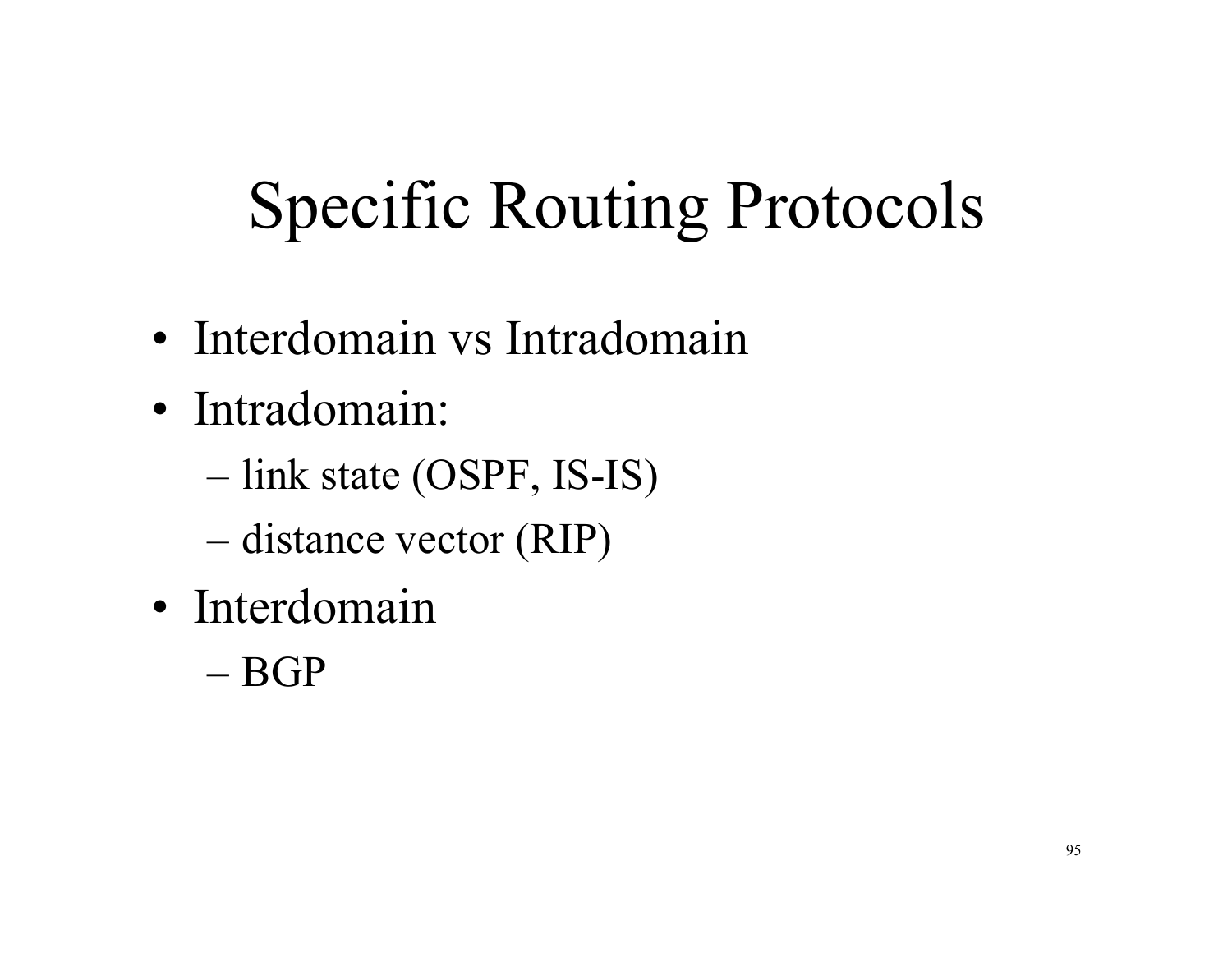# Specific Routing Protocols

- Interdomain vs Intradomain
- Intradomain:
  - link state (OSPF, IS-IS)
  - distance vector (RIP)
- Interdomain
  - BGP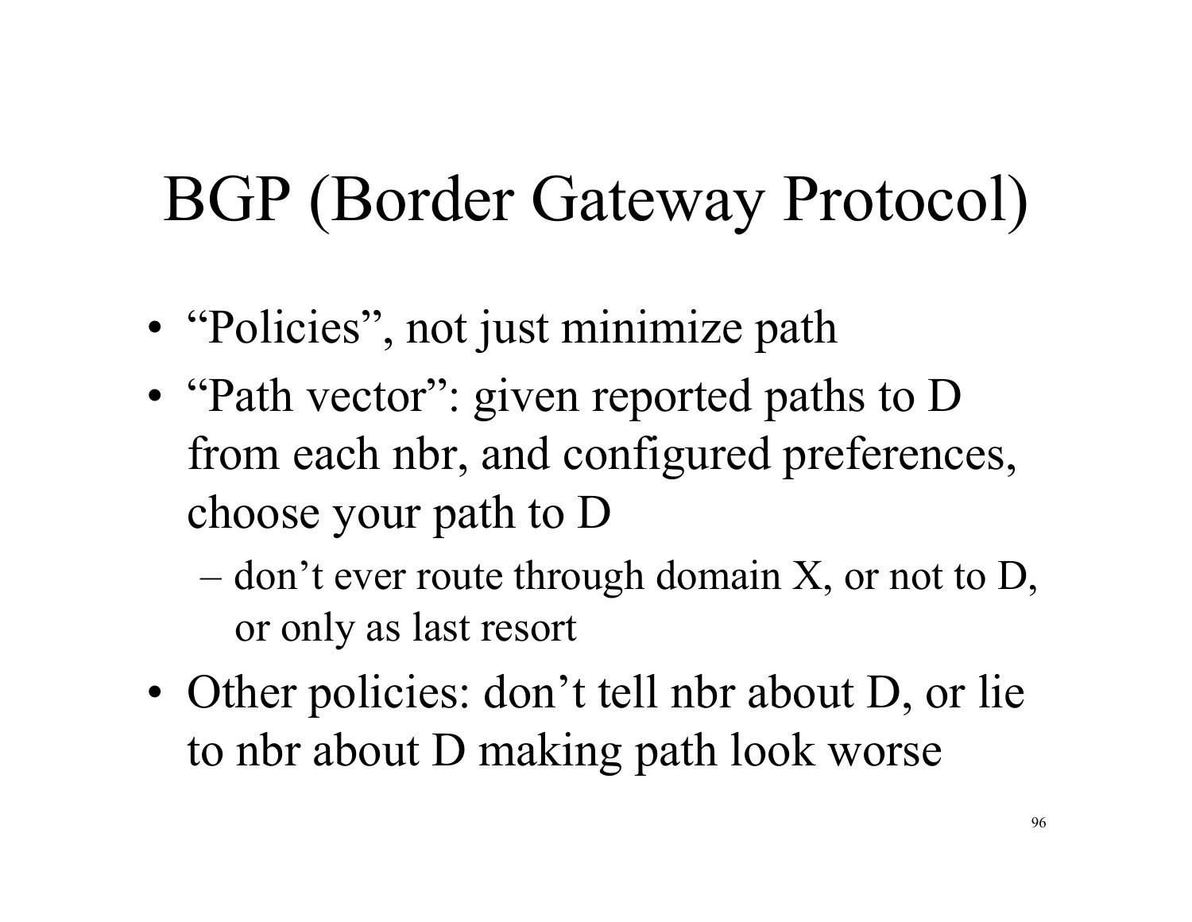# BGP (Border Gateway Protocol)

- “Policies”, not just minimize path
- “Path vector”: given reported paths to D from each nbr, and configured preferences, choose your path to D
  - don’t ever route through domain X, or not to D, or only as last resort
- Other policies: don’t tell nbr about D, or lie to nbr about D making path look worse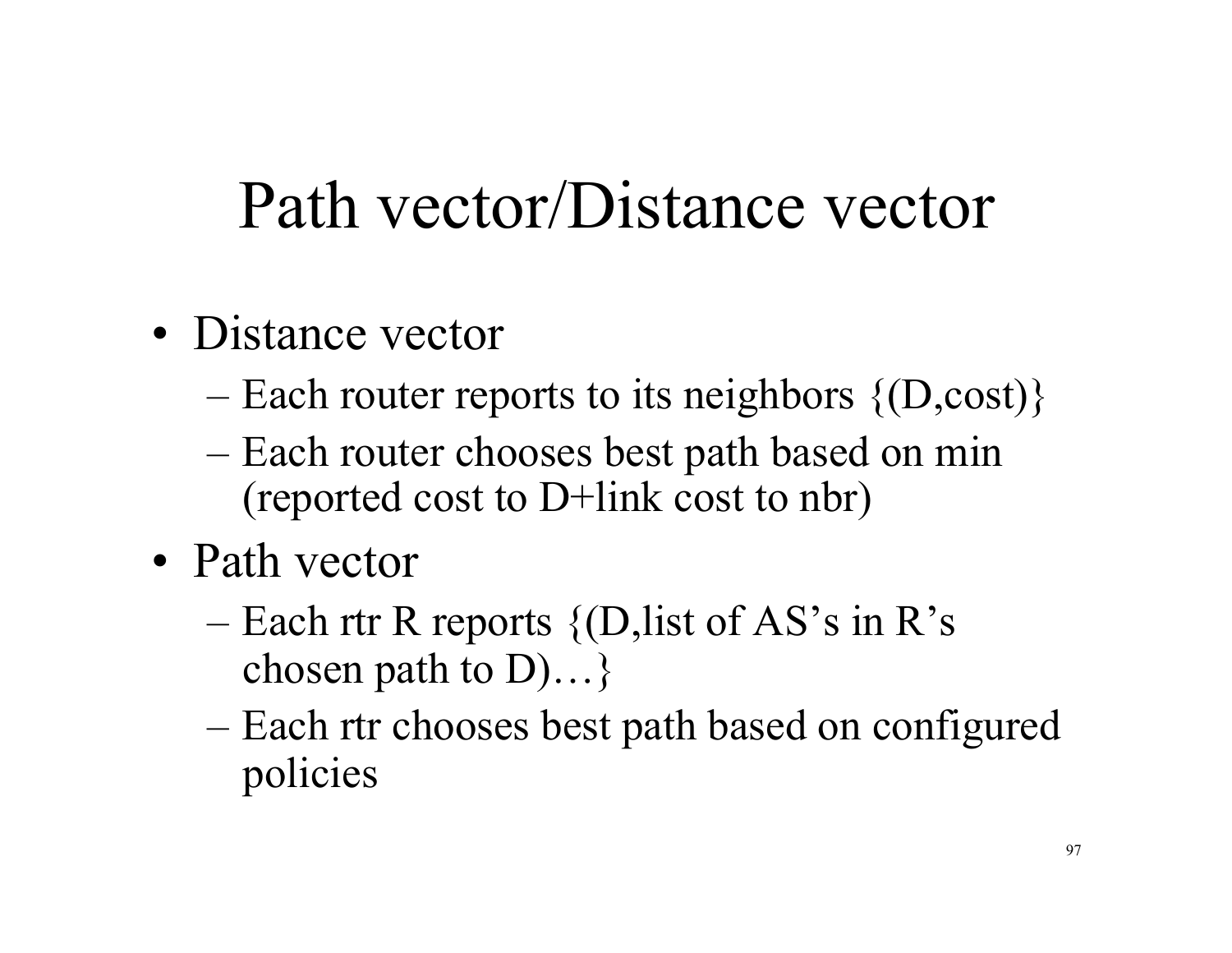# Path vector/Distance vector

- Distance vector
  - Each router reports to its neighbors {(D,cost)}
  - Each router chooses best path based on min (reported cost to D+link cost to nbr)
- Path vector
  - Each rtr R reports {(D,list of AS's in R's chosen path to D)…}
  - Each rtr chooses best path based on configured policies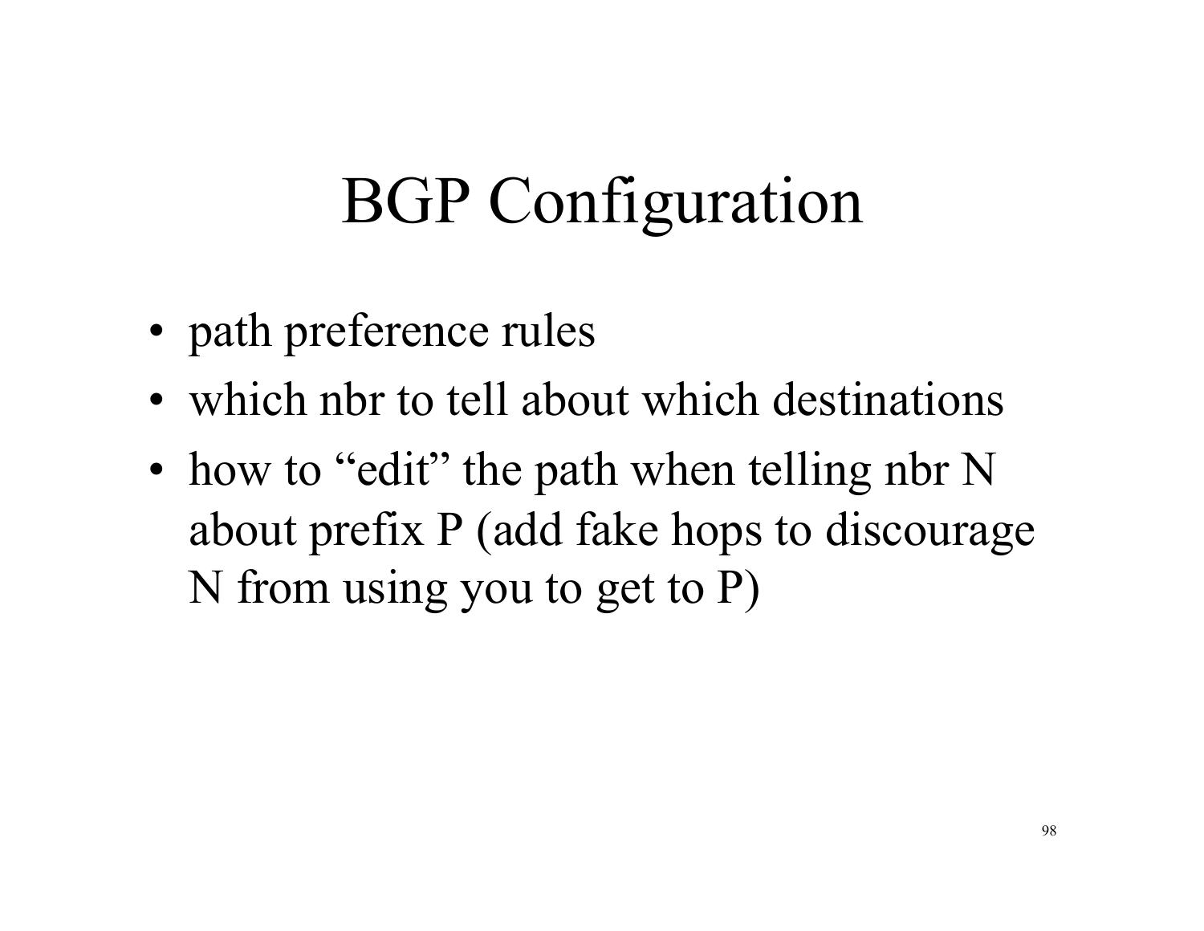# BGP Configuration

- path preference rules
- which nbr to tell about which destinations
- how to "edit" the path when telling nbr N about prefix P (add fake hops to discourage N from using you to get to P)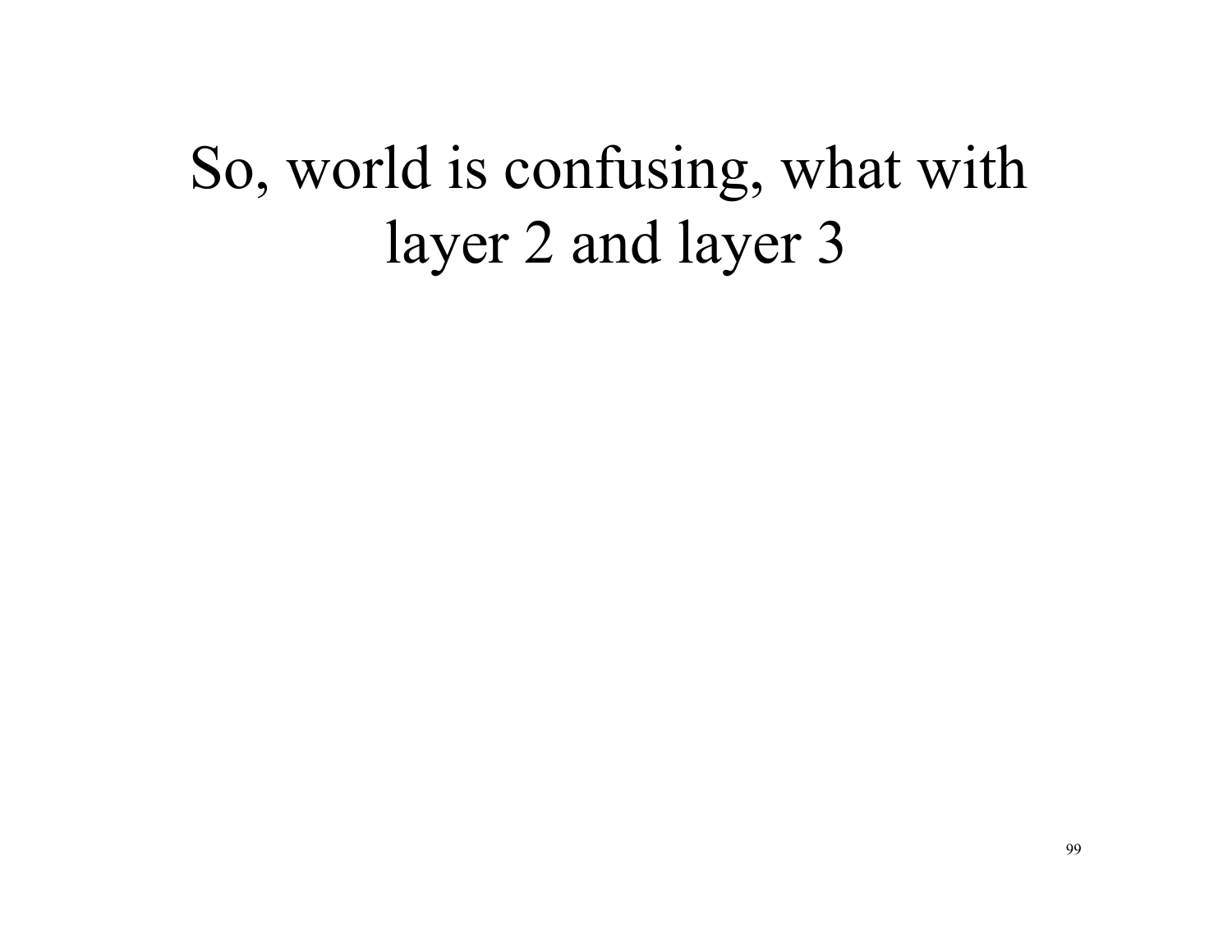# So, world is confusing, what with layer 2 and layer 3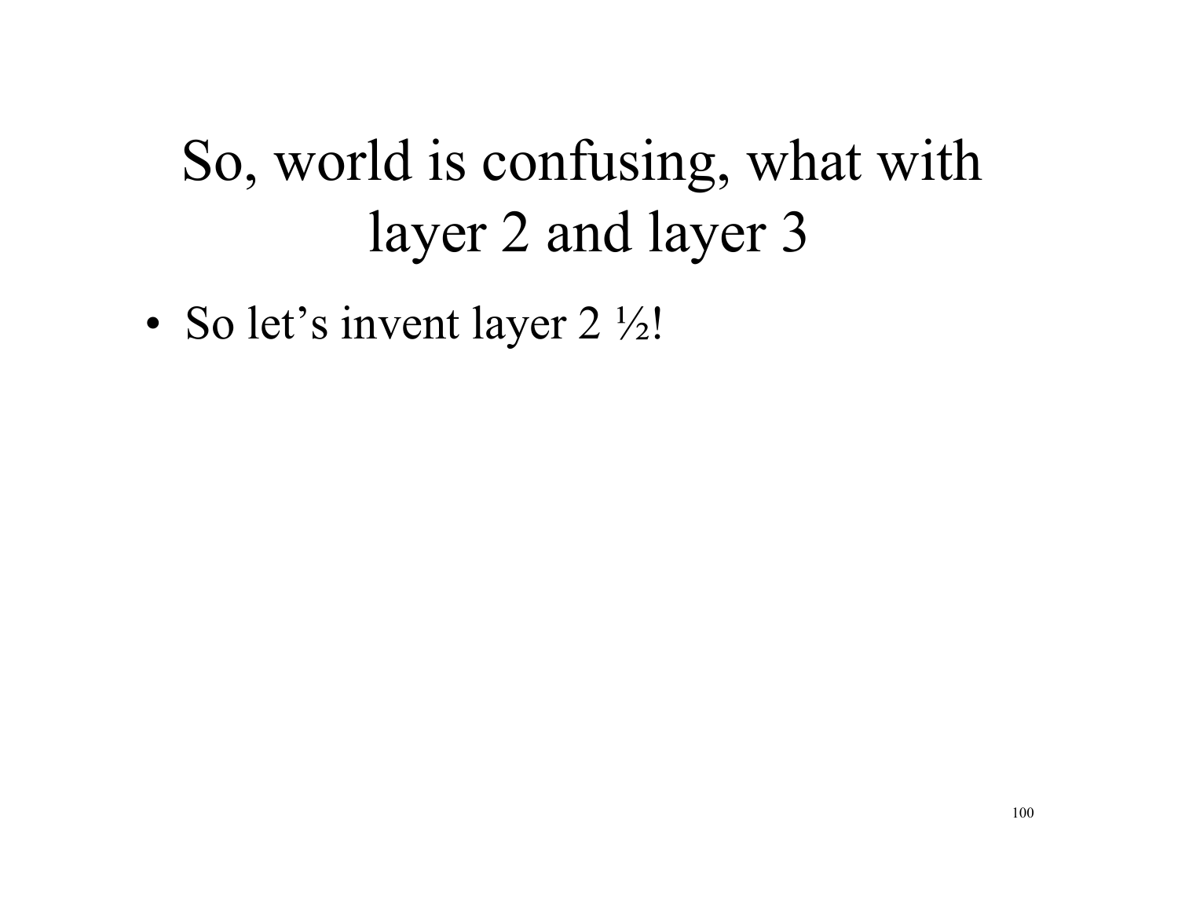# So, world is confusing, what with layer 2 and layer 3

- So let’s invent layer 2 ½!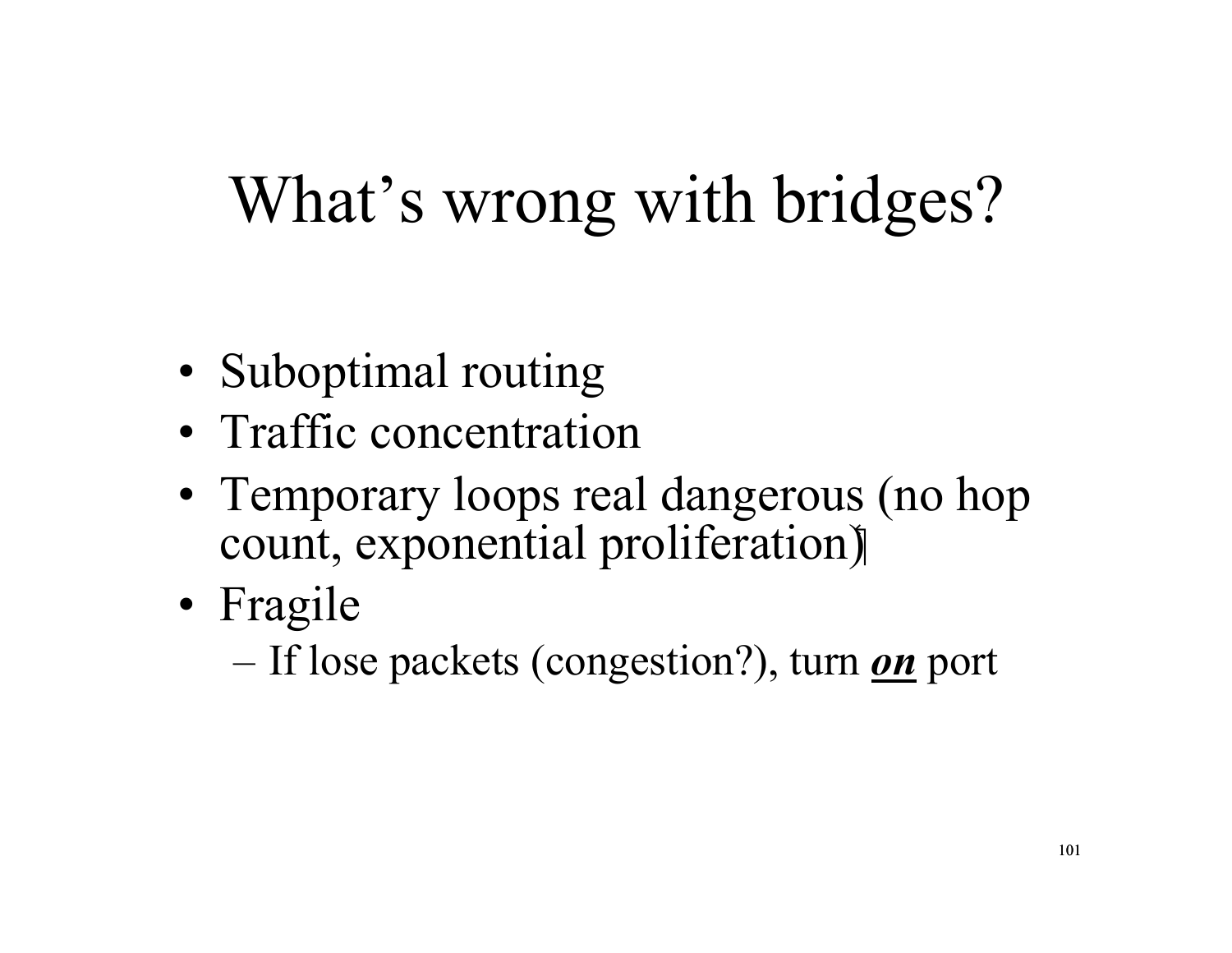# What's wrong with bridges?

- Suboptimal routing
- Traffic concentration
- Temporary loops real dangerous (no hop count, exponential proliferation)
- Fragile
  - If lose packets (congestion?), turn ***on*** port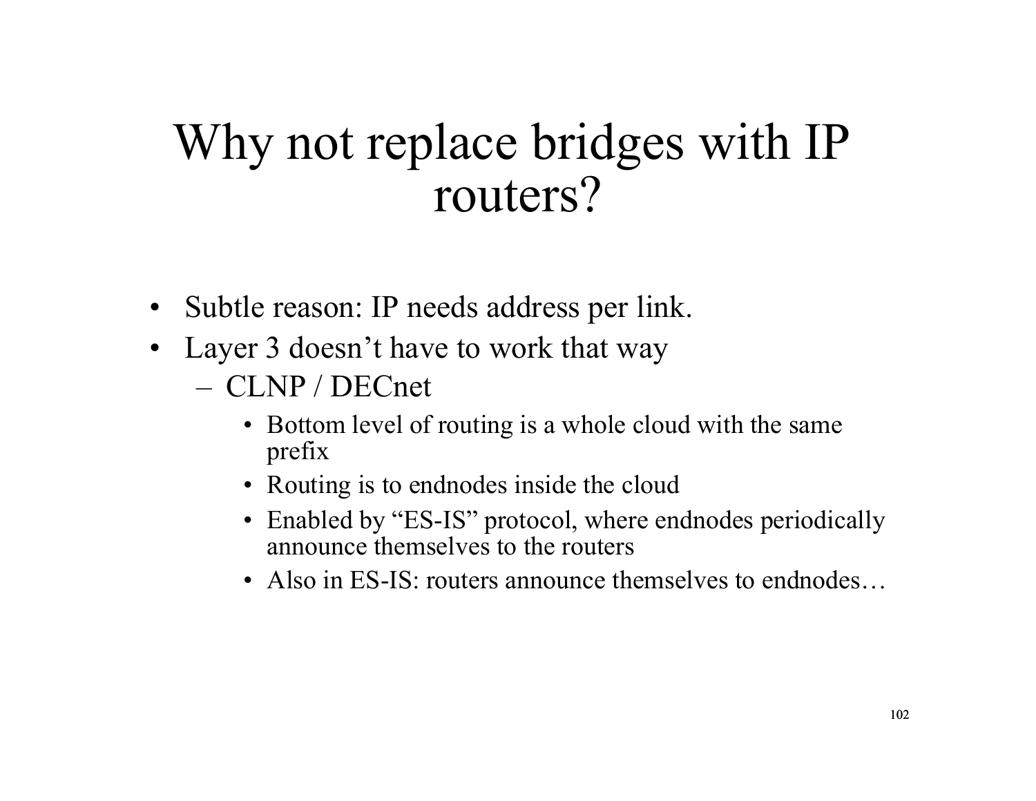# Why not replace bridges with IP routers?

- Subtle reason: IP needs address per link.
- Layer 3 doesn't have to work that way
  - CLNP / DECnet
    - Bottom level of routing is a whole cloud with the same prefix
    - Routing is to endnodes inside the cloud
    - Enabled by "ES-IS" protocol, where endnodes periodically announce themselves to the routers
    - Also in ES-IS: routers announce themselves to endnodes…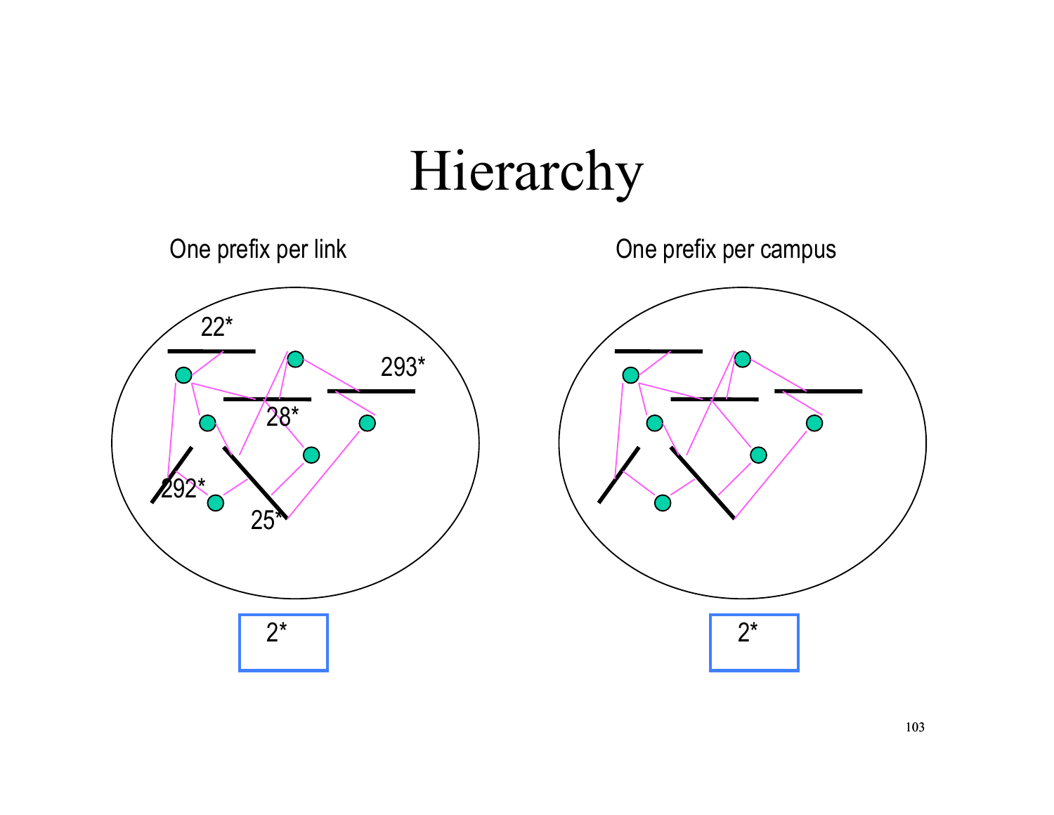# Hierarchy

One prefix per link

22*

293*

28*

292*

25*

2*

One prefix per campus

2*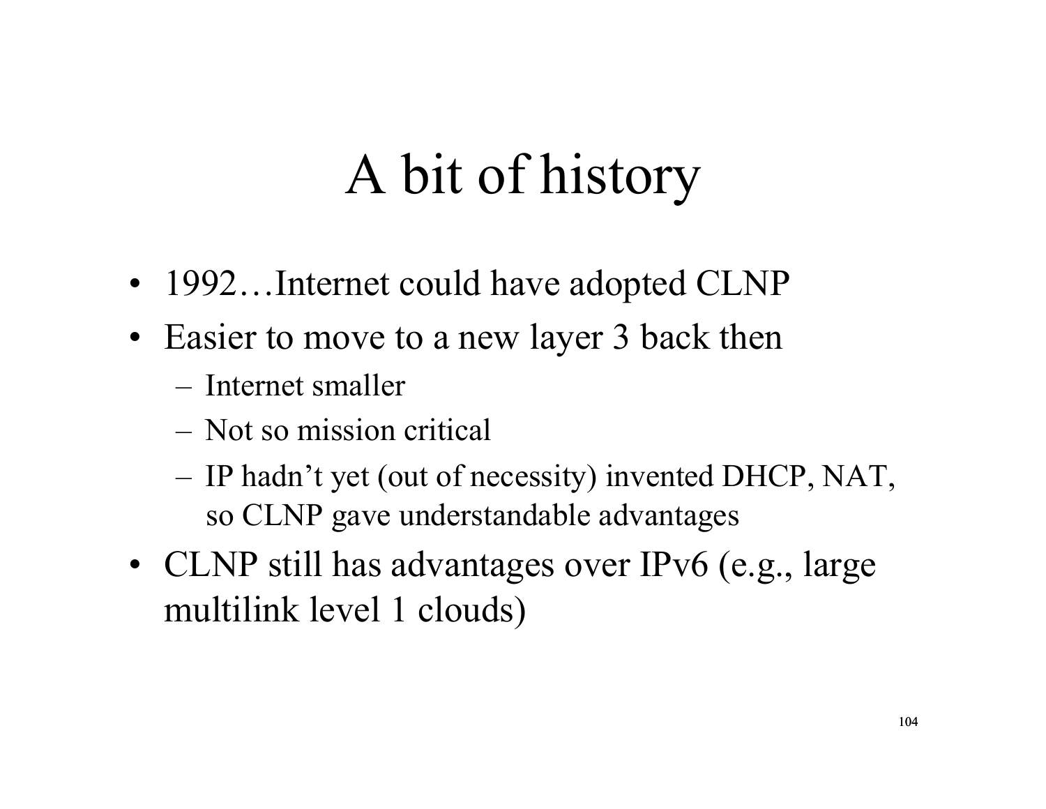# A bit of history

- 1992…Internet could have adopted CLNP
- Easier to move to a new layer 3 back then
  - Internet smaller
  - Not so mission critical
  - IP hadn't yet (out of necessity) invented DHCP, NAT, so CLNP gave understandable advantages
- CLNP still has advantages over IPv6 (e.g., large multilink level 1 clouds)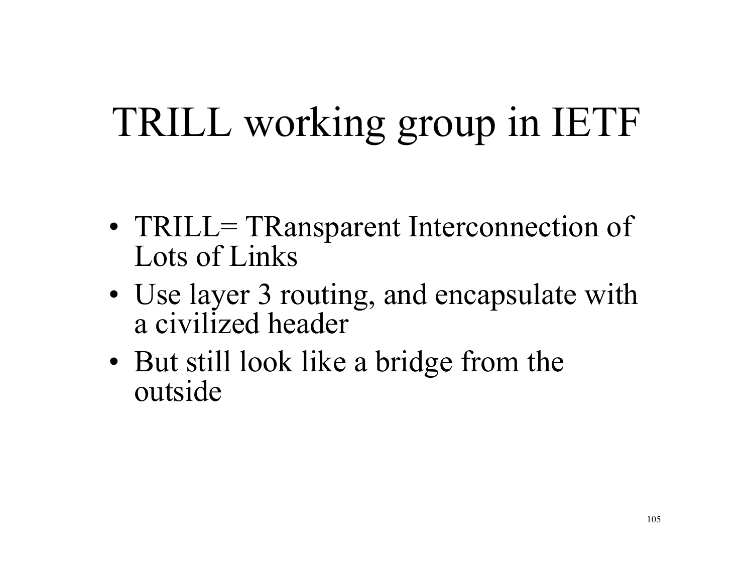# TRILL working group in IETF

- TRILL= TRansparent Interconnection of Lots of Links
- Use layer 3 routing, and encapsulate with a civilized header
- But still look like a bridge from the outside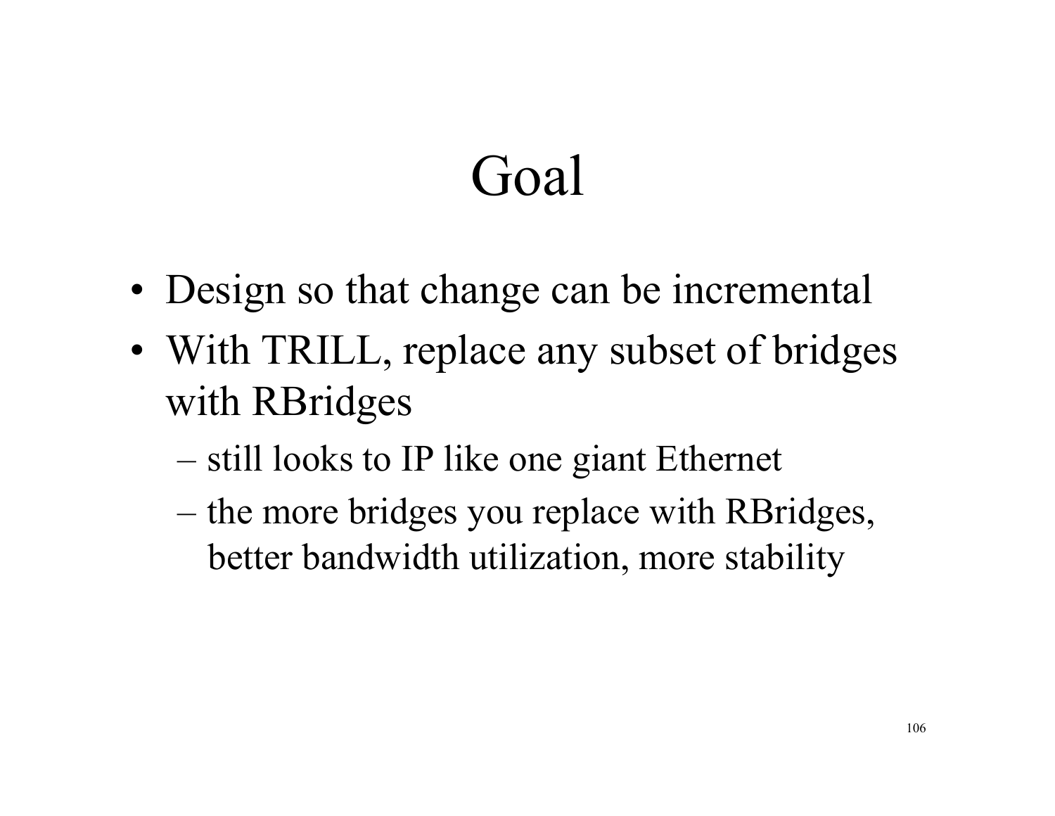# Goal

- Design so that change can be incremental
- With TRILL, replace any subset of bridges with RBridges
  - still looks to IP like one giant Ethernet
  - the more bridges you replace with RBridges, better bandwidth utilization, more stability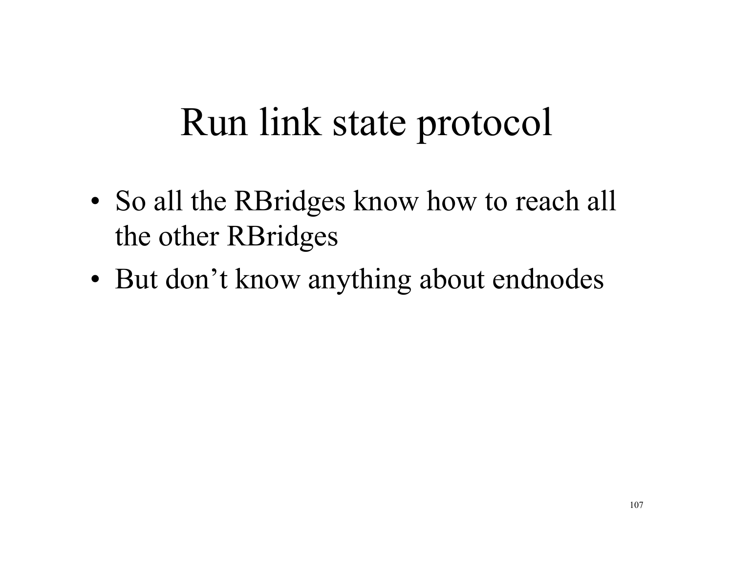# Run link state protocol

- So all the RBridges know how to reach all the other RBridges
- But don't know anything about endnodes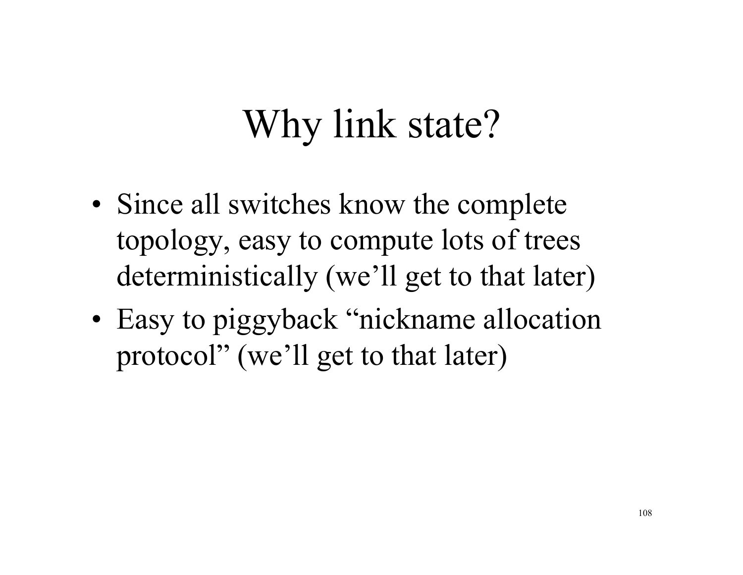# Why link state?

- Since all switches know the complete topology, easy to compute lots of trees deterministically (we’ll get to that later)
- Easy to piggyback “nickname allocation protocol” (we’ll get to that later)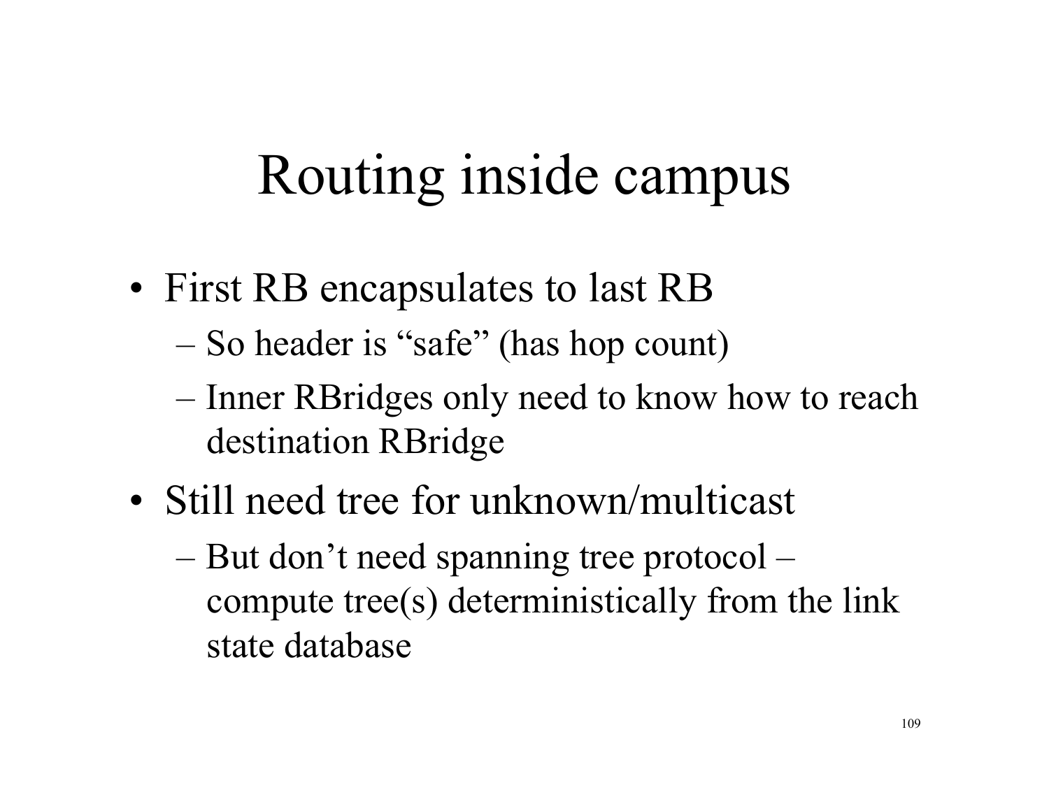# Routing inside campus

- First RB encapsulates to last RB
  - So header is "safe" (has hop count)
  - Inner RBridges only need to know how to reach destination RBridge
- Still need tree for unknown/multicast
  - But don't need spanning tree protocol – compute tree(s) deterministically from the link state database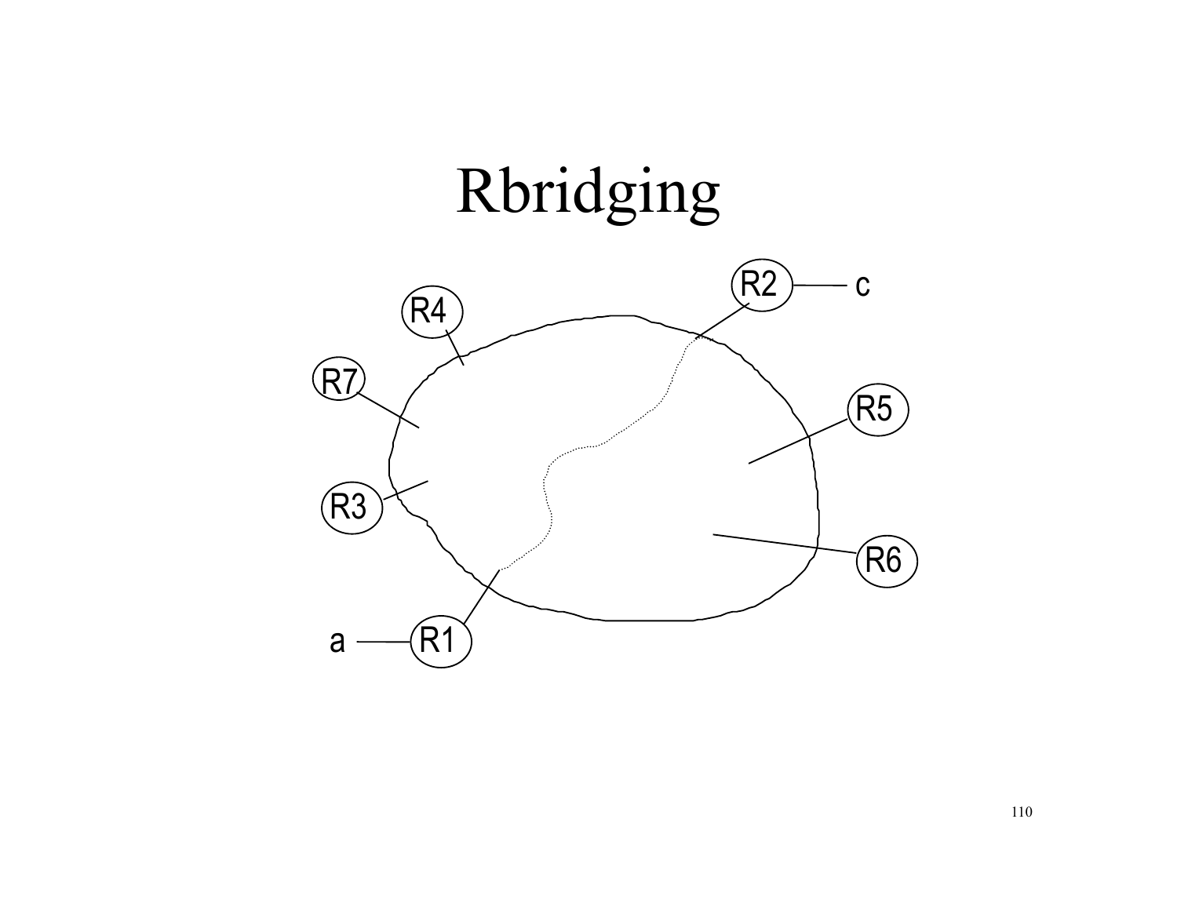# Rbridging

R2 — c

R4

R7

R5

R3

R6

a — R1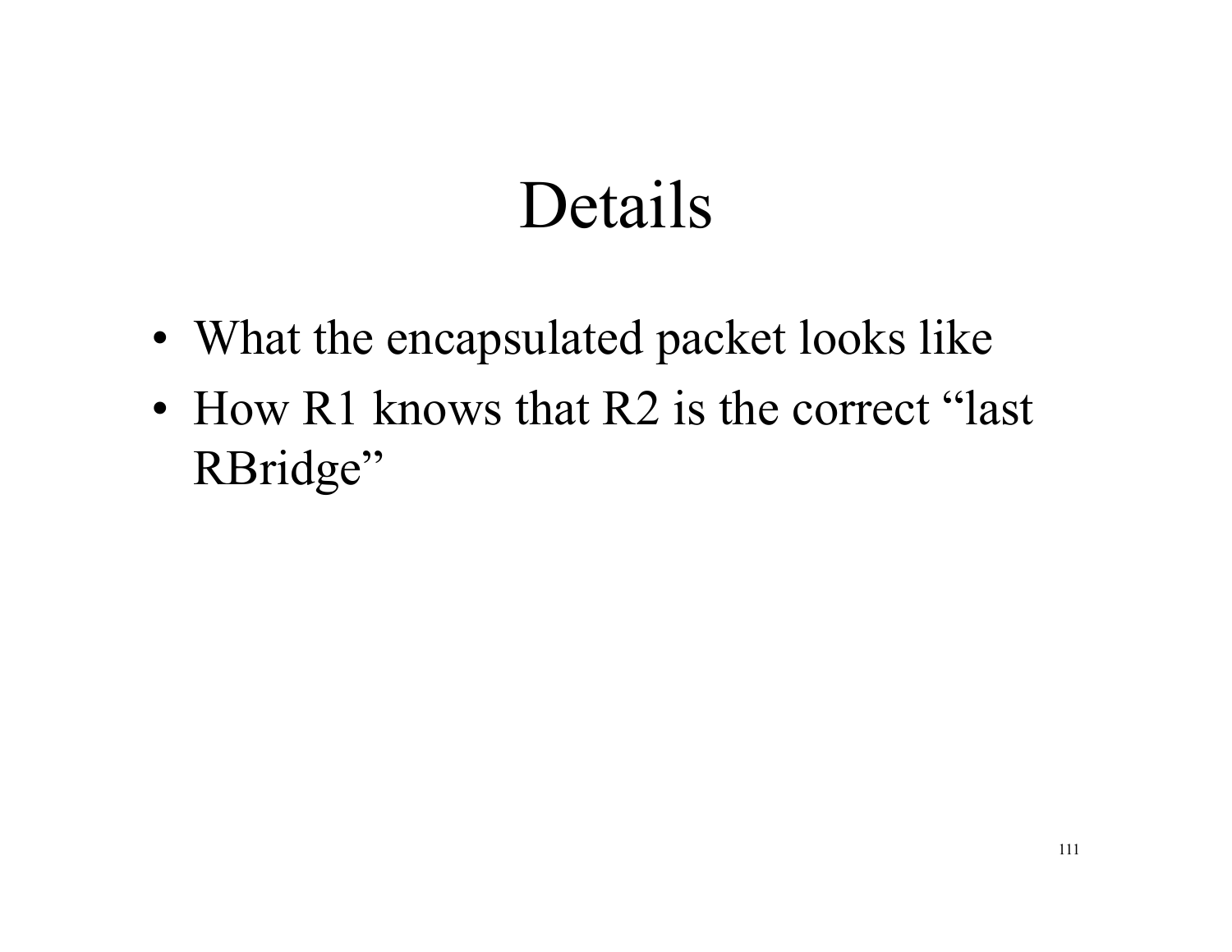# Details

- What the encapsulated packet looks like
- How R1 knows that R2 is the correct "last RBridge"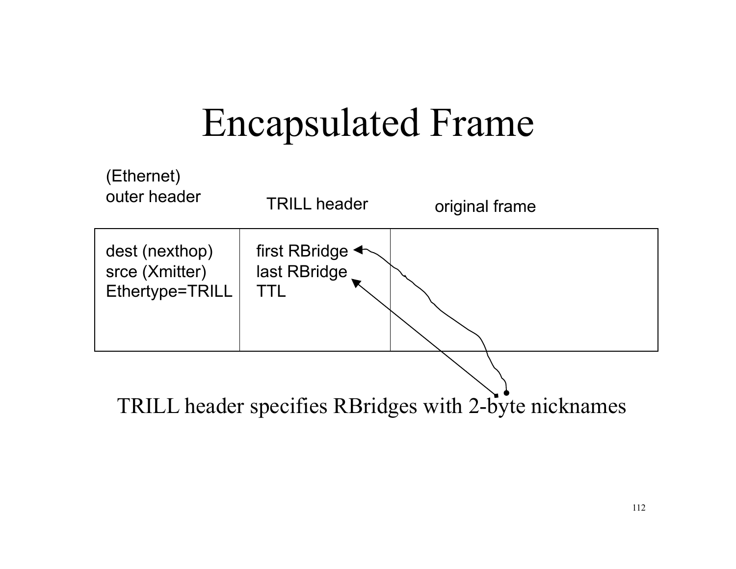# Encapsulated Frame

| (Ethernet) outer header | TRILL header | original frame |
| --- | --- | --- |
| dest (nexthop)<br>srce (Xmitter)<br>Ethertype=TRILL | first RBridge<br>last RBridge<br>TTL | |

TRILL header specifies RBridges with 2-byte nicknames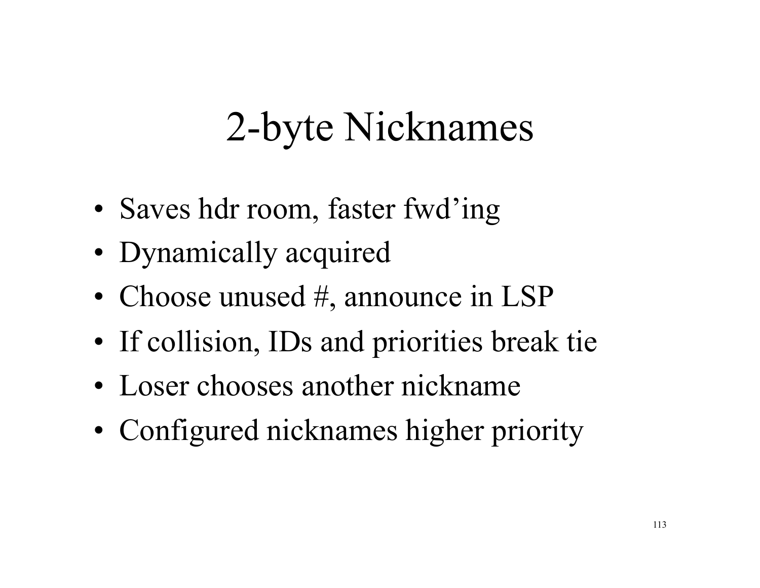# 2-byte Nicknames

- Saves hdr room, faster fwd'ing
- Dynamically acquired
- Choose unused #, announce in LSP
- If collision, IDs and priorities break tie
- Loser chooses another nickname
- Configured nicknames higher priority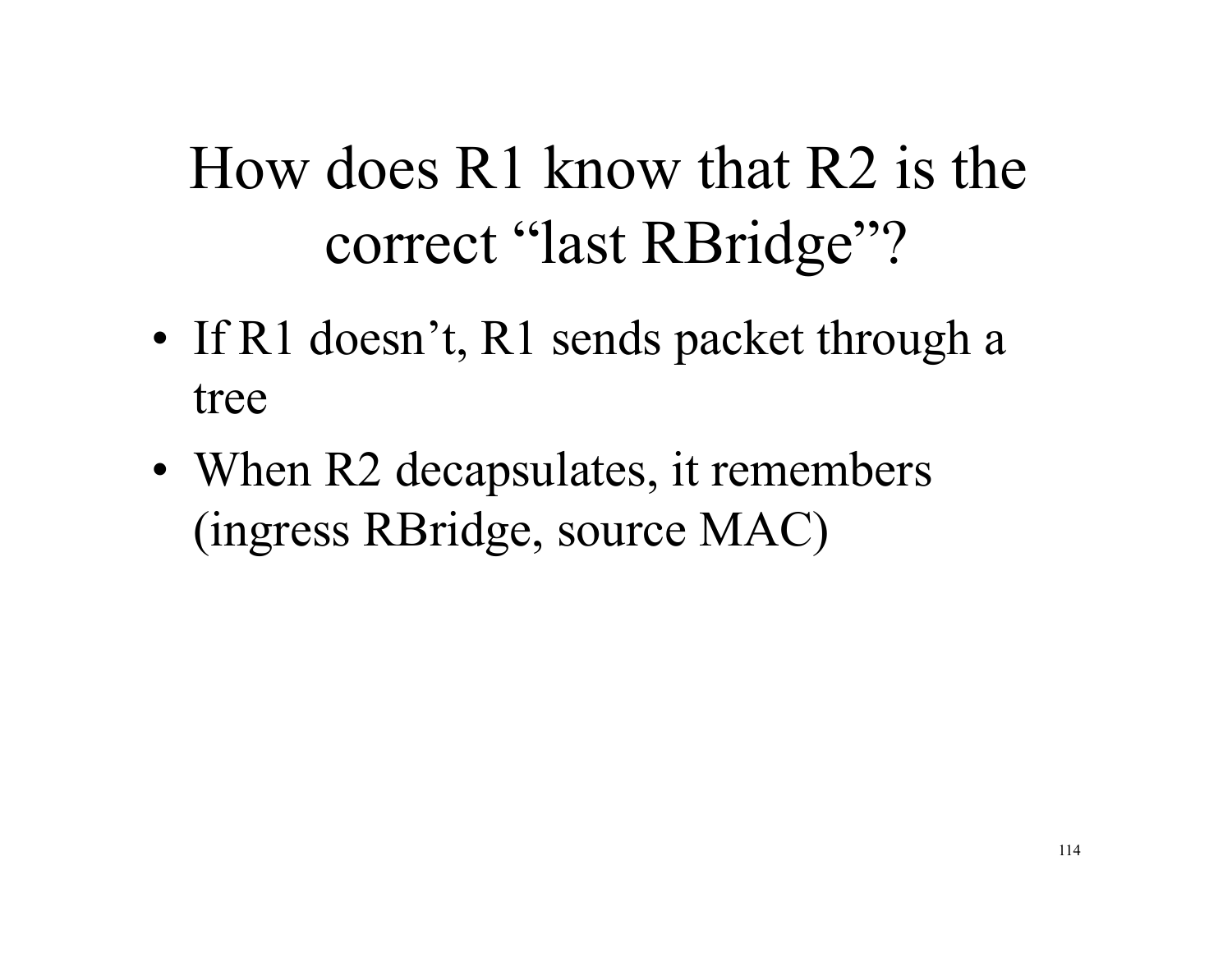# How does R1 know that R2 is the correct "last RBridge"?

- If R1 doesn't, R1 sends packet through a tree
- When R2 decapsulates, it remembers (ingress RBridge, source MAC)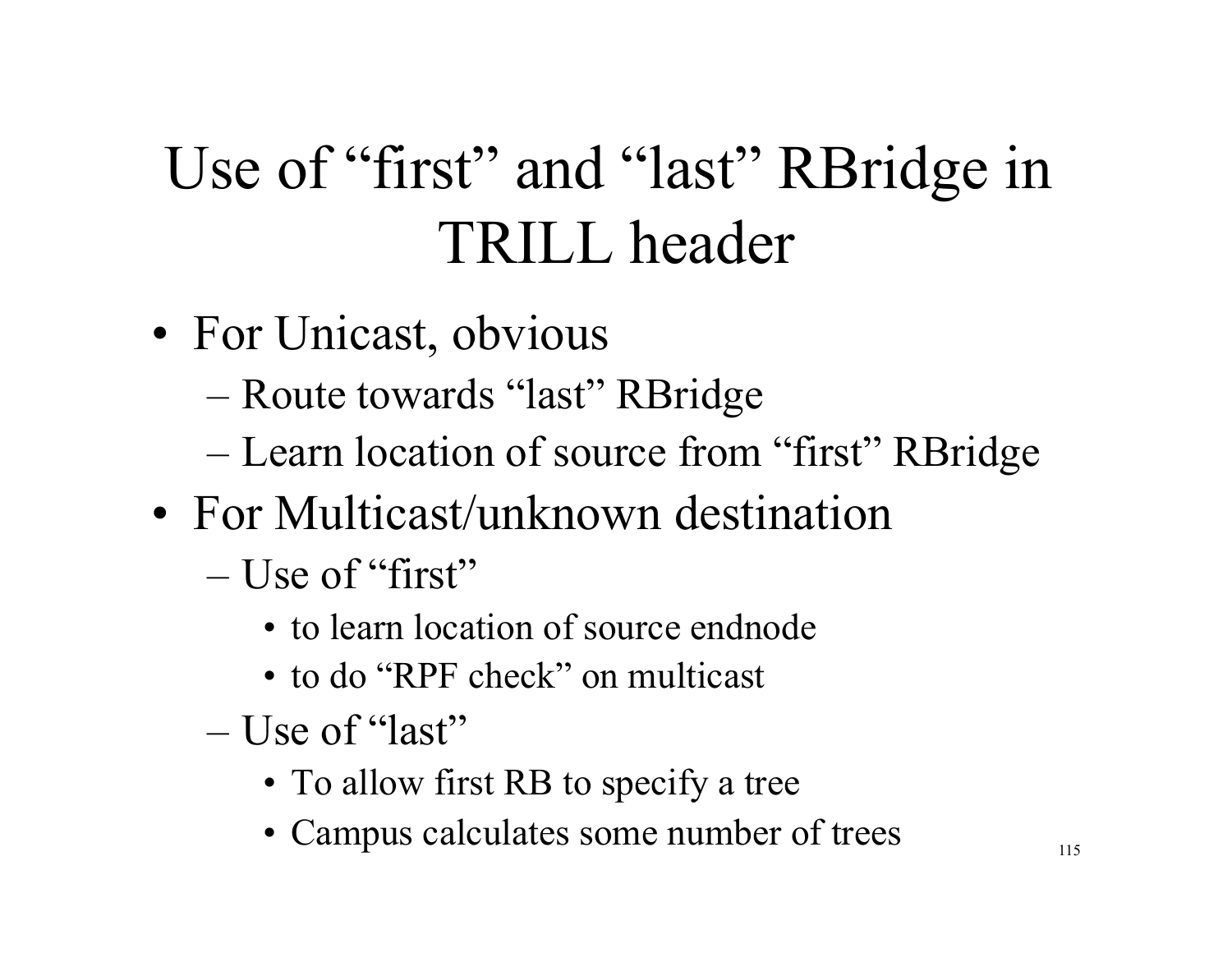# Use of “first” and “last” RBridge in TRILL header

- For Unicast, obvious
  - Route towards “last” RBridge
  - Learn location of source from “first” RBridge
- For Multicast/unknown destination
  - Use of “first”
    - to learn location of source endnode
    - to do “RPF check” on multicast
  - Use of “last”
    - To allow first RB to specify a tree
    - Campus calculates some number of trees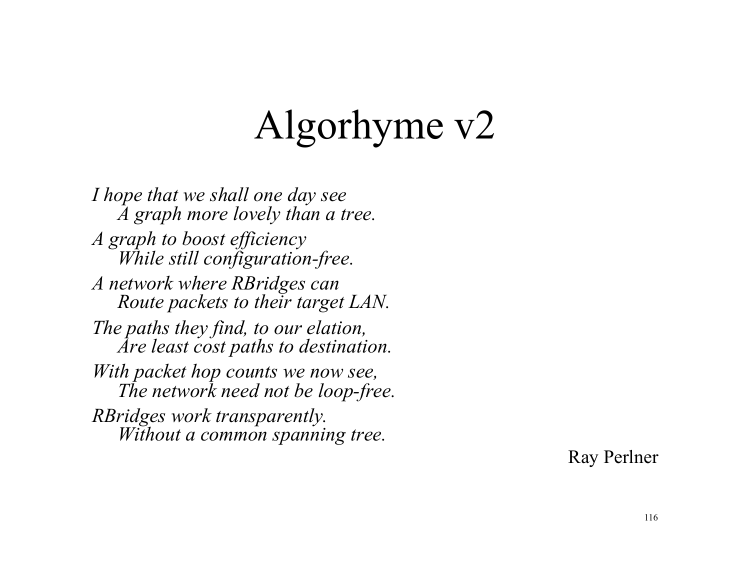# Algorhyme v2

*I hope that we shall one day see*
*A graph more lovely than a tree.*

*A graph to boost efficiency*
*While still configuration-free.*

*A network where RBridges can*
*Route packets to their target LAN.*

*The paths they find, to our elation,*
*Are least cost paths to destination.*

*With packet hop counts we now see,*
*The network need not be loop-free.*

*RBridges work transparently.*
*Without a common spanning tree.*

Ray Perlner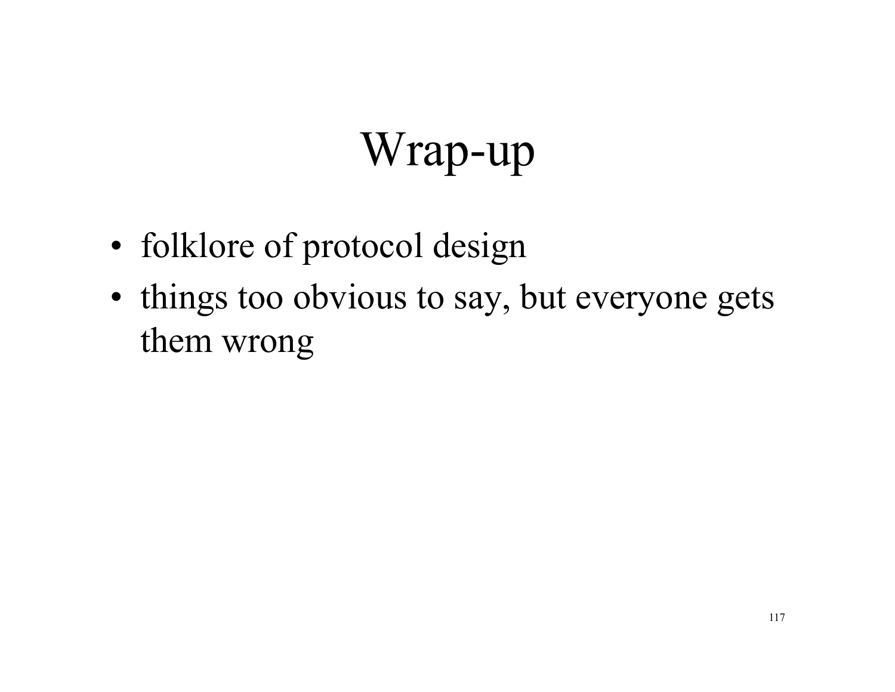# Wrap-up

- folklore of protocol design
- things too obvious to say, but everyone gets them wrong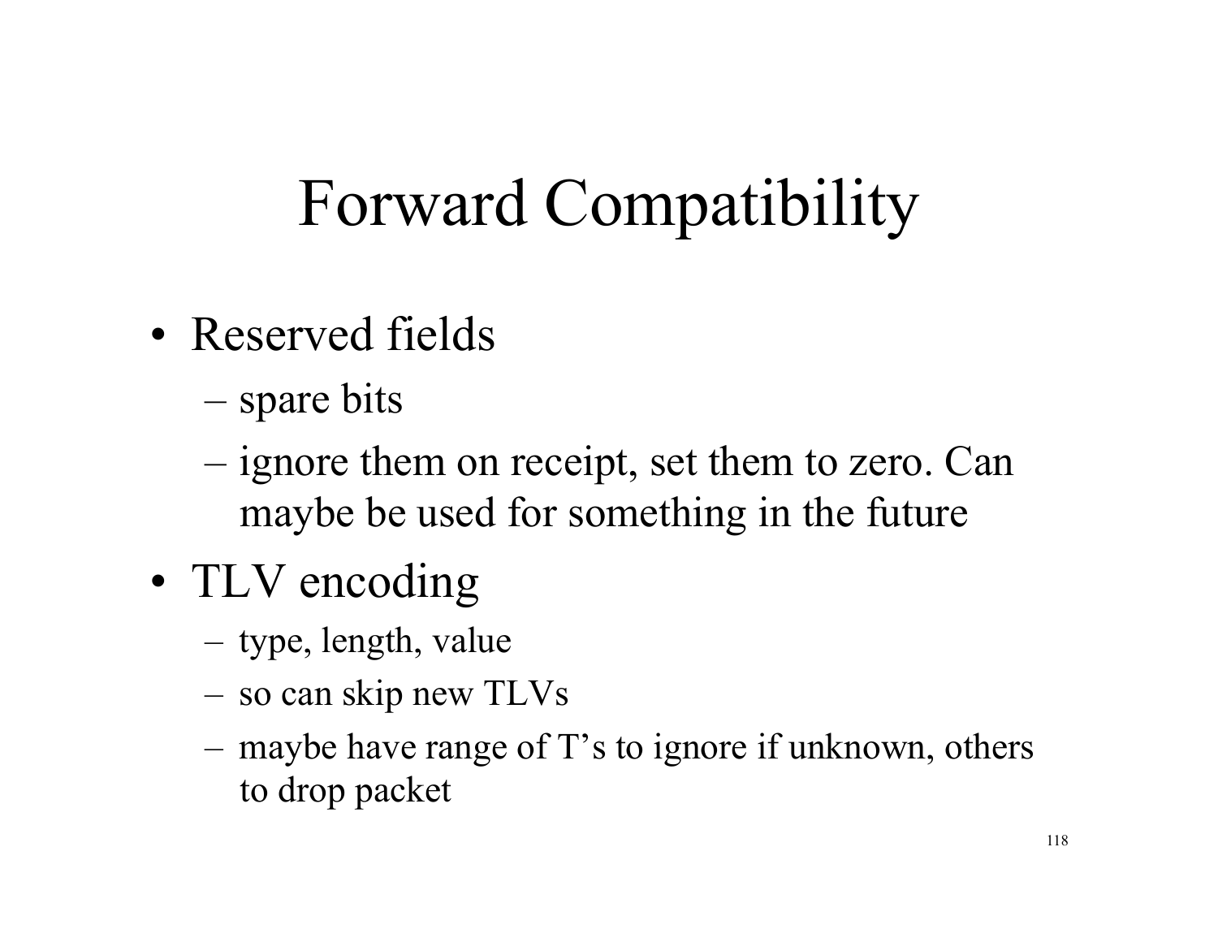# Forward Compatibility

- Reserved fields
  - spare bits
  - ignore them on receipt, set them to zero. Can maybe be used for something in the future
- TLV encoding
  - type, length, value
  - so can skip new TLVs
  - maybe have range of T's to ignore if unknown, others to drop packet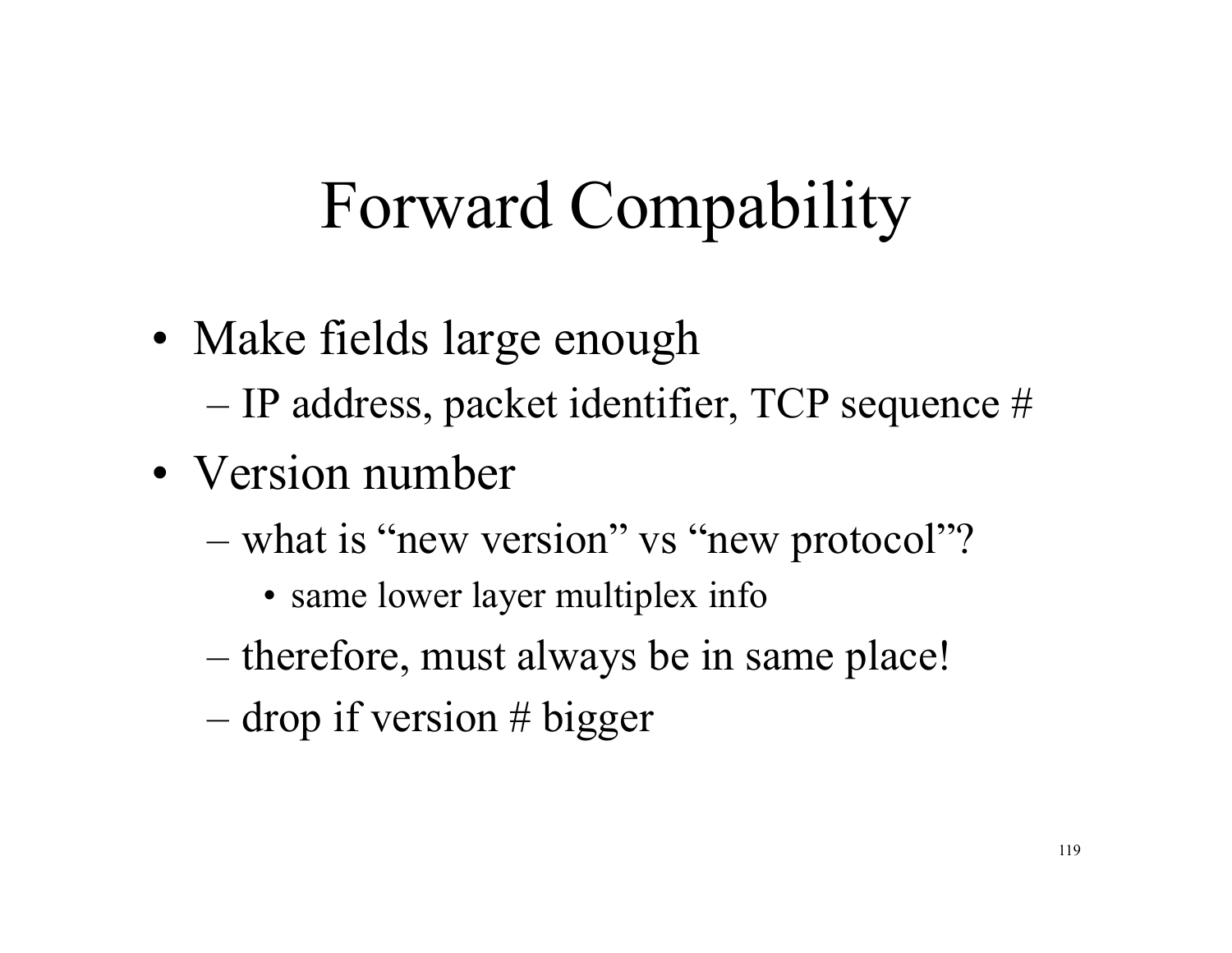# Forward Compability

- Make fields large enough
  - IP address, packet identifier, TCP sequence #
- Version number
  - what is “new version” vs “new protocol”?
    - same lower layer multiplex info
  - therefore, must always be in same place!
  - drop if version # bigger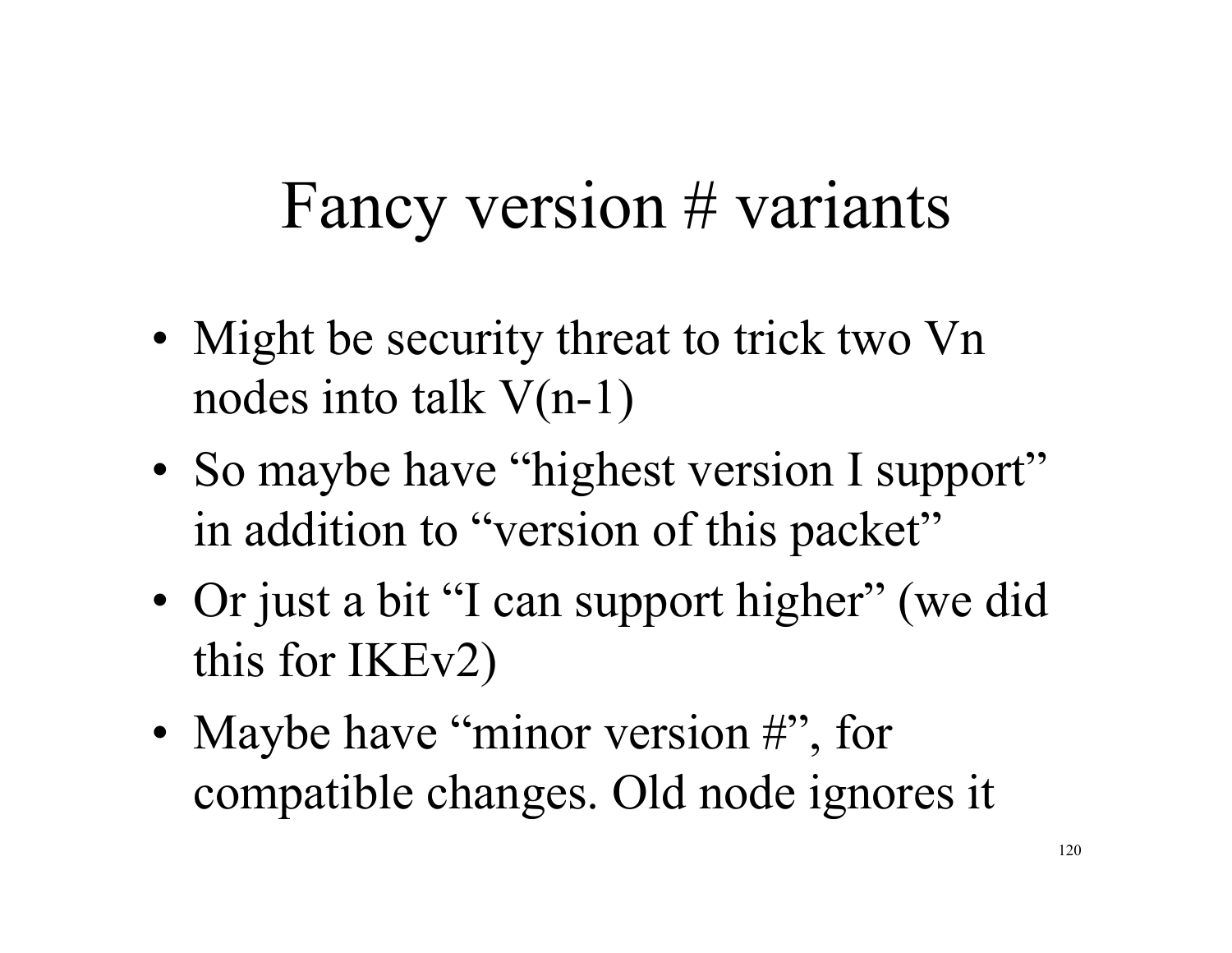# Fancy version # variants

- Might be security threat to trick two Vn nodes into talk V(n-1)
- So maybe have “highest version I support” in addition to “version of this packet”
- Or just a bit “I can support higher” (we did this for IKEv2)
- Maybe have “minor version #”, for compatible changes. Old node ignores it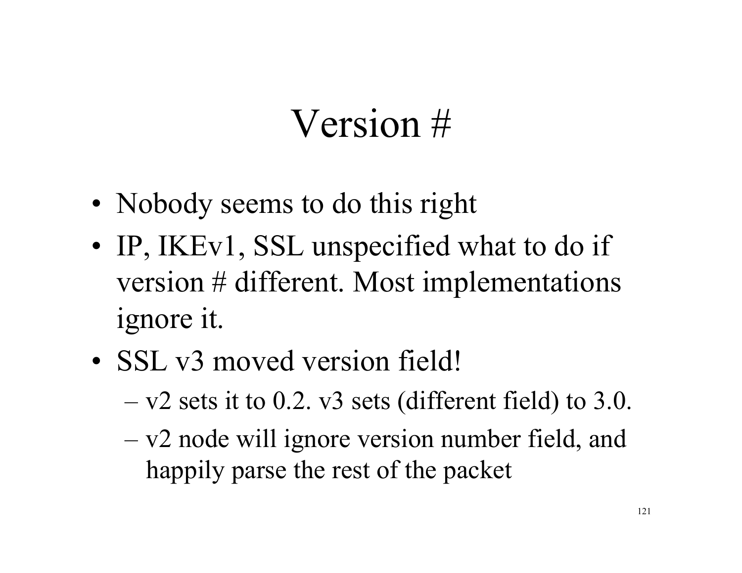# Version #

- Nobody seems to do this right
- IP, IKEv1, SSL unspecified what to do if version # different. Most implementations ignore it.
- SSL v3 moved version field!
  - v2 sets it to 0.2. v3 sets (different field) to 3.0.
  - v2 node will ignore version number field, and happily parse the rest of the packet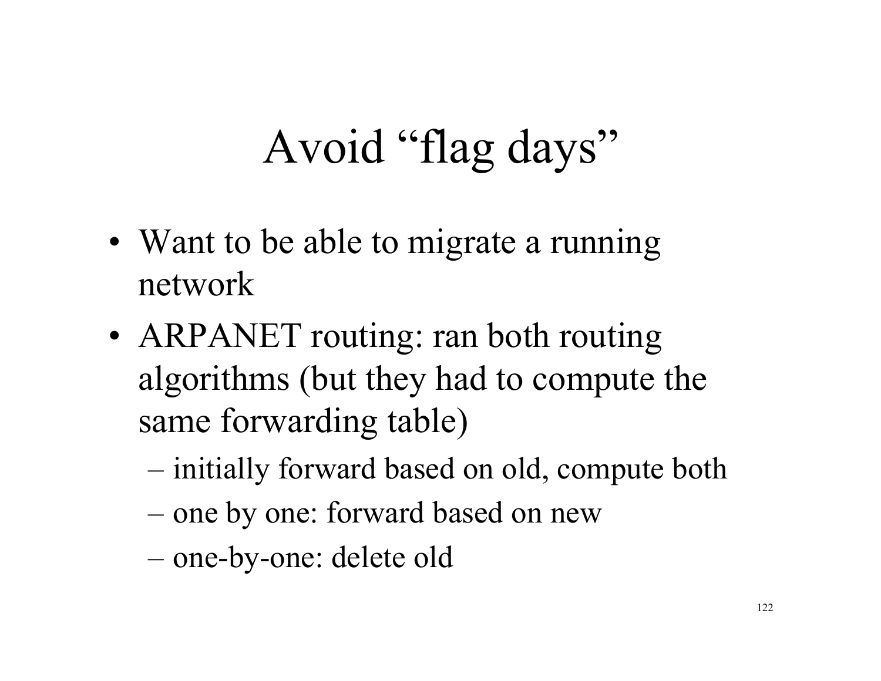# Avoid "flag days"

- Want to be able to migrate a running network
- ARPANET routing: ran both routing algorithms (but they had to compute the same forwarding table)
  - initially forward based on old, compute both
  - one by one: forward based on new
  - one-by-one: delete old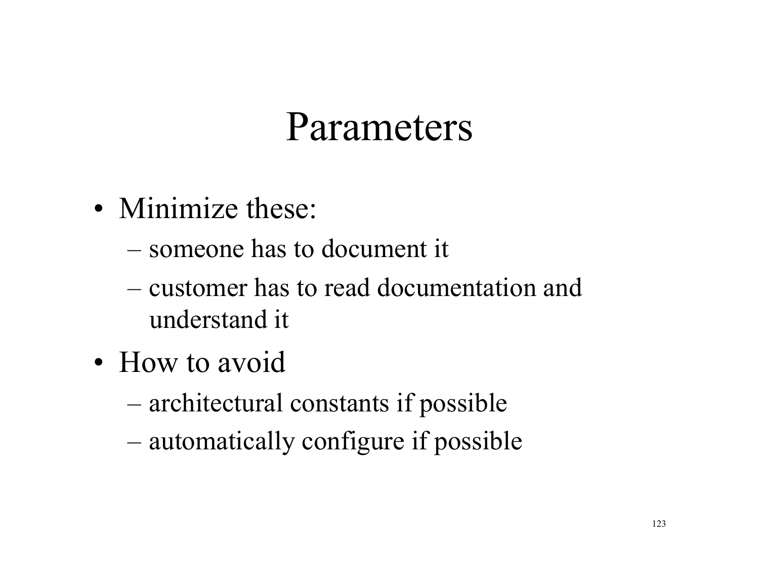# Parameters

- Minimize these:
  - someone has to document it
  - customer has to read documentation and understand it
- How to avoid
  - architectural constants if possible
  - automatically configure if possible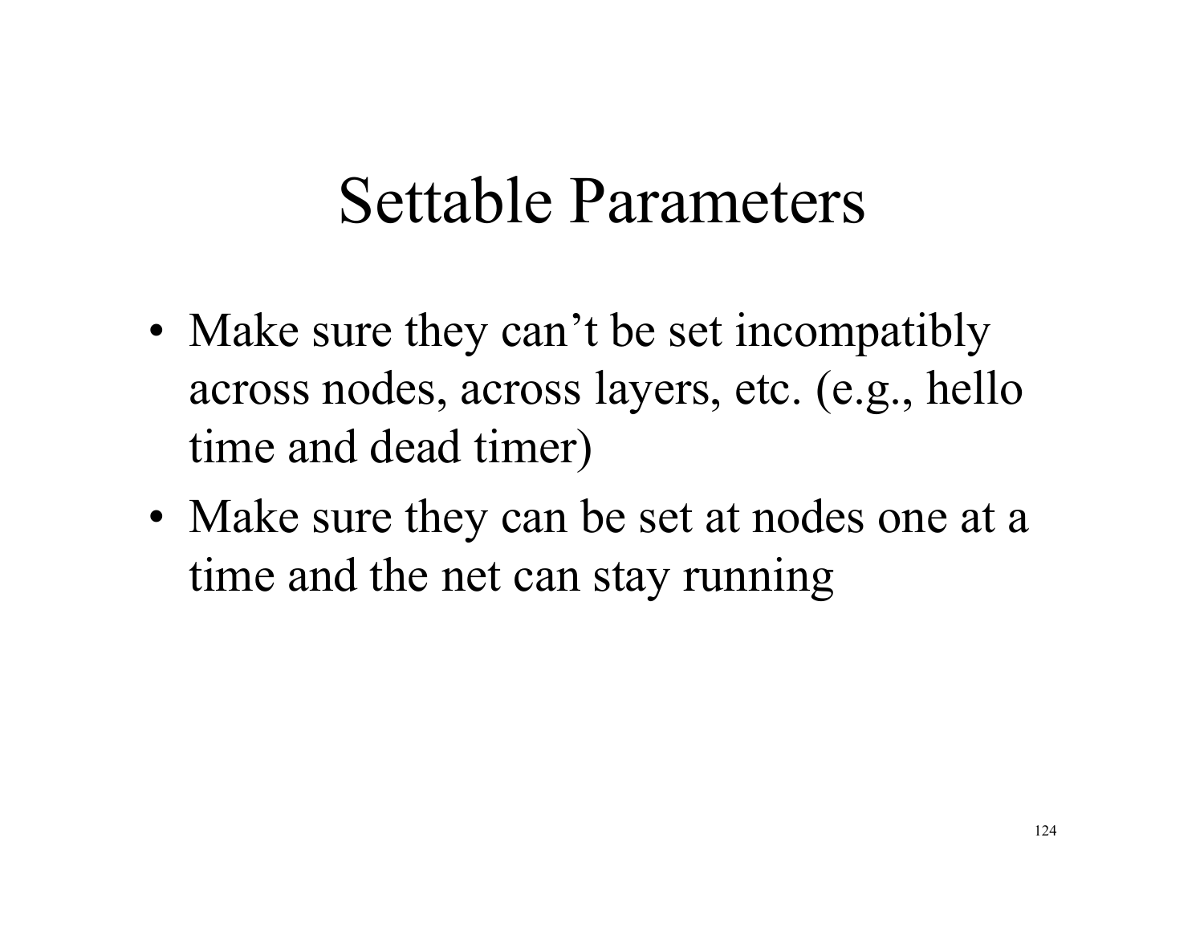# Settable Parameters

- Make sure they can't be set incompatibly across nodes, across layers, etc. (e.g., hello time and dead timer)
- Make sure they can be set at nodes one at a time and the net can stay running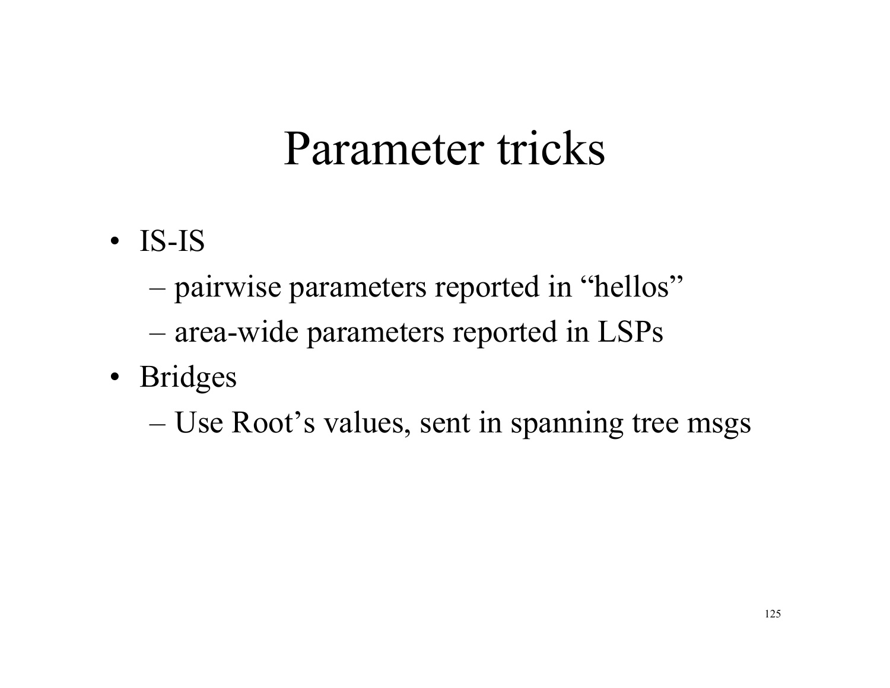# Parameter tricks

- IS-IS
  - pairwise parameters reported in "hellos"
  - area-wide parameters reported in LSPs
- Bridges
  - Use Root's values, sent in spanning tree msgs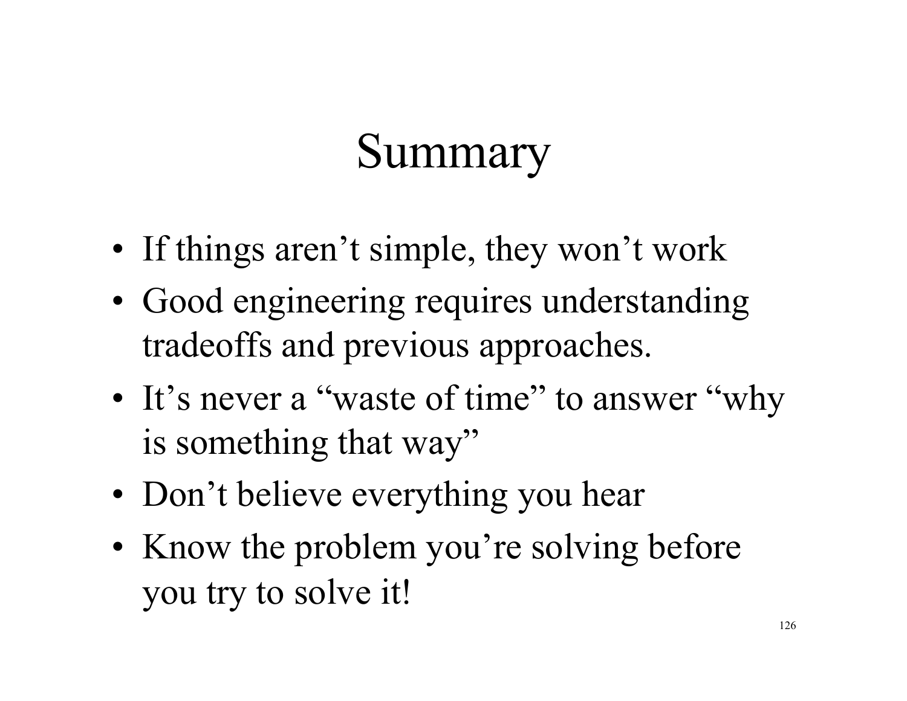# Summary

- If things aren't simple, they won't work
- Good engineering requires understanding tradeoffs and previous approaches.
- It's never a "waste of time" to answer "why is something that way"
- Don't believe everything you hear
- Know the problem you're solving before you try to solve it!